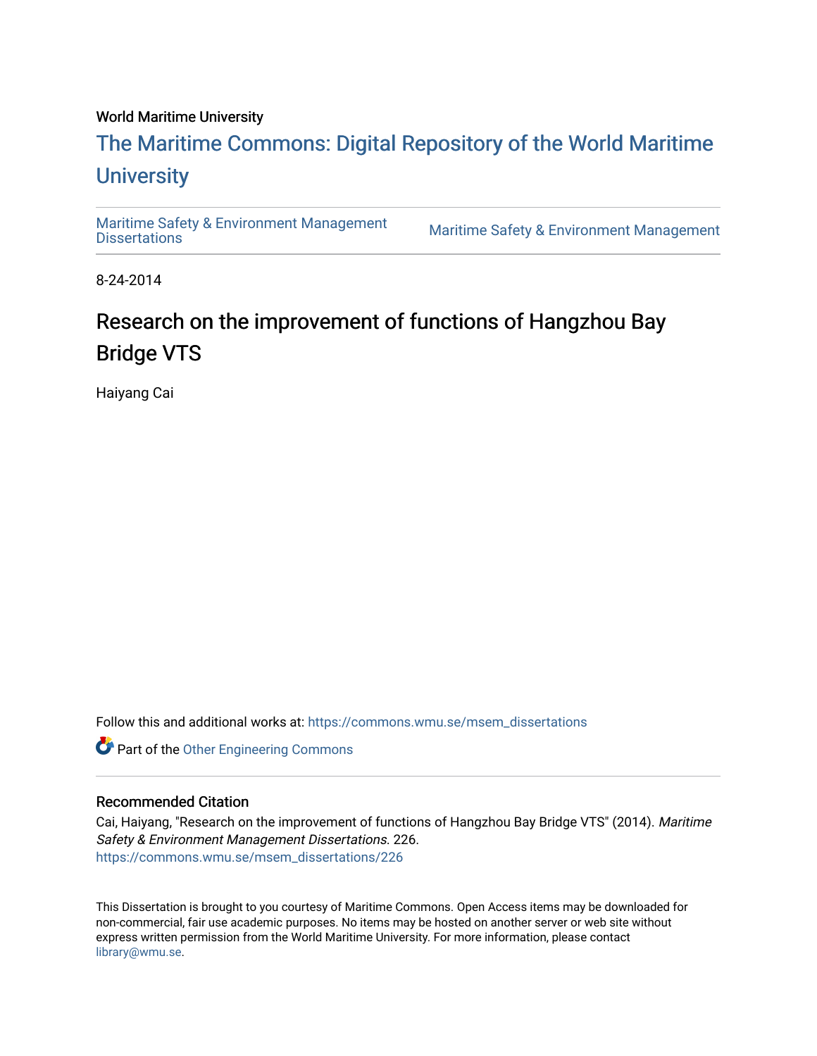World Maritime University

# The Maritime Commons: Digital Repository of the World Maritime University

Maritime Safety & Environment Management Dissertations

Maritime Safety & Environment Management

8-24-2014

# Research on the improvement of functions of Hangzhou Bay Bridge VTS

Haiyang Cai

Follow this and additional works at: https://commons.wmu.se/msem_dissertations

Part of the Other Engineering Commons

## Recommended Citation

Cai, Haiyang, "Research on the improvement of functions of Hangzhou Bay Bridge VTS" (2014). *Maritime Safety & Environment Management Dissertations*. 226.
https://commons.wmu.se/msem_dissertations/226

This Dissertation is brought to you courtesy of Maritime Commons. Open Access items may be downloaded for non-commercial, fair use academic purposes. No items may be hosted on another server or web site without express written permission from the World Maritime University. For more information, please contact library@wmu.se.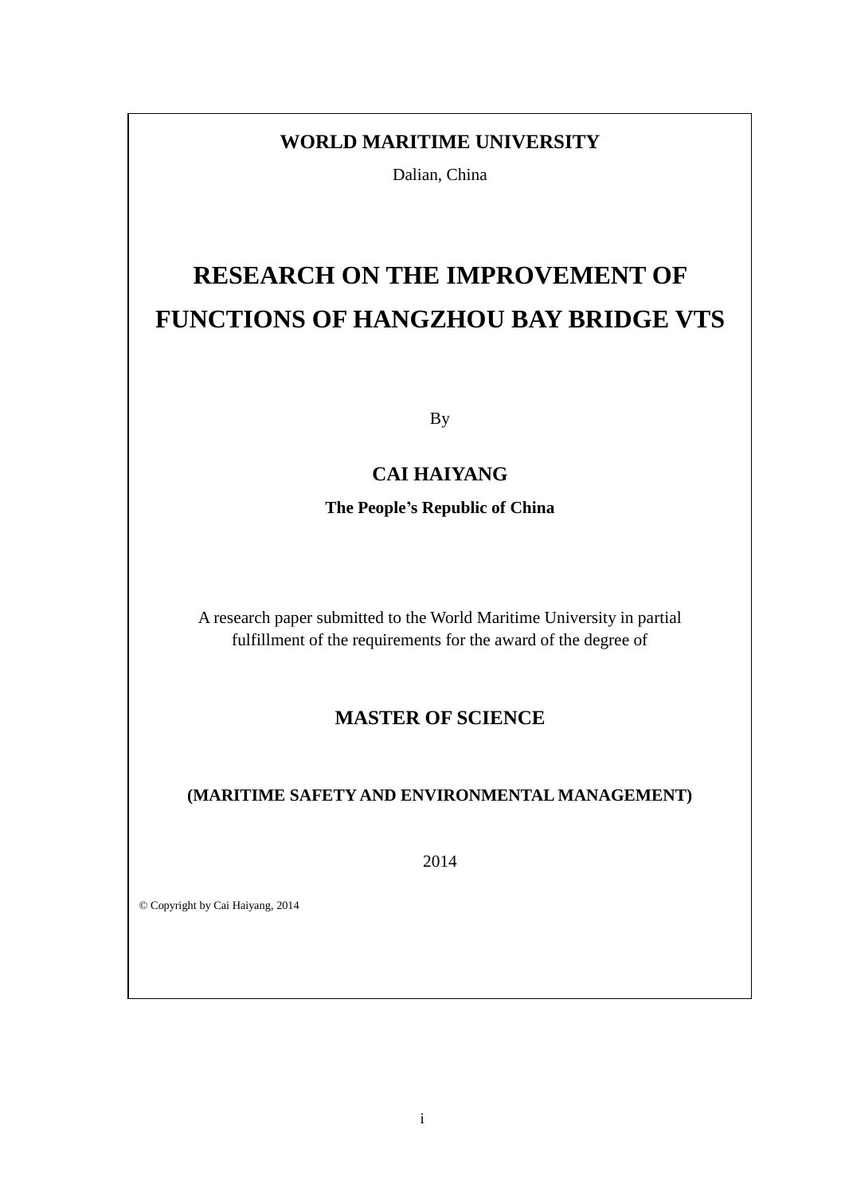**WORLD MARITIME UNIVERSITY**

Dalian, China

# RESEARCH ON THE IMPROVEMENT OF FUNCTIONS OF HANGZHOU BAY BRIDGE VTS

By

**CAI HAIYANG**

**The People's Republic of China**

A research paper submitted to the World Maritime University in partial fulfillment of the requirements for the award of the degree of

**MASTER OF SCIENCE**

**(MARITIME SAFETY AND ENVIRONMENTAL MANAGEMENT)**

2014

© Copyright by Cai Haiyang, 2014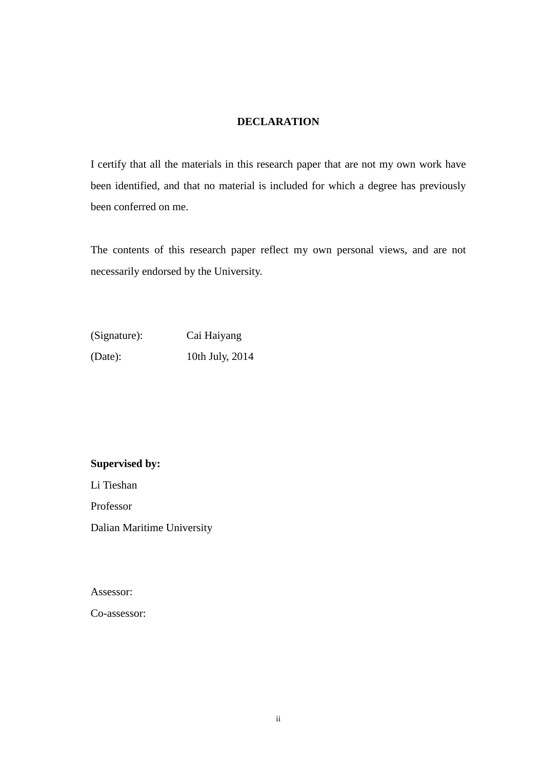# DECLARATION

I certify that all the materials in this research paper that are not my own work have been identified, and that no material is included for which a degree has previously been conferred on me.

The contents of this research paper reflect my own personal views, and are not necessarily endorsed by the University.

(Signature): Cai Haiyang

(Date): 10th July, 2014

**Supervised by:**

Li Tieshan

Professor

Dalian Maritime University

Assessor:

Co-assessor: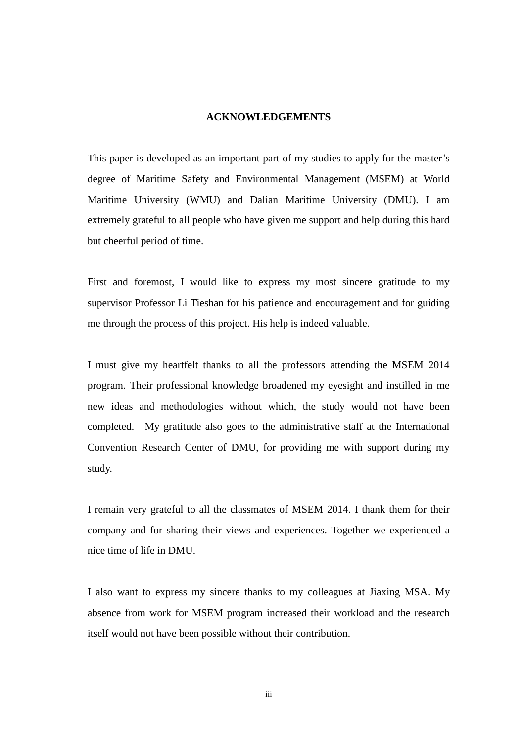# ACKNOWLEDGEMENTS

This paper is developed as an important part of my studies to apply for the master's degree of Maritime Safety and Environmental Management (MSEM) at World Maritime University (WMU) and Dalian Maritime University (DMU). I am extremely grateful to all people who have given me support and help during this hard but cheerful period of time.

First and foremost, I would like to express my most sincere gratitude to my supervisor Professor Li Tieshan for his patience and encouragement and for guiding me through the process of this project. His help is indeed valuable.

I must give my heartfelt thanks to all the professors attending the MSEM 2014 program. Their professional knowledge broadened my eyesight and instilled in me new ideas and methodologies without which, the study would not have been completed. My gratitude also goes to the administrative staff at the International Convention Research Center of DMU, for providing me with support during my study.

I remain very grateful to all the classmates of MSEM 2014. I thank them for their company and for sharing their views and experiences. Together we experienced a nice time of life in DMU.

I also want to express my sincere thanks to my colleagues at Jiaxing MSA. My absence from work for MSEM program increased their workload and the research itself would not have been possible without their contribution.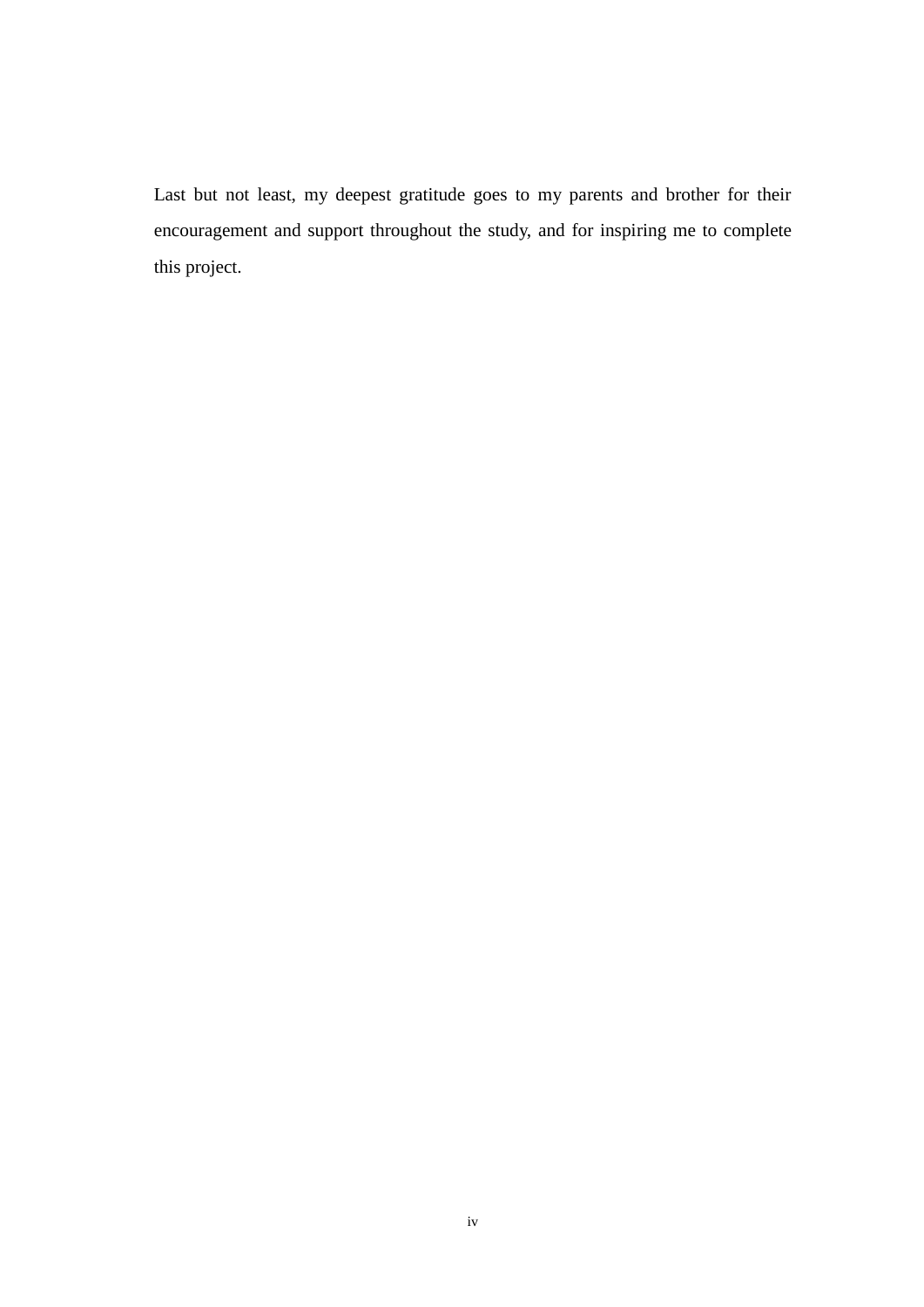Last but not least, my deepest gratitude goes to my parents and brother for their encouragement and support throughout the study, and for inspiring me to complete this project.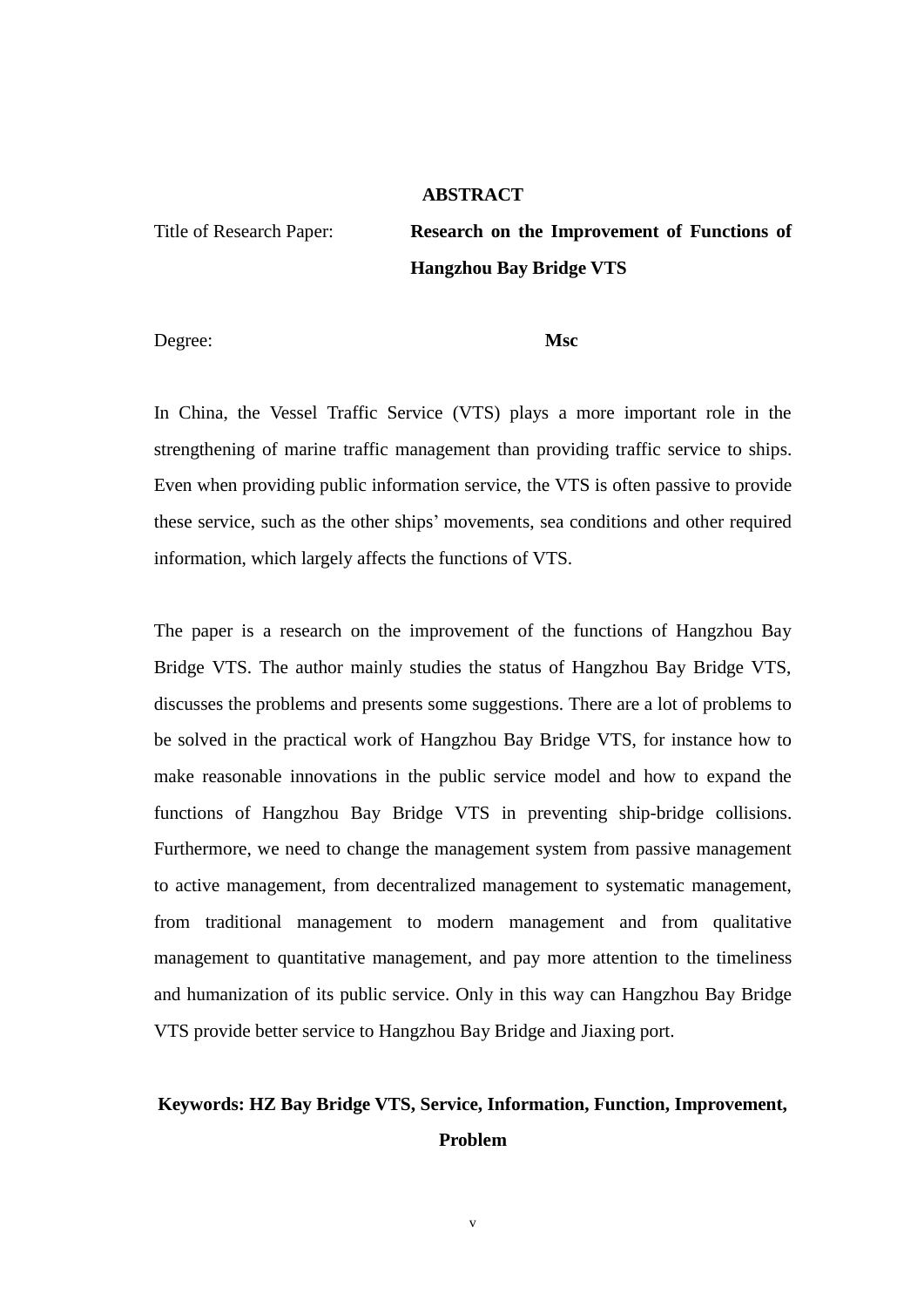# ABSTRACT

Title of Research Paper: **Research on the Improvement of Functions of Hangzhou Bay Bridge VTS**

Degree: **Msc**

In China, the Vessel Traffic Service (VTS) plays a more important role in the strengthening of marine traffic management than providing traffic service to ships. Even when providing public information service, the VTS is often passive to provide these service, such as the other ships' movements, sea conditions and other required information, which largely affects the functions of VTS.

The paper is a research on the improvement of the functions of Hangzhou Bay Bridge VTS. The author mainly studies the status of Hangzhou Bay Bridge VTS, discusses the problems and presents some suggestions. There are a lot of problems to be solved in the practical work of Hangzhou Bay Bridge VTS, for instance how to make reasonable innovations in the public service model and how to expand the functions of Hangzhou Bay Bridge VTS in preventing ship-bridge collisions. Furthermore, we need to change the management system from passive management to active management, from decentralized management to systematic management, from traditional management to modern management and from qualitative management to quantitative management, and pay more attention to the timeliness and humanization of its public service. Only in this way can Hangzhou Bay Bridge VTS provide better service to Hangzhou Bay Bridge and Jiaxing port.

**Keywords: HZ Bay Bridge VTS, Service, Information, Function, Improvement, Problem**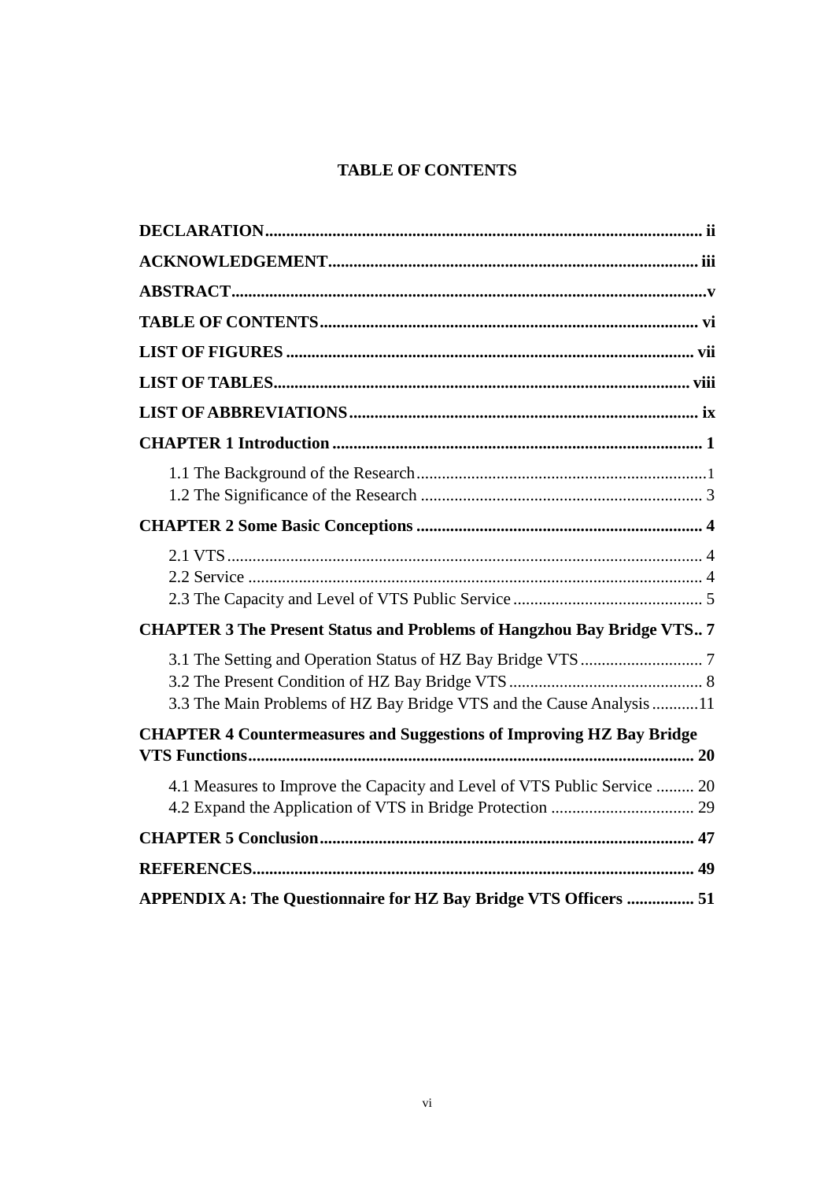# TABLE OF CONTENTS

**DECLARATION** ........................................................................................................ **ii**

**ACKNOWLEDGEMENT** ........................................................................................ **iii**

**ABSTRACT** .................................................................................................................. **v**

**TABLE OF CONTENTS** .......................................................................................... **vi**

**LIST OF FIGURES** .................................................................................................. **vii**

**LIST OF TABLES** .................................................................................................... **viii**

**LIST OF ABBREVIATIONS** .................................................................................... **ix**

**CHAPTER 1 Introduction** ........................................................................................ **1**

- 1.1 The Background of the Research ...................................................................... 1
- 1.2 The Significance of the Research ..................................................................... 3

**CHAPTER 2 Some Basic Conceptions** .................................................................... **4**

- 2.1 VTS .................................................................................................................. 4
- 2.2 Service ............................................................................................................. 4
- 2.3 The Capacity and Level of VTS Public Service ............................................... 5

**CHAPTER 3 The Present Status and Problems of Hangzhou Bay Bridge VTS** .. **7**

- 3.1 The Setting and Operation Status of HZ Bay Bridge VTS ................................ 7
- 3.2 The Present Condition of HZ Bay Bridge VTS ................................................ 8
- 3.3 The Main Problems of HZ Bay Bridge VTS and the Cause Analysis ............ 11

**CHAPTER 4 Countermeasures and Suggestions of Improving HZ Bay Bridge VTS Functions** .......................................................................................................... **20**

- 4.1 Measures to Improve the Capacity and Level of VTS Public Service ............ 20
- 4.2 Expand the Application of VTS in Bridge Protection .................................... 29

**CHAPTER 5 Conclusion** ......................................................................................... **47**

**REFERENCES** .......................................................................................................... **49**

**APPENDIX A: The Questionnaire for HZ Bay Bridge VTS Officers** ................ **51**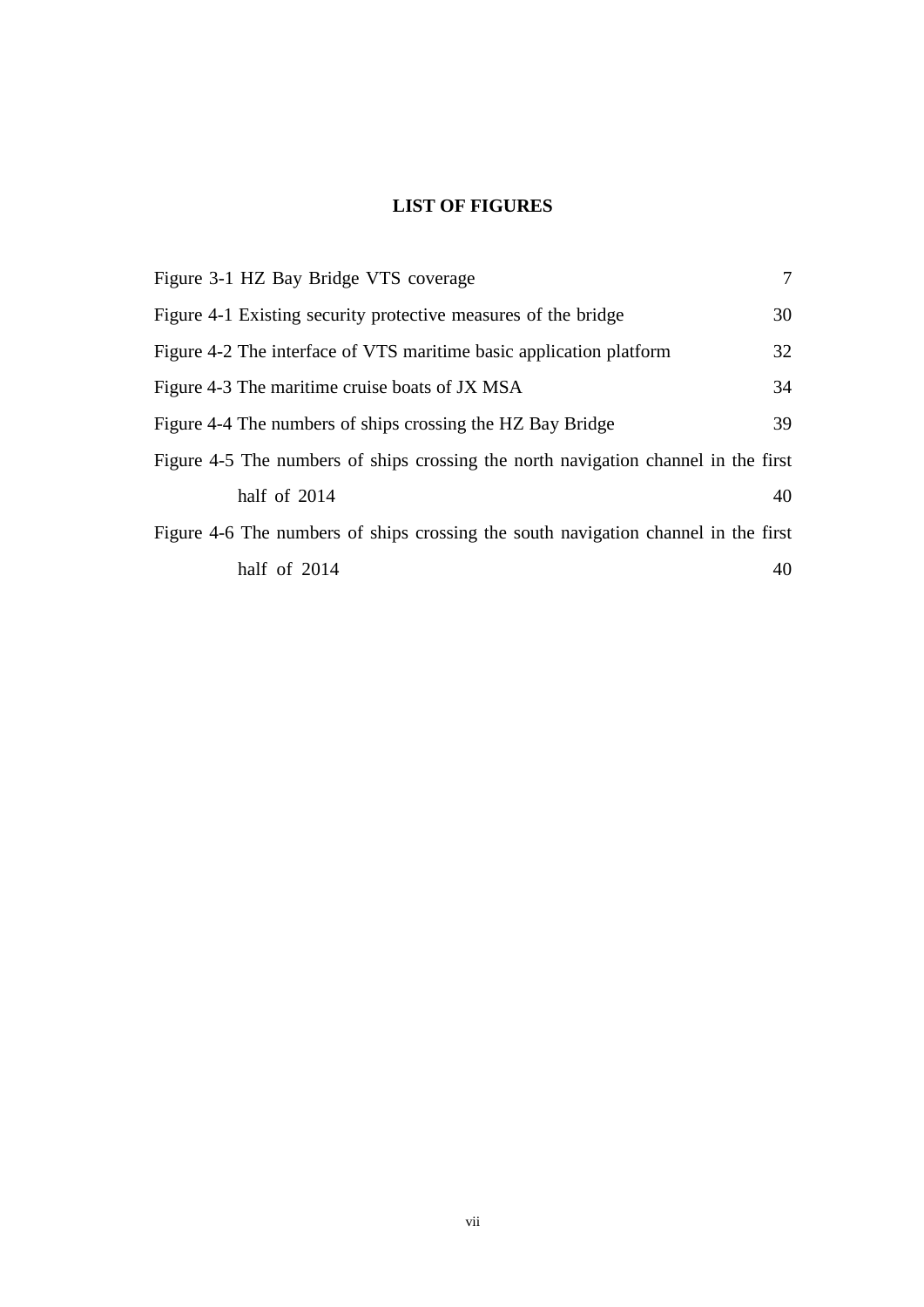# LIST OF FIGURES

| | |
|---|---|
| Figure 3-1 HZ Bay Bridge VTS coverage | 7 |
| Figure 4-1 Existing security protective measures of the bridge | 30 |
| Figure 4-2 The interface of VTS maritime basic application platform | 32 |
| Figure 4-3 The maritime cruise boats of JX MSA | 34 |
| Figure 4-4 The numbers of ships crossing the HZ Bay Bridge | 39 |
| Figure 4-5 The numbers of ships crossing the north navigation channel in the first half of 2014 | 40 |
| Figure 4-6 The numbers of ships crossing the south navigation channel in the first half of 2014 | 40 |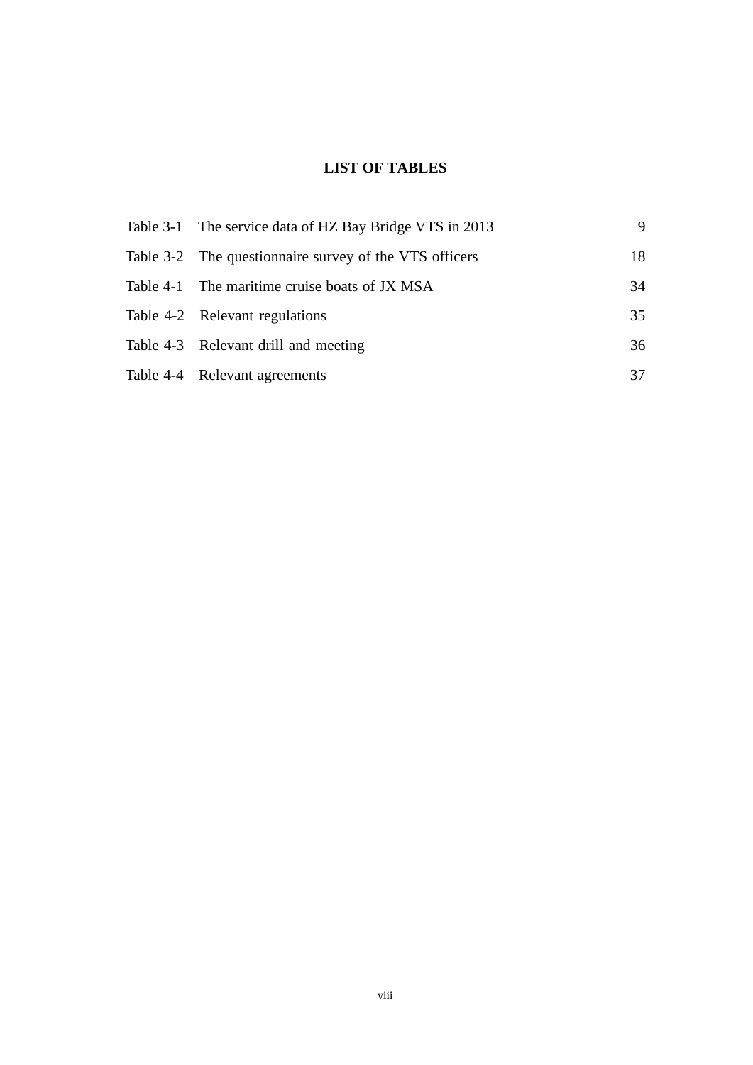# LIST OF TABLES

| | | |
|---|---|---|
| Table 3-1 | The service data of HZ Bay Bridge VTS in 2013 | 9 |
| Table 3-2 | The questionnaire survey of the VTS officers | 18 |
| Table 4-1 | The maritime cruise boats of JX MSA | 34 |
| Table 4-2 | Relevant regulations | 35 |
| Table 4-3 | Relevant drill and meeting | 36 |
| Table 4-4 | Relevant agreements | 37 |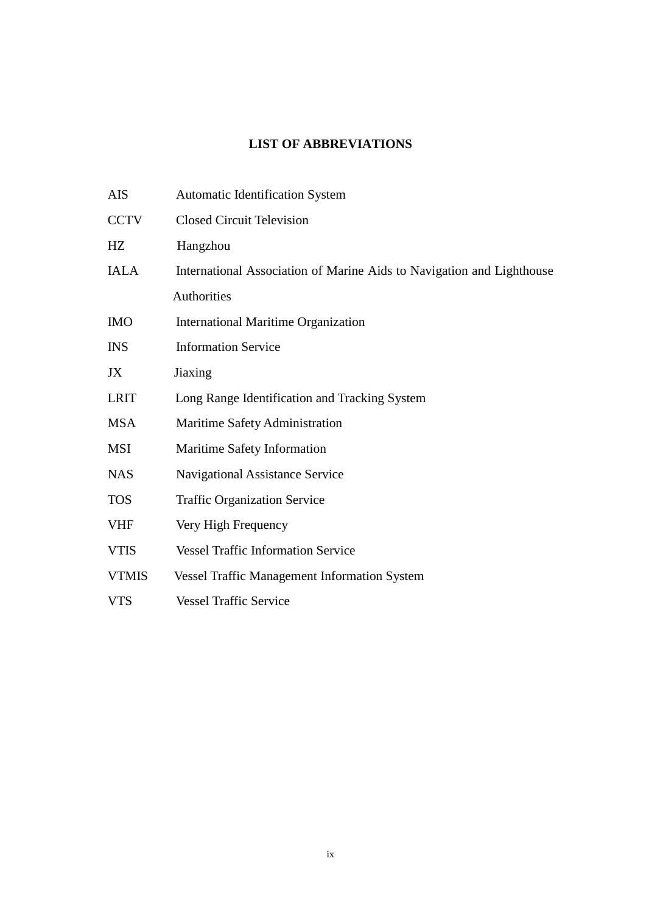# LIST OF ABBREVIATIONS

| | |
|---|---|
| AIS | Automatic Identification System |
| CCTV | Closed Circuit Television |
| HZ | Hangzhou |
| IALA | International Association of Marine Aids to Navigation and Lighthouse Authorities |
| IMO | International Maritime Organization |
| INS | Information Service |
| JX | Jiaxing |
| LRIT | Long Range Identification and Tracking System |
| MSA | Maritime Safety Administration |
| MSI | Maritime Safety Information |
| NAS | Navigational Assistance Service |
| TOS | Traffic Organization Service |
| VHF | Very High Frequency |
| VTIS | Vessel Traffic Information Service |
| VTMIS | Vessel Traffic Management Information System |
| VTS | Vessel Traffic Service |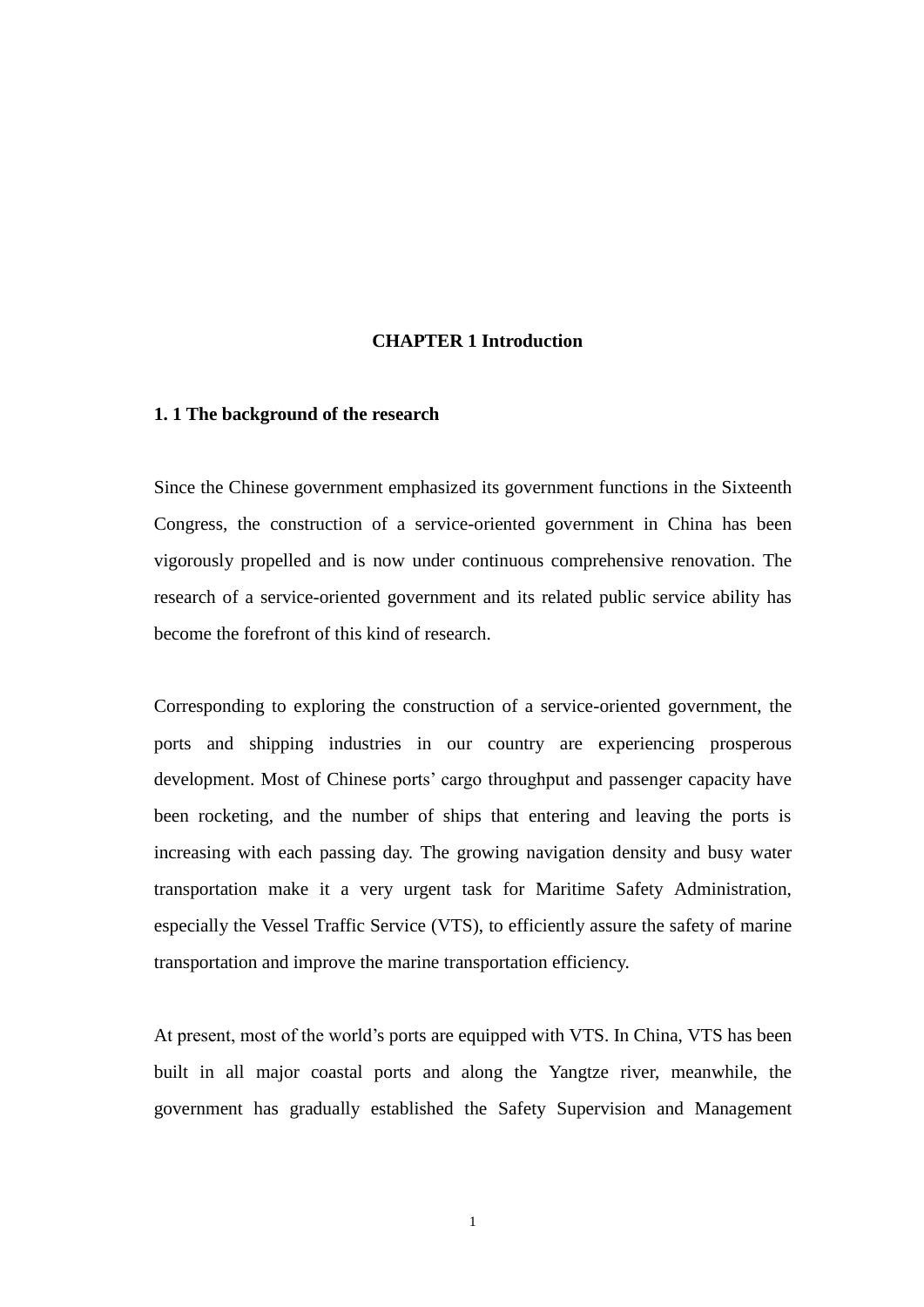# CHAPTER 1 Introduction

## 1. 1 The background of the research

Since the Chinese government emphasized its government functions in the Sixteenth Congress, the construction of a service-oriented government in China has been vigorously propelled and is now under continuous comprehensive renovation. The research of a service-oriented government and its related public service ability has become the forefront of this kind of research.

Corresponding to exploring the construction of a service-oriented government, the ports and shipping industries in our country are experiencing prosperous development. Most of Chinese ports' cargo throughput and passenger capacity have been rocketing, and the number of ships that entering and leaving the ports is increasing with each passing day. The growing navigation density and busy water transportation make it a very urgent task for Maritime Safety Administration, especially the Vessel Traffic Service (VTS), to efficiently assure the safety of marine transportation and improve the marine transportation efficiency.

At present, most of the world's ports are equipped with VTS. In China, VTS has been built in all major coastal ports and along the Yangtze river, meanwhile, the government has gradually established the Safety Supervision and Management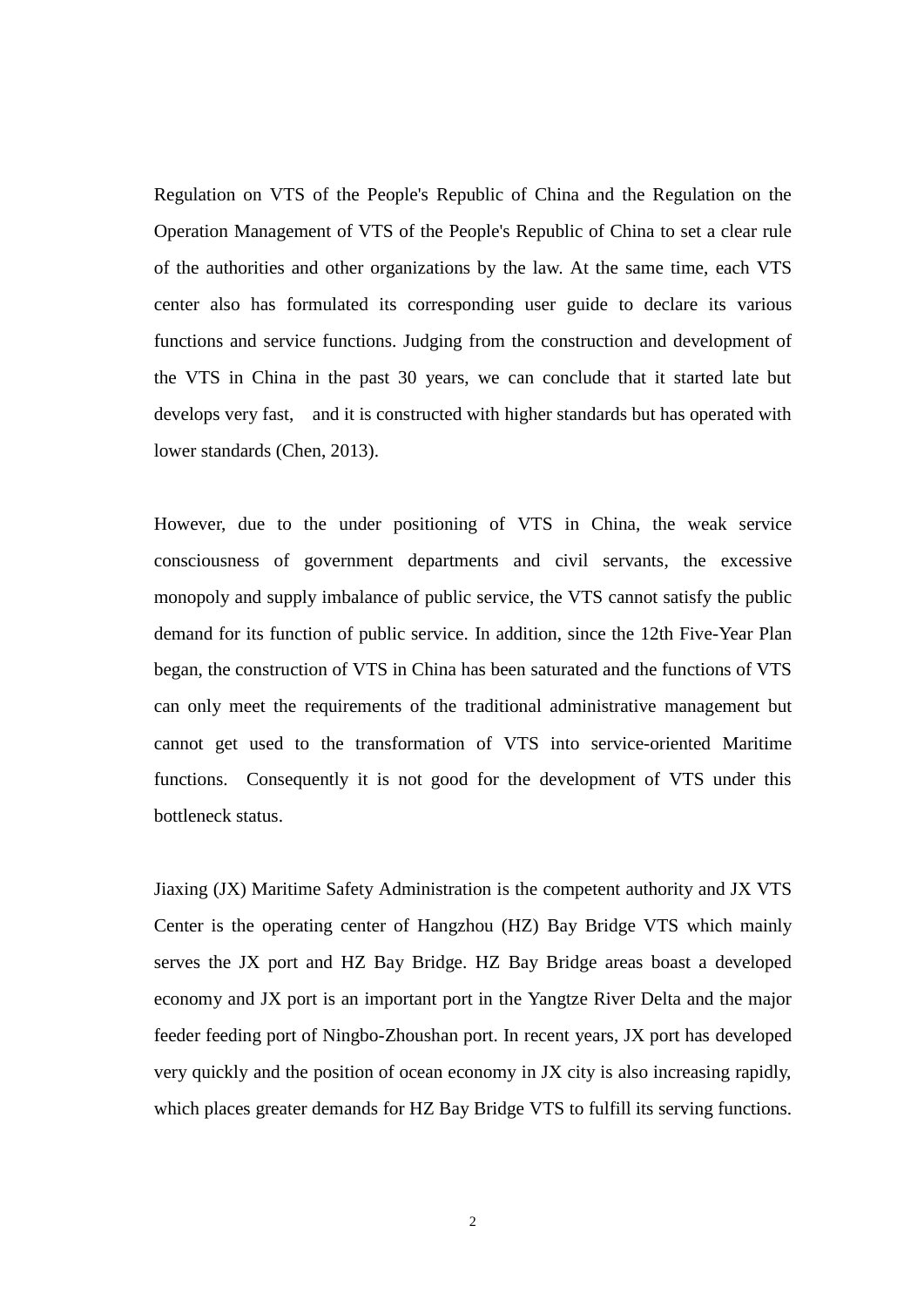Regulation on VTS of the People's Republic of China and the Regulation on the Operation Management of VTS of the People's Republic of China to set a clear rule of the authorities and other organizations by the law. At the same time, each VTS center also has formulated its corresponding user guide to declare its various functions and service functions. Judging from the construction and development of the VTS in China in the past 30 years, we can conclude that it started late but develops very fast, and it is constructed with higher standards but has operated with lower standards (Chen, 2013).

However, due to the under positioning of VTS in China, the weak service consciousness of government departments and civil servants, the excessive monopoly and supply imbalance of public service, the VTS cannot satisfy the public demand for its function of public service. In addition, since the 12th Five-Year Plan began, the construction of VTS in China has been saturated and the functions of VTS can only meet the requirements of the traditional administrative management but cannot get used to the transformation of VTS into service-oriented Maritime functions. Consequently it is not good for the development of VTS under this bottleneck status.

Jiaxing (JX) Maritime Safety Administration is the competent authority and JX VTS Center is the operating center of Hangzhou (HZ) Bay Bridge VTS which mainly serves the JX port and HZ Bay Bridge. HZ Bay Bridge areas boast a developed economy and JX port is an important port in the Yangtze River Delta and the major feeder feeding port of Ningbo-Zhoushan port. In recent years, JX port has developed very quickly and the position of ocean economy in JX city is also increasing rapidly, which places greater demands for HZ Bay Bridge VTS to fulfill its serving functions.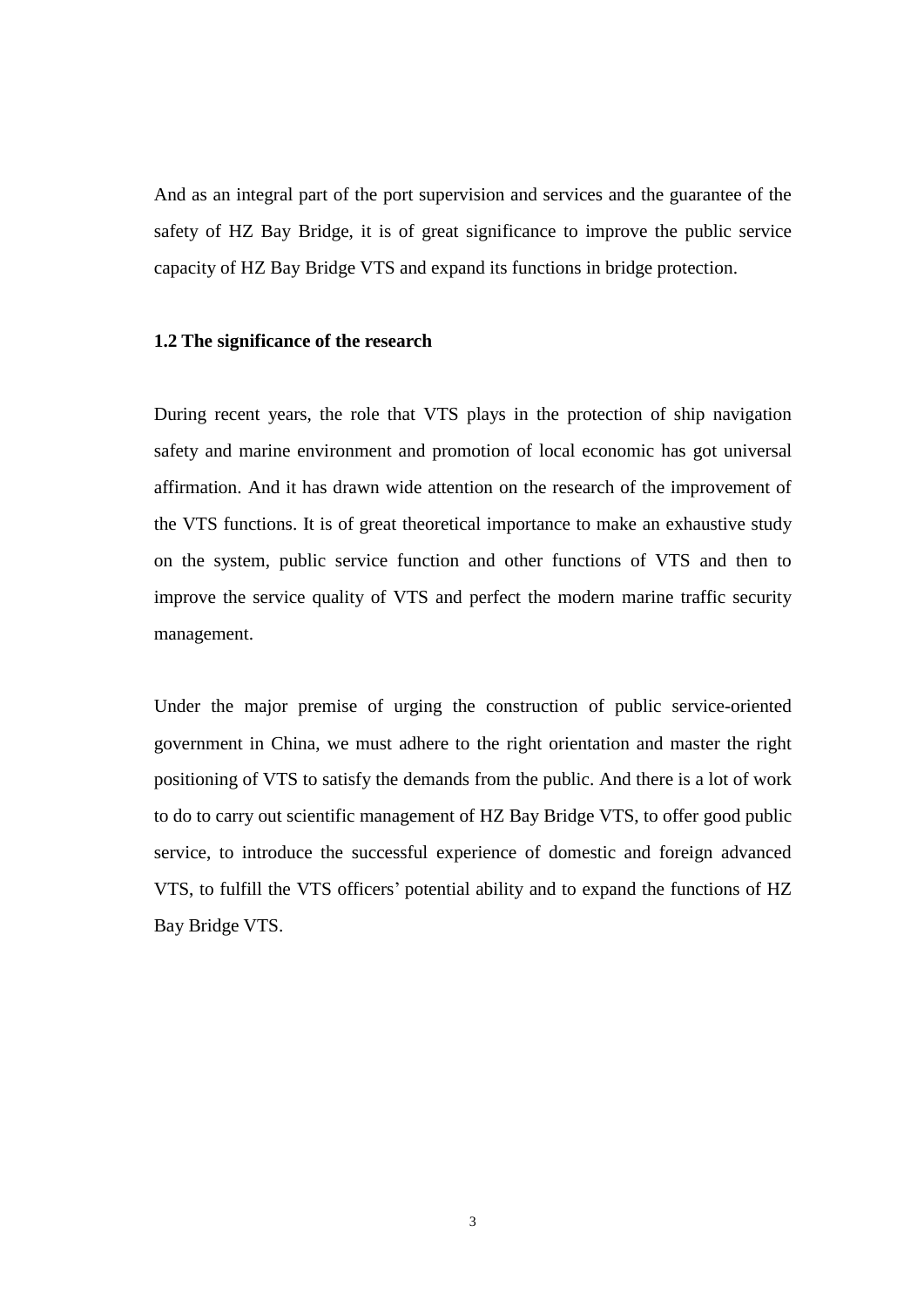And as an integral part of the port supervision and services and the guarantee of the safety of HZ Bay Bridge, it is of great significance to improve the public service capacity of HZ Bay Bridge VTS and expand its functions in bridge protection.

### 1.2 The significance of the research

During recent years, the role that VTS plays in the protection of ship navigation safety and marine environment and promotion of local economic has got universal affirmation. And it has drawn wide attention on the research of the improvement of the VTS functions. It is of great theoretical importance to make an exhaustive study on the system, public service function and other functions of VTS and then to improve the service quality of VTS and perfect the modern marine traffic security management.

Under the major premise of urging the construction of public service-oriented government in China, we must adhere to the right orientation and master the right positioning of VTS to satisfy the demands from the public. And there is a lot of work to do to carry out scientific management of HZ Bay Bridge VTS, to offer good public service, to introduce the successful experience of domestic and foreign advanced VTS, to fulfill the VTS officers' potential ability and to expand the functions of HZ Bay Bridge VTS.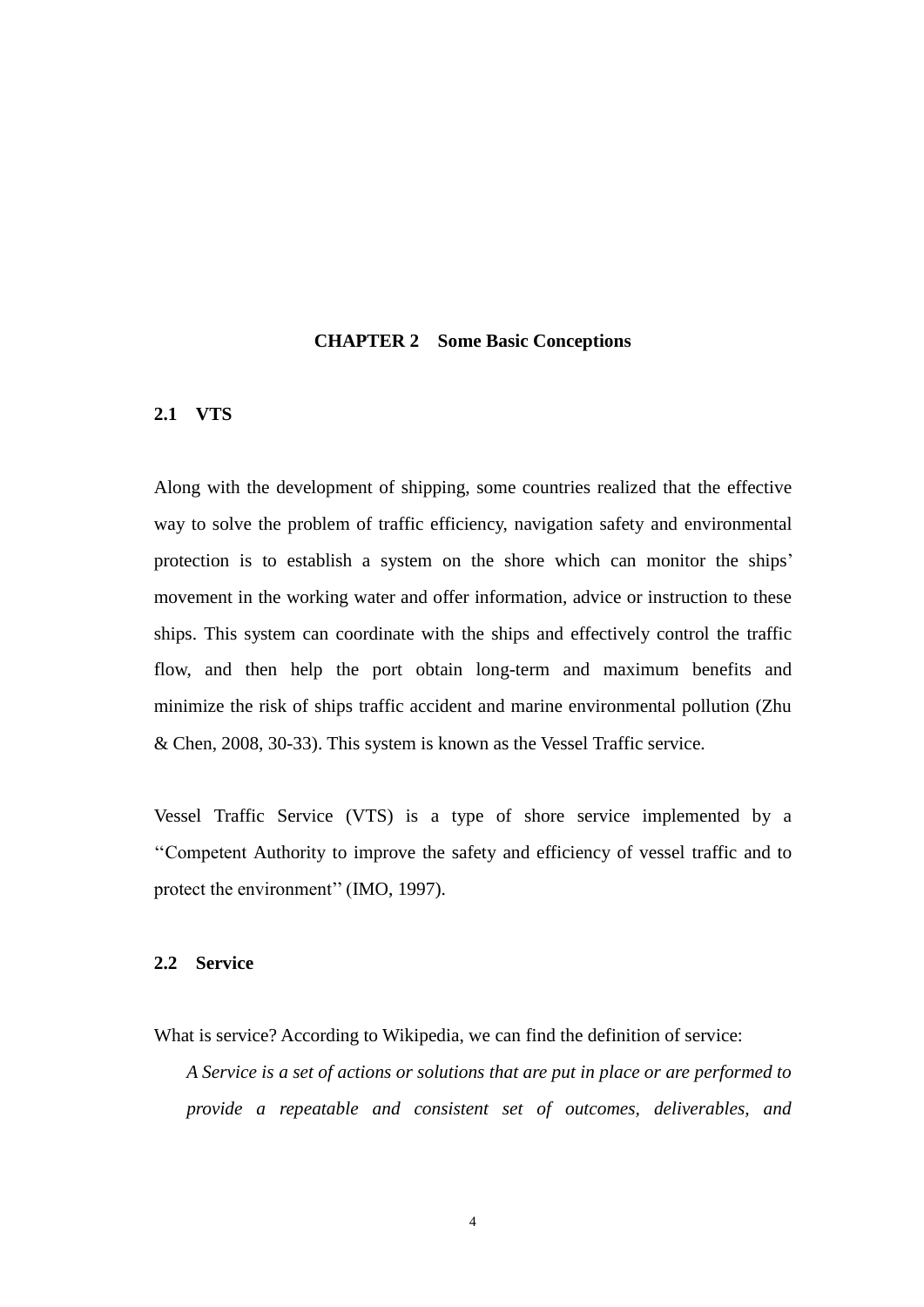# CHAPTER 2 Some Basic Conceptions

## 2.1 VTS

Along with the development of shipping, some countries realized that the effective way to solve the problem of traffic efficiency, navigation safety and environmental protection is to establish a system on the shore which can monitor the ships' movement in the working water and offer information, advice or instruction to these ships. This system can coordinate with the ships and effectively control the traffic flow, and then help the port obtain long-term and maximum benefits and minimize the risk of ships traffic accident and marine environmental pollution (Zhu & Chen, 2008, 30-33). This system is known as the Vessel Traffic service.

Vessel Traffic Service (VTS) is a type of shore service implemented by a ''Competent Authority to improve the safety and efficiency of vessel traffic and to protect the environment'' (IMO, 1997).

## 2.2 Service

What is service? According to Wikipedia, we can find the definition of service:

> *A Service is a set of actions or solutions that are put in place or are performed to provide a repeatable and consistent set of outcomes, deliverables, and*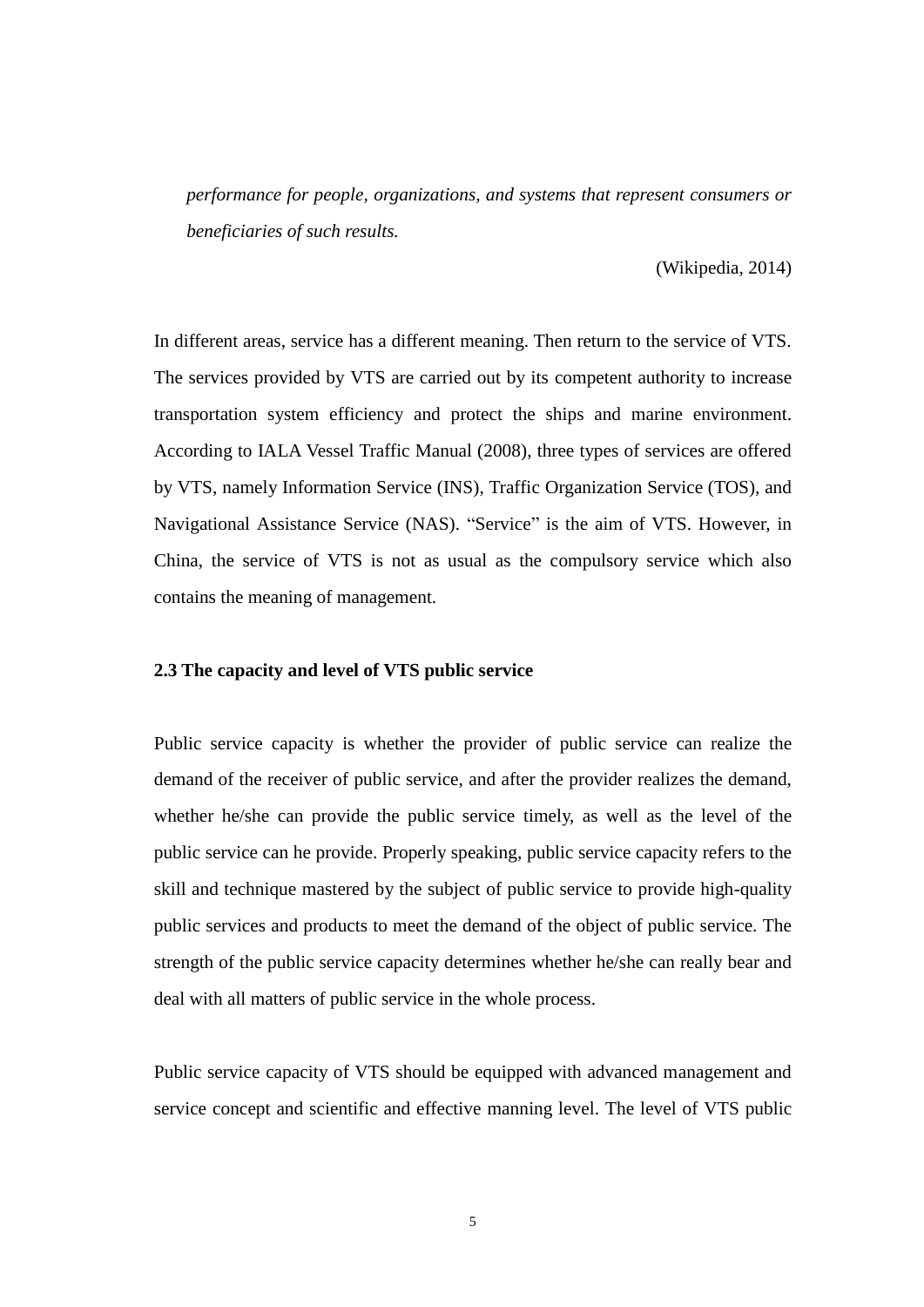*performance for people, organizations, and systems that represent consumers or beneficiaries of such results.*

(Wikipedia, 2014)

In different areas, service has a different meaning. Then return to the service of VTS. The services provided by VTS are carried out by its competent authority to increase transportation system efficiency and protect the ships and marine environment. According to IALA Vessel Traffic Manual (2008), three types of services are offered by VTS, namely Information Service (INS), Traffic Organization Service (TOS), and Navigational Assistance Service (NAS). "Service" is the aim of VTS. However, in China, the service of VTS is not as usual as the compulsory service which also contains the meaning of management.

**2.3 The capacity and level of VTS public service**

Public service capacity is whether the provider of public service can realize the demand of the receiver of public service, and after the provider realizes the demand, whether he/she can provide the public service timely, as well as the level of the public service can he provide. Properly speaking, public service capacity refers to the skill and technique mastered by the subject of public service to provide high-quality public services and products to meet the demand of the object of public service. The strength of the public service capacity determines whether he/she can really bear and deal with all matters of public service in the whole process.

Public service capacity of VTS should be equipped with advanced management and service concept and scientific and effective manning level. The level of VTS public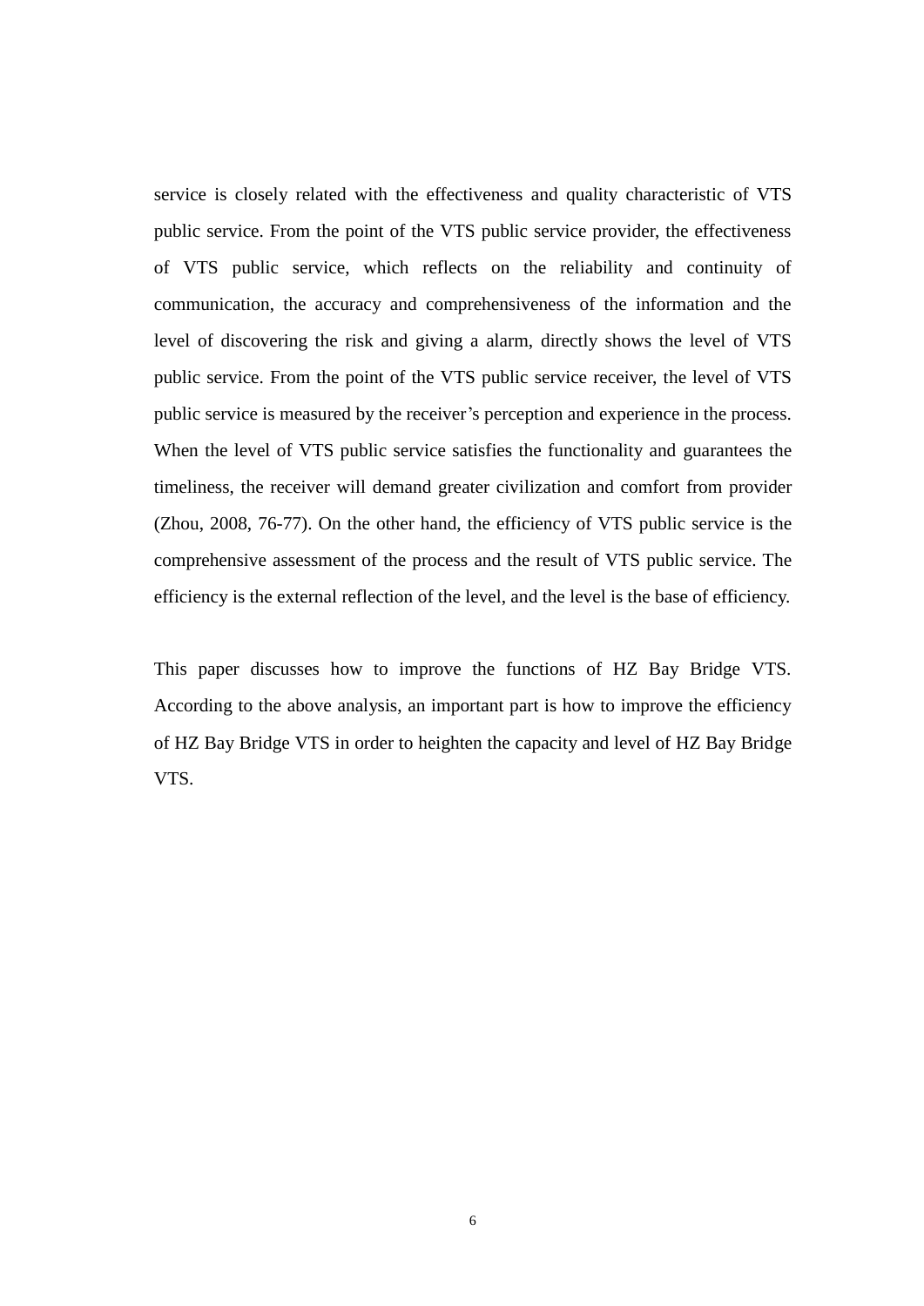service is closely related with the effectiveness and quality characteristic of VTS public service. From the point of the VTS public service provider, the effectiveness of VTS public service, which reflects on the reliability and continuity of communication, the accuracy and comprehensiveness of the information and the level of discovering the risk and giving a alarm, directly shows the level of VTS public service. From the point of the VTS public service receiver, the level of VTS public service is measured by the receiver's perception and experience in the process. When the level of VTS public service satisfies the functionality and guarantees the timeliness, the receiver will demand greater civilization and comfort from provider (Zhou, 2008, 76-77). On the other hand, the efficiency of VTS public service is the comprehensive assessment of the process and the result of VTS public service. The efficiency is the external reflection of the level, and the level is the base of efficiency.

This paper discusses how to improve the functions of HZ Bay Bridge VTS. According to the above analysis, an important part is how to improve the efficiency of HZ Bay Bridge VTS in order to heighten the capacity and level of HZ Bay Bridge VTS.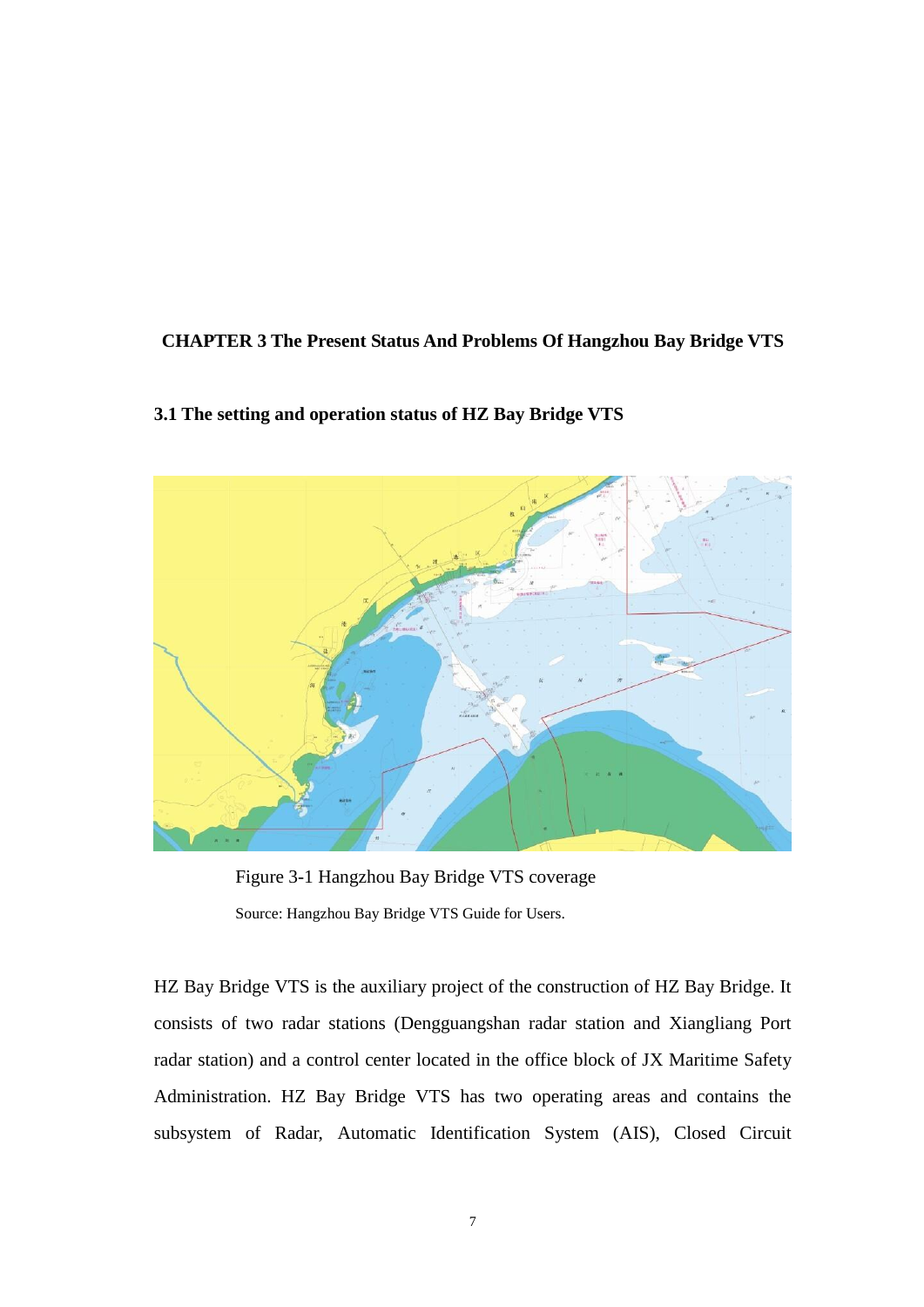# CHAPTER 3 The Present Status And Problems Of Hangzhou Bay Bridge VTS

## 3.1 The setting and operation status of HZ Bay Bridge VTS

Figure 3-1 Hangzhou Bay Bridge VTS coverage

Source: Hangzhou Bay Bridge VTS Guide for Users.

HZ Bay Bridge VTS is the auxiliary project of the construction of HZ Bay Bridge. It consists of two radar stations (Dengguangshan radar station and Xiangliang Port radar station) and a control center located in the office block of JX Maritime Safety Administration. HZ Bay Bridge VTS has two operating areas and contains the subsystem of Radar, Automatic Identification System (AIS), Closed Circuit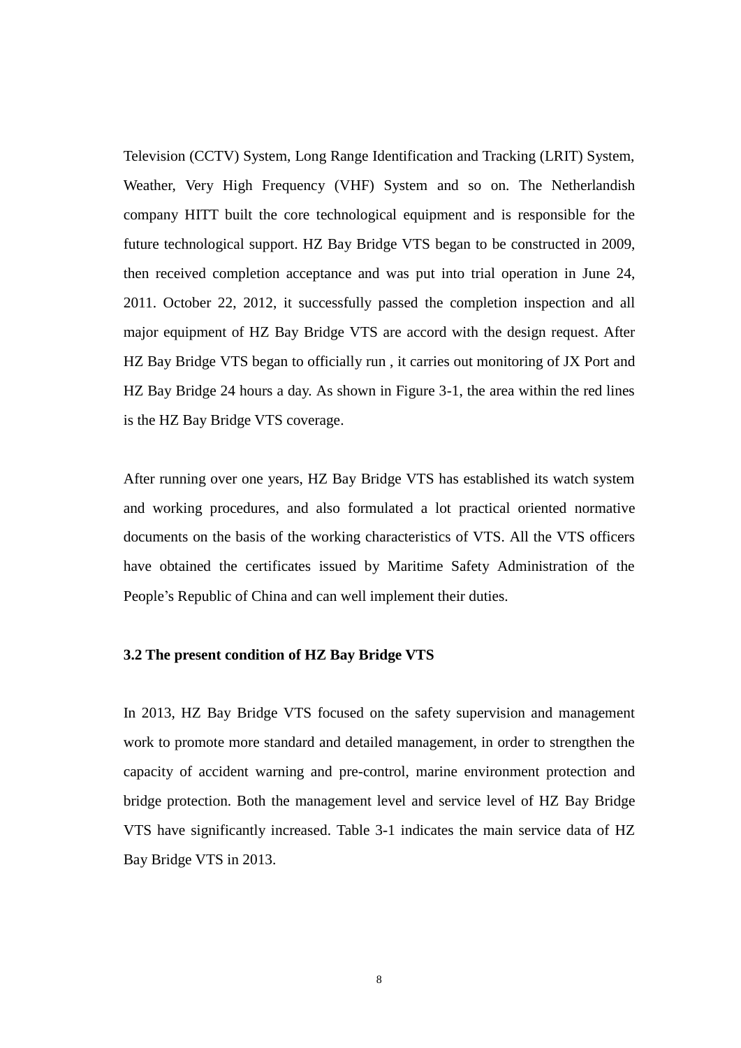Television (CCTV) System, Long Range Identification and Tracking (LRIT) System, Weather, Very High Frequency (VHF) System and so on. The Netherlandish company HITT built the core technological equipment and is responsible for the future technological support. HZ Bay Bridge VTS began to be constructed in 2009, then received completion acceptance and was put into trial operation in June 24, 2011. October 22, 2012, it successfully passed the completion inspection and all major equipment of HZ Bay Bridge VTS are accord with the design request. After HZ Bay Bridge VTS began to officially run , it carries out monitoring of JX Port and HZ Bay Bridge 24 hours a day. As shown in Figure 3-1, the area within the red lines is the HZ Bay Bridge VTS coverage.

After running over one years, HZ Bay Bridge VTS has established its watch system and working procedures, and also formulated a lot practical oriented normative documents on the basis of the working characteristics of VTS. All the VTS officers have obtained the certificates issued by Maritime Safety Administration of the People’s Republic of China and can well implement their duties.

### 3.2 The present condition of HZ Bay Bridge VTS

In 2013, HZ Bay Bridge VTS focused on the safety supervision and management work to promote more standard and detailed management, in order to strengthen the capacity of accident warning and pre-control, marine environment protection and bridge protection. Both the management level and service level of HZ Bay Bridge VTS have significantly increased. Table 3-1 indicates the main service data of HZ Bay Bridge VTS in 2013.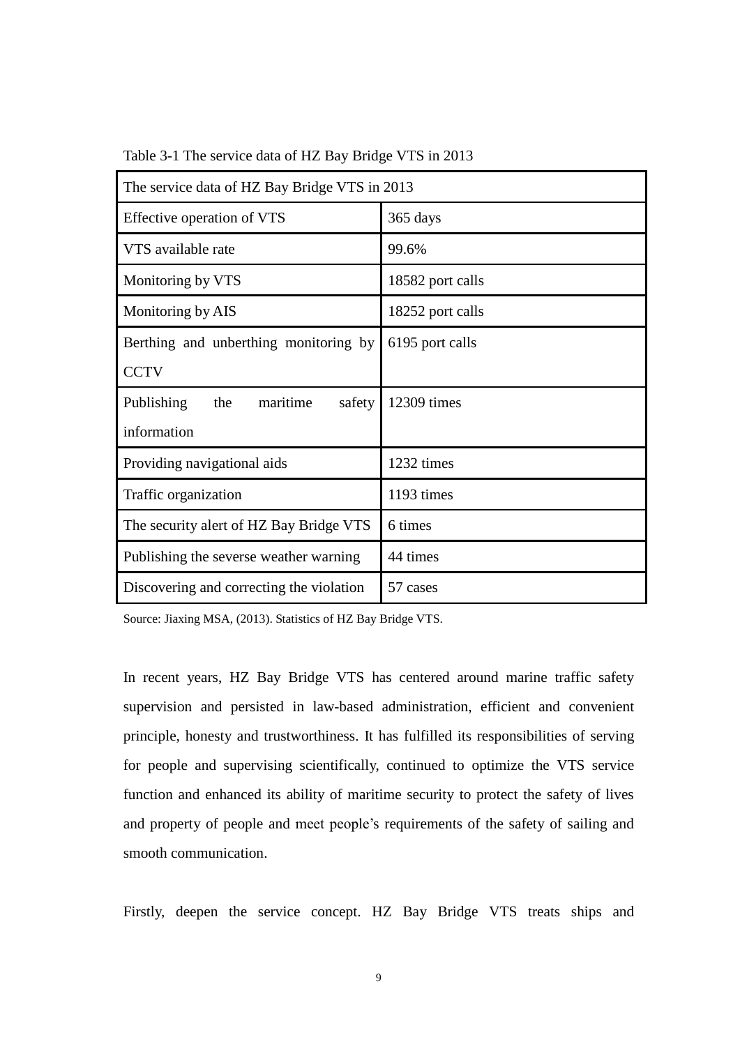Table 3-1 The service data of HZ Bay Bridge VTS in 2013

| The service data of HZ Bay Bridge VTS in 2013 | |
|---|---|
| Effective operation of VTS | 365 days |
| VTS available rate | 99.6% |
| Monitoring by VTS | 18582 port calls |
| Monitoring by AIS | 18252 port calls |
| Berthing and unberthing monitoring by CCTV | 6195 port calls |
| Publishing the maritime safety information | 12309 times |
| Providing navigational aids | 1232 times |
| Traffic organization | 1193 times |
| The security alert of HZ Bay Bridge VTS | 6 times |
| Publishing the severse weather warning | 44 times |
| Discovering and correcting the violation | 57 cases |

Source: Jiaxing MSA, (2013). Statistics of HZ Bay Bridge VTS.

In recent years, HZ Bay Bridge VTS has centered around marine traffic safety supervision and persisted in law-based administration, efficient and convenient principle, honesty and trustworthiness. It has fulfilled its responsibilities of serving for people and supervising scientifically, continued to optimize the VTS service function and enhanced its ability of maritime security to protect the safety of lives and property of people and meet people's requirements of the safety of sailing and smooth communication.

Firstly, deepen the service concept. HZ Bay Bridge VTS treats ships and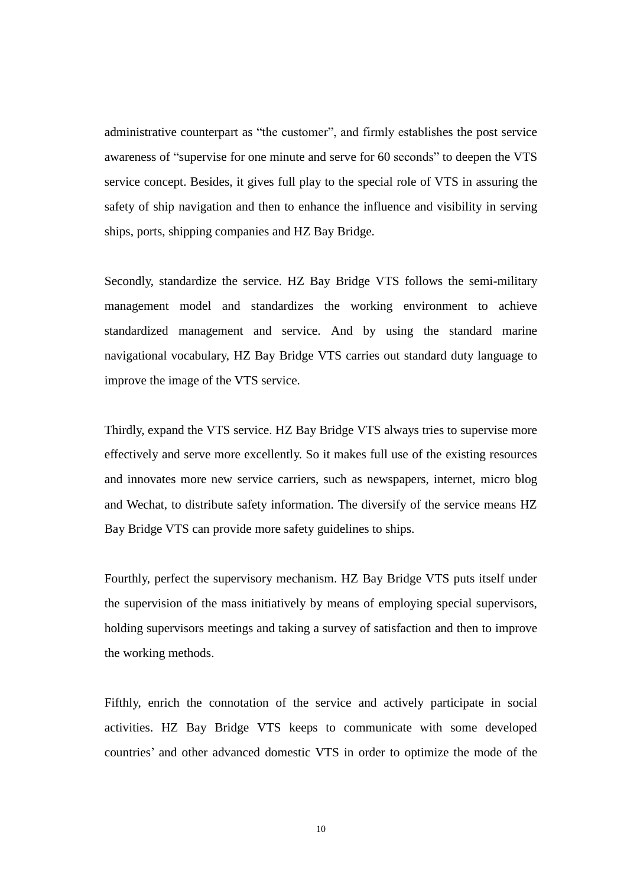administrative counterpart as “the customer”, and firmly establishes the post service awareness of “supervise for one minute and serve for 60 seconds” to deepen the VTS service concept. Besides, it gives full play to the special role of VTS in assuring the safety of ship navigation and then to enhance the influence and visibility in serving ships, ports, shipping companies and HZ Bay Bridge.

Secondly, standardize the service. HZ Bay Bridge VTS follows the semi-military management model and standardizes the working environment to achieve standardized management and service. And by using the standard marine navigational vocabulary, HZ Bay Bridge VTS carries out standard duty language to improve the image of the VTS service.

Thirdly, expand the VTS service. HZ Bay Bridge VTS always tries to supervise more effectively and serve more excellently. So it makes full use of the existing resources and innovates more new service carriers, such as newspapers, internet, micro blog and Wechat, to distribute safety information. The diversify of the service means HZ Bay Bridge VTS can provide more safety guidelines to ships.

Fourthly, perfect the supervisory mechanism. HZ Bay Bridge VTS puts itself under the supervision of the mass initiatively by means of employing special supervisors, holding supervisors meetings and taking a survey of satisfaction and then to improve the working methods.

Fifthly, enrich the connotation of the service and actively participate in social activities. HZ Bay Bridge VTS keeps to communicate with some developed countries’ and other advanced domestic VTS in order to optimize the mode of the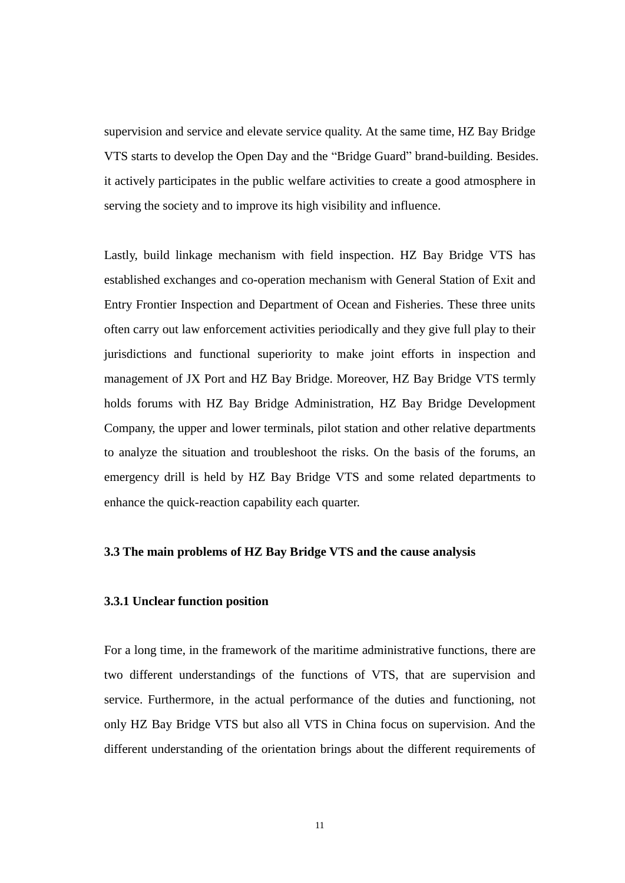supervision and service and elevate service quality. At the same time, HZ Bay Bridge VTS starts to develop the Open Day and the "Bridge Guard" brand-building. Besides. it actively participates in the public welfare activities to create a good atmosphere in serving the society and to improve its high visibility and influence.

Lastly, build linkage mechanism with field inspection. HZ Bay Bridge VTS has established exchanges and co-operation mechanism with General Station of Exit and Entry Frontier Inspection and Department of Ocean and Fisheries. These three units often carry out law enforcement activities periodically and they give full play to their jurisdictions and functional superiority to make joint efforts in inspection and management of JX Port and HZ Bay Bridge. Moreover, HZ Bay Bridge VTS termly holds forums with HZ Bay Bridge Administration, HZ Bay Bridge Development Company, the upper and lower terminals, pilot station and other relative departments to analyze the situation and troubleshoot the risks. On the basis of the forums, an emergency drill is held by HZ Bay Bridge VTS and some related departments to enhance the quick-reaction capability each quarter.

### 3.3 The main problems of HZ Bay Bridge VTS and the cause analysis

#### 3.3.1 Unclear function position

For a long time, in the framework of the maritime administrative functions, there are two different understandings of the functions of VTS, that are supervision and service. Furthermore, in the actual performance of the duties and functioning, not only HZ Bay Bridge VTS but also all VTS in China focus on supervision. And the different understanding of the orientation brings about the different requirements of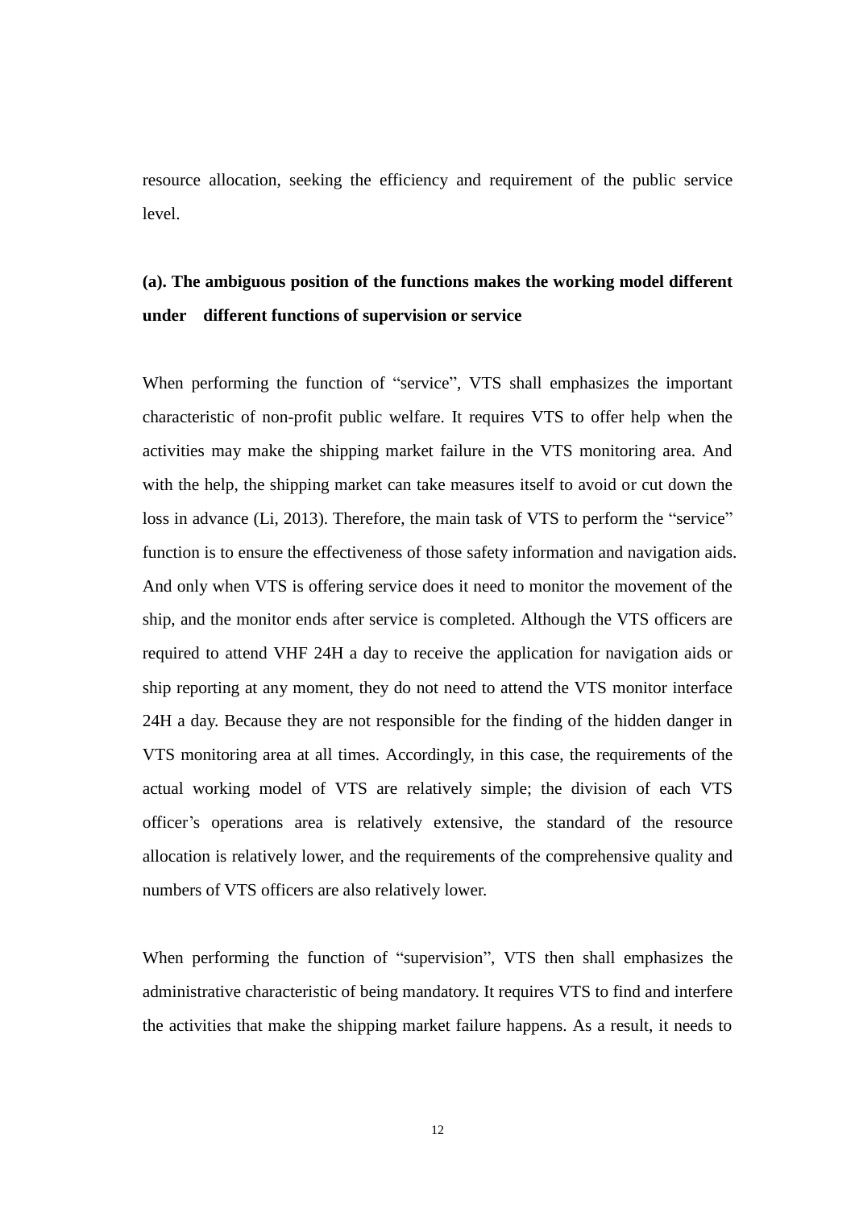resource allocation, seeking the efficiency and requirement of the public service level.

### (a). The ambiguous position of the functions makes the working model different under different functions of supervision or service

When performing the function of "service", VTS shall emphasizes the important characteristic of non-profit public welfare. It requires VTS to offer help when the activities may make the shipping market failure in the VTS monitoring area. And with the help, the shipping market can take measures itself to avoid or cut down the loss in advance (Li, 2013). Therefore, the main task of VTS to perform the "service" function is to ensure the effectiveness of those safety information and navigation aids. And only when VTS is offering service does it need to monitor the movement of the ship, and the monitor ends after service is completed. Although the VTS officers are required to attend VHF 24H a day to receive the application for navigation aids or ship reporting at any moment, they do not need to attend the VTS monitor interface 24H a day. Because they are not responsible for the finding of the hidden danger in VTS monitoring area at all times. Accordingly, in this case, the requirements of the actual working model of VTS are relatively simple; the division of each VTS officer's operations area is relatively extensive, the standard of the resource allocation is relatively lower, and the requirements of the comprehensive quality and numbers of VTS officers are also relatively lower.

When performing the function of "supervision", VTS then shall emphasizes the administrative characteristic of being mandatory. It requires VTS to find and interfere the activities that make the shipping market failure happens. As a result, it needs to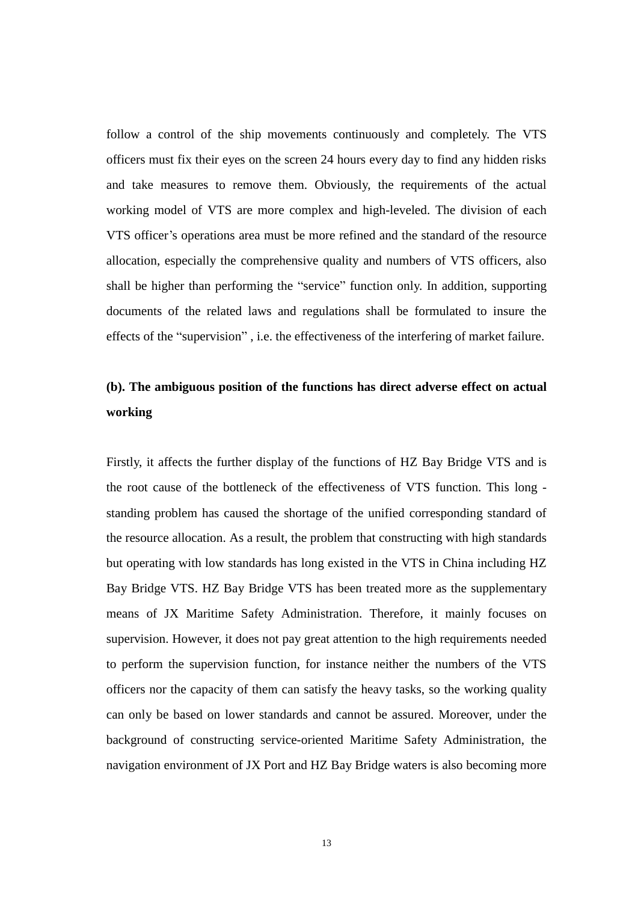follow a control of the ship movements continuously and completely. The VTS officers must fix their eyes on the screen 24 hours every day to find any hidden risks and take measures to remove them. Obviously, the requirements of the actual working model of VTS are more complex and high-leveled. The division of each VTS officer's operations area must be more refined and the standard of the resource allocation, especially the comprehensive quality and numbers of VTS officers, also shall be higher than performing the "service" function only. In addition, supporting documents of the related laws and regulations shall be formulated to insure the effects of the "supervision" , i.e. the effectiveness of the interfering of market failure.

**(b). The ambiguous position of the functions has direct adverse effect on actual working**

Firstly, it affects the further display of the functions of HZ Bay Bridge VTS and is the root cause of the bottleneck of the effectiveness of VTS function. This long - standing problem has caused the shortage of the unified corresponding standard of the resource allocation. As a result, the problem that constructing with high standards but operating with low standards has long existed in the VTS in China including HZ Bay Bridge VTS. HZ Bay Bridge VTS has been treated more as the supplementary means of JX Maritime Safety Administration. Therefore, it mainly focuses on supervision. However, it does not pay great attention to the high requirements needed to perform the supervision function, for instance neither the numbers of the VTS officers nor the capacity of them can satisfy the heavy tasks, so the working quality can only be based on lower standards and cannot be assured. Moreover, under the background of constructing service-oriented Maritime Safety Administration, the navigation environment of JX Port and HZ Bay Bridge waters is also becoming more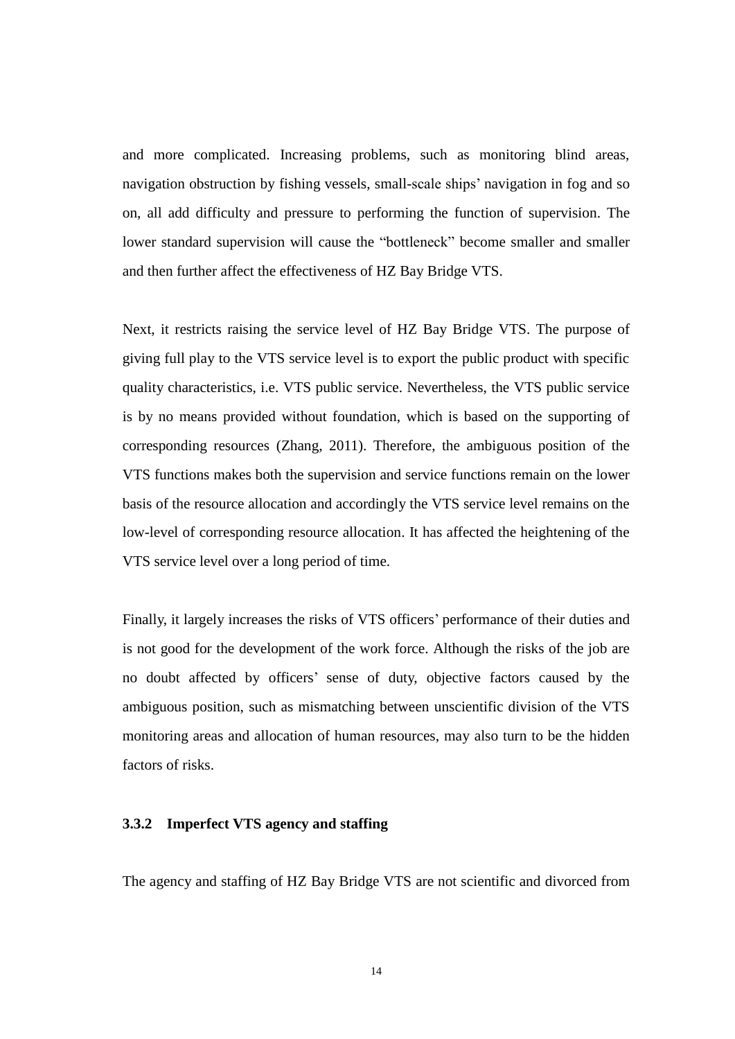and more complicated. Increasing problems, such as monitoring blind areas, navigation obstruction by fishing vessels, small-scale ships' navigation in fog and so on, all add difficulty and pressure to performing the function of supervision. The lower standard supervision will cause the "bottleneck" become smaller and smaller and then further affect the effectiveness of HZ Bay Bridge VTS.

Next, it restricts raising the service level of HZ Bay Bridge VTS. The purpose of giving full play to the VTS service level is to export the public product with specific quality characteristics, i.e. VTS public service. Nevertheless, the VTS public service is by no means provided without foundation, which is based on the supporting of corresponding resources (Zhang, 2011). Therefore, the ambiguous position of the VTS functions makes both the supervision and service functions remain on the lower basis of the resource allocation and accordingly the VTS service level remains on the low-level of corresponding resource allocation. It has affected the heightening of the VTS service level over a long period of time.

Finally, it largely increases the risks of VTS officers' performance of their duties and is not good for the development of the work force. Although the risks of the job are no doubt affected by officers' sense of duty, objective factors caused by the ambiguous position, such as mismatching between unscientific division of the VTS monitoring areas and allocation of human resources, may also turn to be the hidden factors of risks.

### 3.3.2 Imperfect VTS agency and staffing

The agency and staffing of HZ Bay Bridge VTS are not scientific and divorced from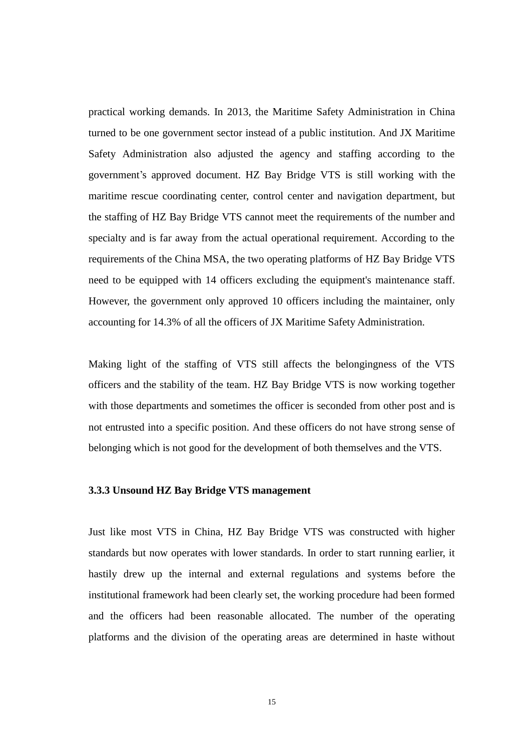practical working demands. In 2013, the Maritime Safety Administration in China turned to be one government sector instead of a public institution. And JX Maritime Safety Administration also adjusted the agency and staffing according to the government's approved document. HZ Bay Bridge VTS is still working with the maritime rescue coordinating center, control center and navigation department, but the staffing of HZ Bay Bridge VTS cannot meet the requirements of the number and specialty and is far away from the actual operational requirement. According to the requirements of the China MSA, the two operating platforms of HZ Bay Bridge VTS need to be equipped with 14 officers excluding the equipment's maintenance staff. However, the government only approved 10 officers including the maintainer, only accounting for 14.3% of all the officers of JX Maritime Safety Administration.

Making light of the staffing of VTS still affects the belongingness of the VTS officers and the stability of the team. HZ Bay Bridge VTS is now working together with those departments and sometimes the officer is seconded from other post and is not entrusted into a specific position. And these officers do not have strong sense of belonging which is not good for the development of both themselves and the VTS.

### 3.3.3 Unsound HZ Bay Bridge VTS management

Just like most VTS in China, HZ Bay Bridge VTS was constructed with higher standards but now operates with lower standards. In order to start running earlier, it hastily drew up the internal and external regulations and systems before the institutional framework had been clearly set, the working procedure had been formed and the officers had been reasonable allocated. The number of the operating platforms and the division of the operating areas are determined in haste without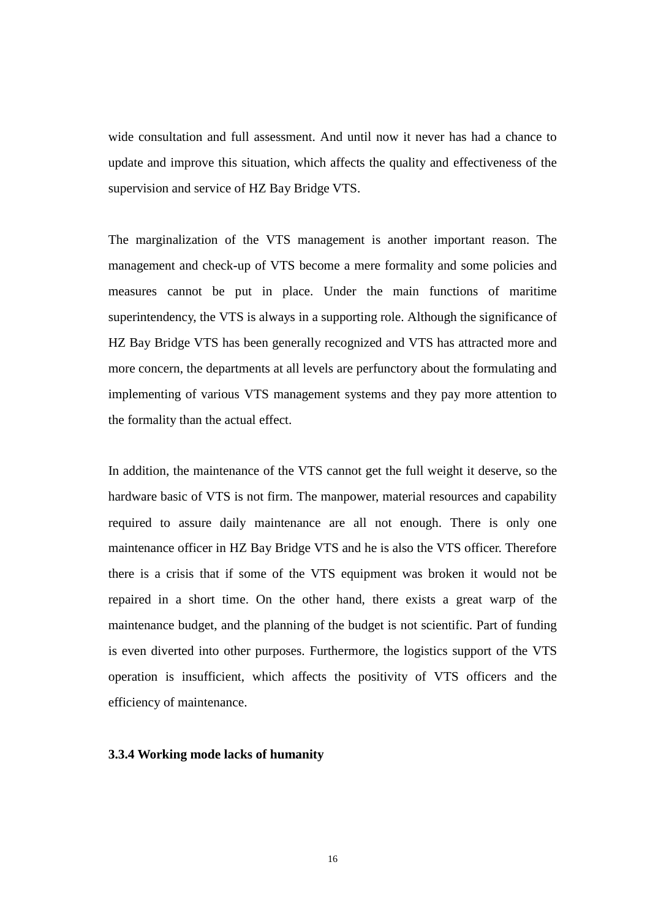wide consultation and full assessment. And until now it never has had a chance to update and improve this situation, which affects the quality and effectiveness of the supervision and service of HZ Bay Bridge VTS.

The marginalization of the VTS management is another important reason. The management and check-up of VTS become a mere formality and some policies and measures cannot be put in place. Under the main functions of maritime superintendency, the VTS is always in a supporting role. Although the significance of HZ Bay Bridge VTS has been generally recognized and VTS has attracted more and more concern, the departments at all levels are perfunctory about the formulating and implementing of various VTS management systems and they pay more attention to the formality than the actual effect.

In addition, the maintenance of the VTS cannot get the full weight it deserve, so the hardware basic of VTS is not firm. The manpower, material resources and capability required to assure daily maintenance are all not enough. There is only one maintenance officer in HZ Bay Bridge VTS and he is also the VTS officer. Therefore there is a crisis that if some of the VTS equipment was broken it would not be repaired in a short time. On the other hand, there exists a great warp of the maintenance budget, and the planning of the budget is not scientific. Part of funding is even diverted into other purposes. Furthermore, the logistics support of the VTS operation is insufficient, which affects the positivity of VTS officers and the efficiency of maintenance.

### 3.3.4 Working mode lacks of humanity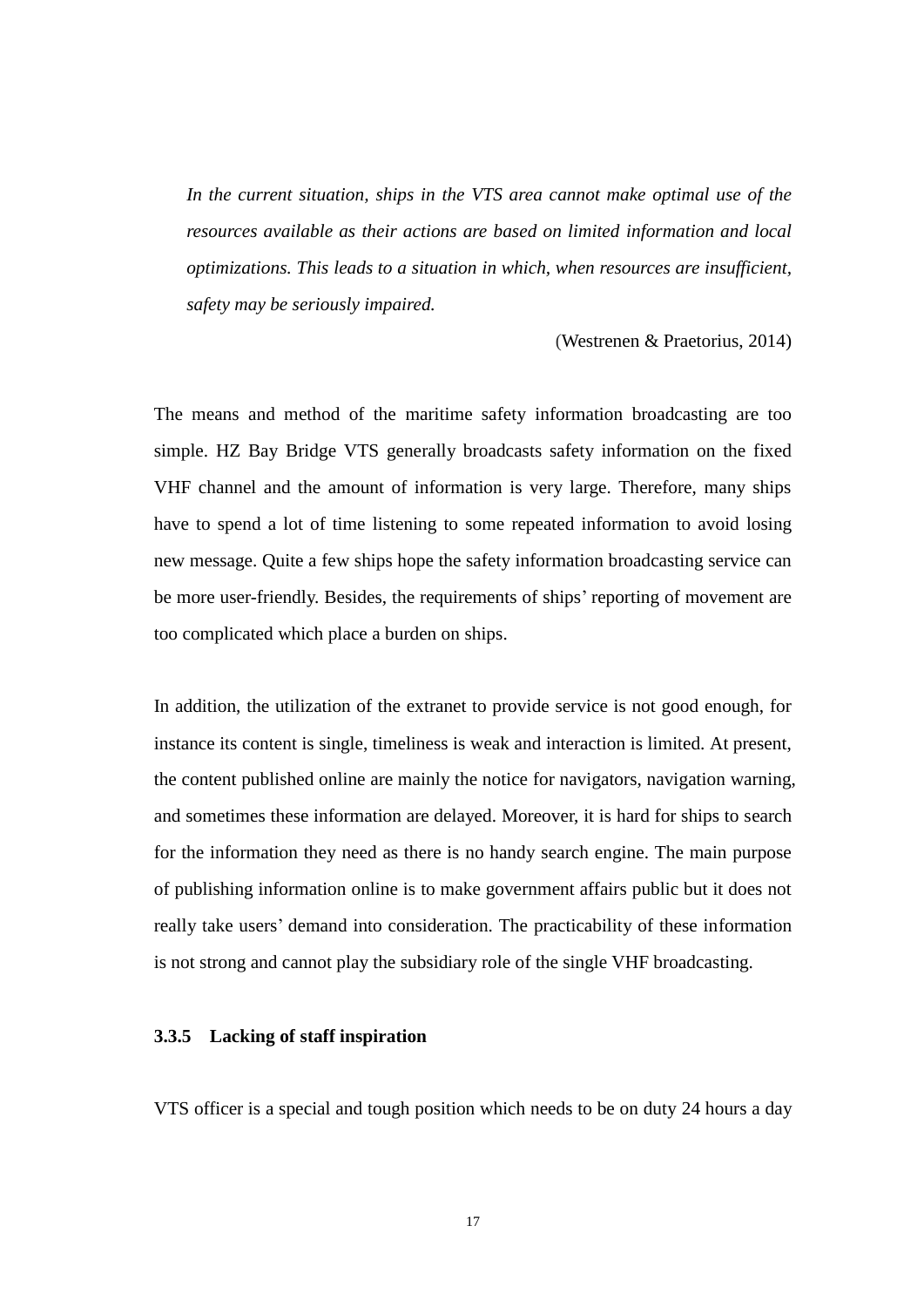> *In the current situation, ships in the VTS area cannot make optimal use of the resources available as their actions are based on limited information and local optimizations. This leads to a situation in which, when resources are insufficient, safety may be seriously impaired.*
>
> (Westrenen & Praetorius, 2014)

The means and method of the maritime safety information broadcasting are too simple. HZ Bay Bridge VTS generally broadcasts safety information on the fixed VHF channel and the amount of information is very large. Therefore, many ships have to spend a lot of time listening to some repeated information to avoid losing new message. Quite a few ships hope the safety information broadcasting service can be more user-friendly. Besides, the requirements of ships' reporting of movement are too complicated which place a burden on ships.

In addition, the utilization of the extranet to provide service is not good enough, for instance its content is single, timeliness is weak and interaction is limited. At present, the content published online are mainly the notice for navigators, navigation warning, and sometimes these information are delayed. Moreover, it is hard for ships to search for the information they need as there is no handy search engine. The main purpose of publishing information online is to make government affairs public but it does not really take users' demand into consideration. The practicability of these information is not strong and cannot play the subsidiary role of the single VHF broadcasting.

### 3.3.5 Lacking of staff inspiration

VTS officer is a special and tough position which needs to be on duty 24 hours a day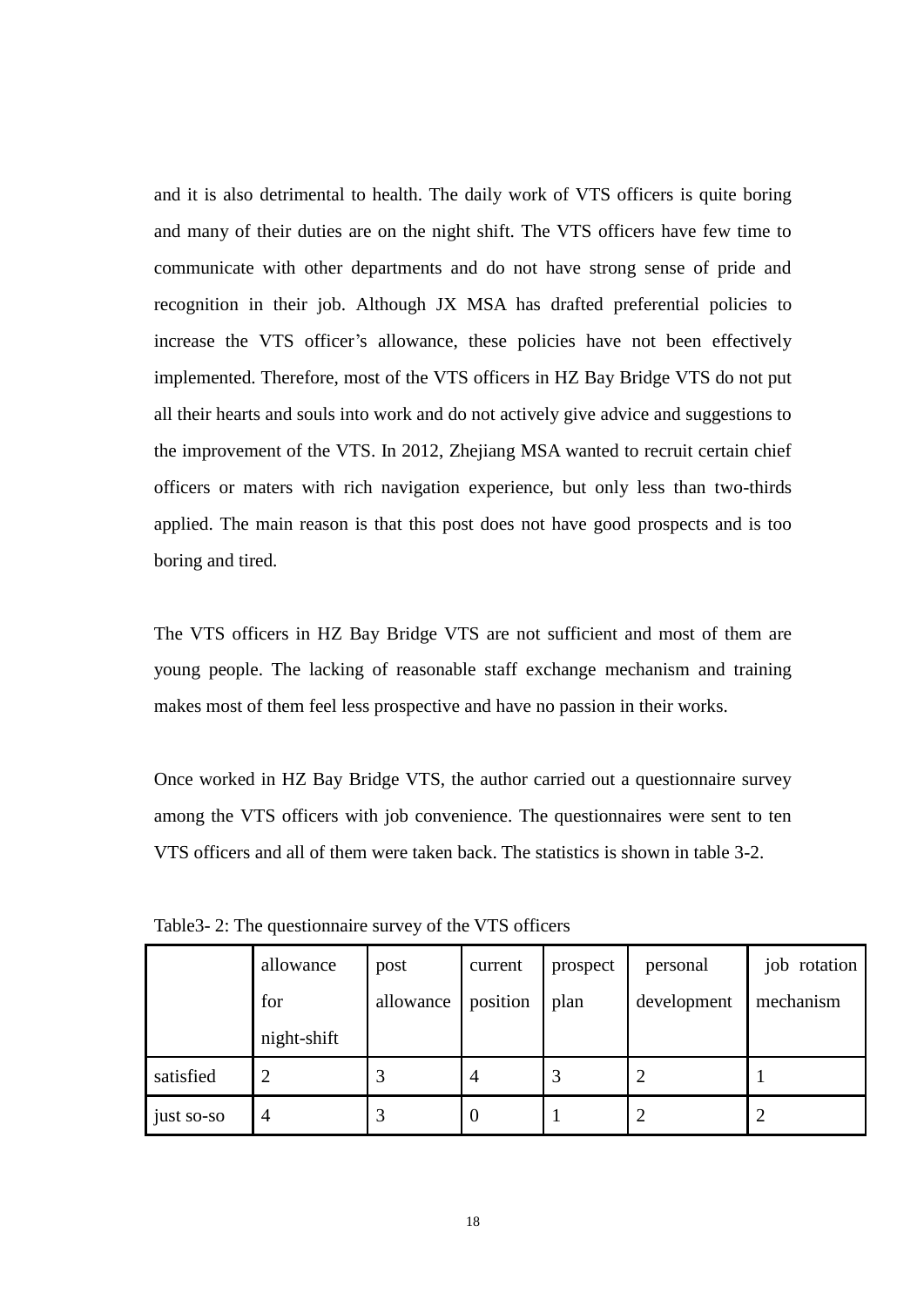and it is also detrimental to health. The daily work of VTS officers is quite boring and many of their duties are on the night shift. The VTS officers have few time to communicate with other departments and do not have strong sense of pride and recognition in their job. Although JX MSA has drafted preferential policies to increase the VTS officer's allowance, these policies have not been effectively implemented. Therefore, most of the VTS officers in HZ Bay Bridge VTS do not put all their hearts and souls into work and do not actively give advice and suggestions to the improvement of the VTS. In 2012, Zhejiang MSA wanted to recruit certain chief officers or maters with rich navigation experience, but only less than two-thirds applied. The main reason is that this post does not have good prospects and is too boring and tired.

The VTS officers in HZ Bay Bridge VTS are not sufficient and most of them are young people. The lacking of reasonable staff exchange mechanism and training makes most of them feel less prospective and have no passion in their works.

Once worked in HZ Bay Bridge VTS, the author carried out a questionnaire survey among the VTS officers with job convenience. The questionnaires were sent to ten VTS officers and all of them were taken back. The statistics is shown in table 3-2.

Table3- 2: The questionnaire survey of the VTS officers

| | allowance for night-shift | post allowance | current position | prospect plan | personal development | job rotation mechanism |
|---|---|---|---|---|---|---|
| satisfied | 2 | 3 | 4 | 3 | 2 | 1 |
| just so-so | 4 | 3 | 0 | 1 | 2 | 2 |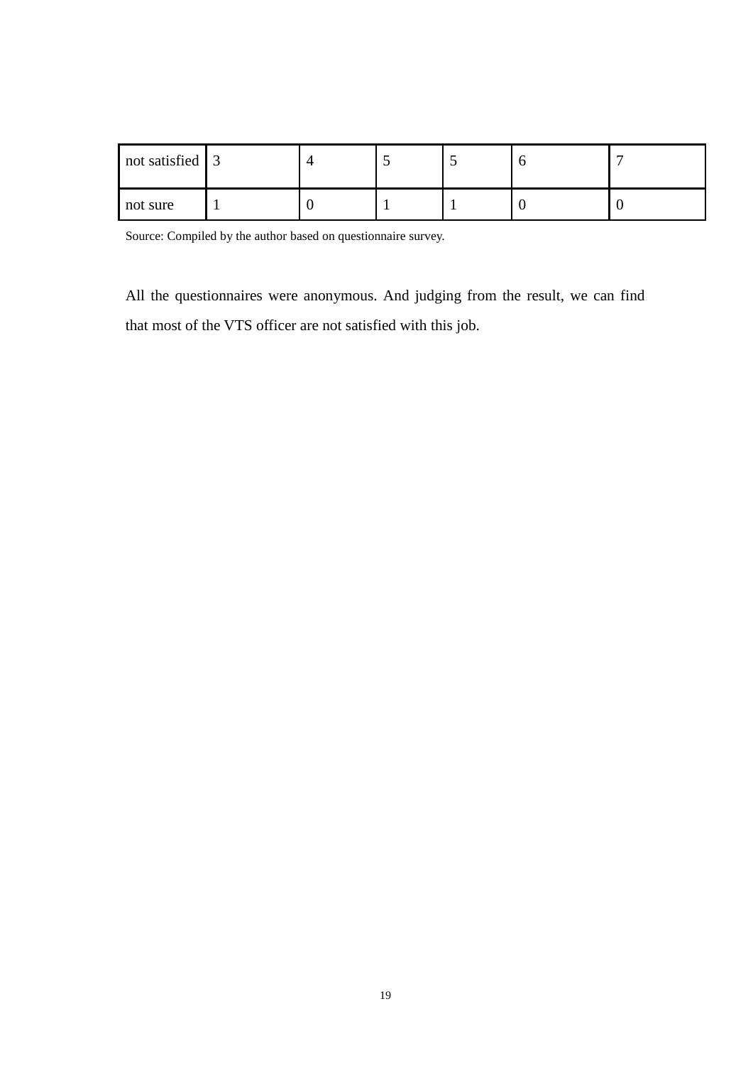| not satisfied | 3 | 4 | 5 | 5 | 6 | 7 |
|---|---|---|---|---|---|---|
| not sure | 1 | 0 | 1 | 1 | 0 | 0 |

Source: Compiled by the author based on questionnaire survey.

All the questionnaires were anonymous. And judging from the result, we can find that most of the VTS officer are not satisfied with this job.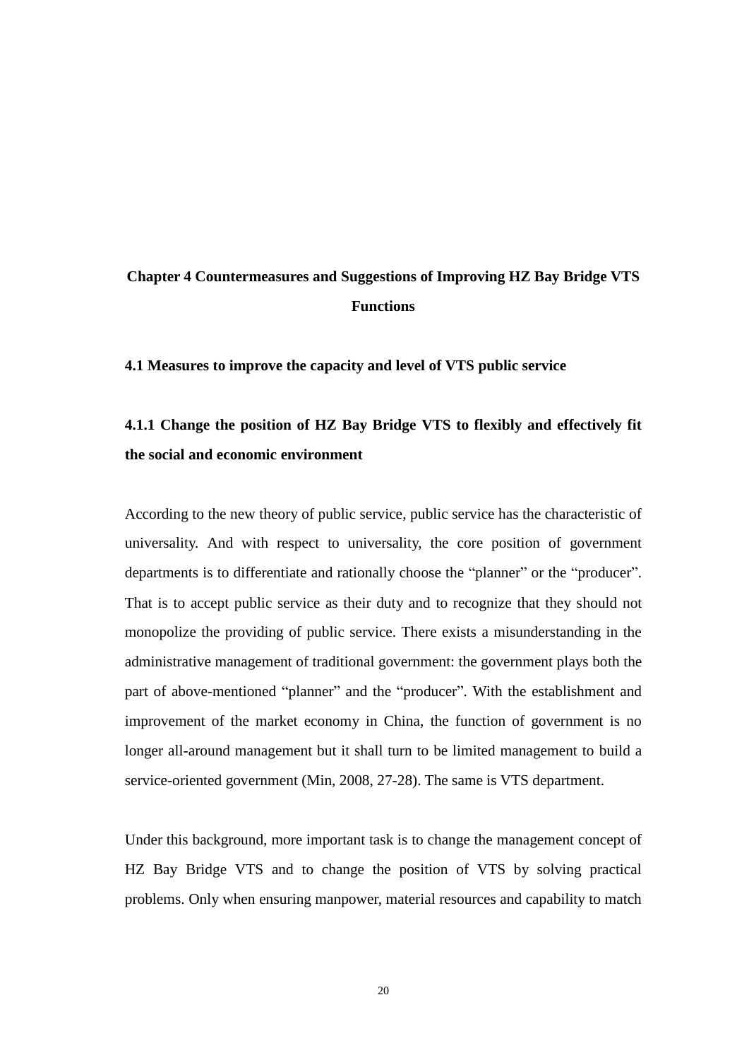# Chapter 4 Countermeasures and Suggestions of Improving HZ Bay Bridge VTS Functions

## 4.1 Measures to improve the capacity and level of VTS public service

### 4.1.1 Change the position of HZ Bay Bridge VTS to flexibly and effectively fit the social and economic environment

According to the new theory of public service, public service has the characteristic of universality. And with respect to universality, the core position of government departments is to differentiate and rationally choose the "planner" or the "producer". That is to accept public service as their duty and to recognize that they should not monopolize the providing of public service. There exists a misunderstanding in the administrative management of traditional government: the government plays both the part of above-mentioned "planner" and the "producer". With the establishment and improvement of the market economy in China, the function of government is no longer all-around management but it shall turn to be limited management to build a service-oriented government (Min, 2008, 27-28). The same is VTS department.

Under this background, more important task is to change the management concept of HZ Bay Bridge VTS and to change the position of VTS by solving practical problems. Only when ensuring manpower, material resources and capability to match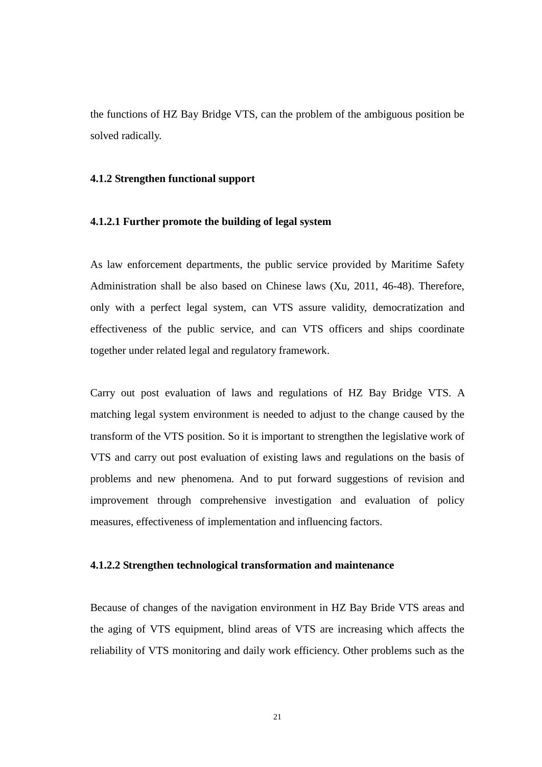the functions of HZ Bay Bridge VTS, can the problem of the ambiguous position be solved radically.

#### 4.1.2 Strengthen functional support

##### 4.1.2.1 Further promote the building of legal system

As law enforcement departments, the public service provided by Maritime Safety Administration shall be also based on Chinese laws (Xu, 2011, 46-48). Therefore, only with a perfect legal system, can VTS assure validity, democratization and effectiveness of the public service, and can VTS officers and ships coordinate together under related legal and regulatory framework.

Carry out post evaluation of laws and regulations of HZ Bay Bridge VTS. A matching legal system environment is needed to adjust to the change caused by the transform of the VTS position. So it is important to strengthen the legislative work of VTS and carry out post evaluation of existing laws and regulations on the basis of problems and new phenomena. And to put forward suggestions of revision and improvement through comprehensive investigation and evaluation of policy measures, effectiveness of implementation and influencing factors.

##### 4.1.2.2 Strengthen technological transformation and maintenance

Because of changes of the navigation environment in HZ Bay Bride VTS areas and the aging of VTS equipment, blind areas of VTS are increasing which affects the reliability of VTS monitoring and daily work efficiency. Other problems such as the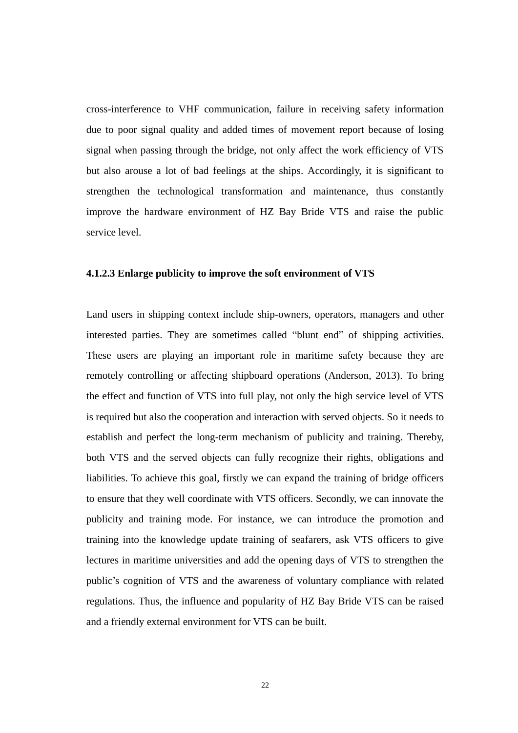cross-interference to VHF communication, failure in receiving safety information due to poor signal quality and added times of movement report because of losing signal when passing through the bridge, not only affect the work efficiency of VTS but also arouse a lot of bad feelings at the ships. Accordingly, it is significant to strengthen the technological transformation and maintenance, thus constantly improve the hardware environment of HZ Bay Bride VTS and raise the public service level.

#### 4.1.2.3 Enlarge publicity to improve the soft environment of VTS

Land users in shipping context include ship-owners, operators, managers and other interested parties. They are sometimes called "blunt end" of shipping activities. These users are playing an important role in maritime safety because they are remotely controlling or affecting shipboard operations (Anderson, 2013). To bring the effect and function of VTS into full play, not only the high service level of VTS is required but also the cooperation and interaction with served objects. So it needs to establish and perfect the long-term mechanism of publicity and training. Thereby, both VTS and the served objects can fully recognize their rights, obligations and liabilities. To achieve this goal, firstly we can expand the training of bridge officers to ensure that they well coordinate with VTS officers. Secondly, we can innovate the publicity and training mode. For instance, we can introduce the promotion and training into the knowledge update training of seafarers, ask VTS officers to give lectures in maritime universities and add the opening days of VTS to strengthen the public's cognition of VTS and the awareness of voluntary compliance with related regulations. Thus, the influence and popularity of HZ Bay Bride VTS can be raised and a friendly external environment for VTS can be built.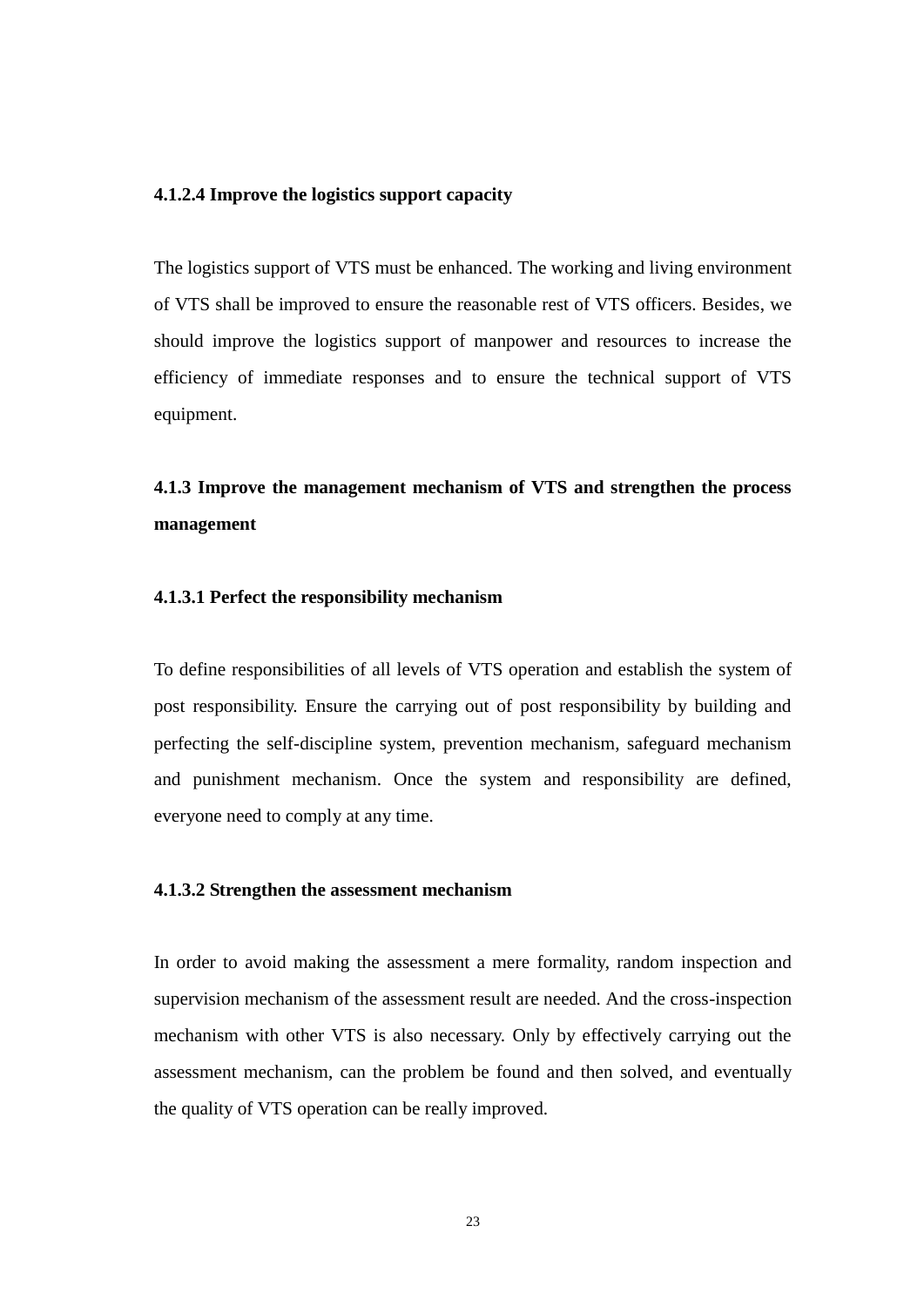#### 4.1.2.4 Improve the logistics support capacity

The logistics support of VTS must be enhanced. The working and living environment of VTS shall be improved to ensure the reasonable rest of VTS officers. Besides, we should improve the logistics support of manpower and resources to increase the efficiency of immediate responses and to ensure the technical support of VTS equipment.

### 4.1.3 Improve the management mechanism of VTS and strengthen the process management

#### 4.1.3.1 Perfect the responsibility mechanism

To define responsibilities of all levels of VTS operation and establish the system of post responsibility. Ensure the carrying out of post responsibility by building and perfecting the self-discipline system, prevention mechanism, safeguard mechanism and punishment mechanism. Once the system and responsibility are defined, everyone need to comply at any time.

#### 4.1.3.2 Strengthen the assessment mechanism

In order to avoid making the assessment a mere formality, random inspection and supervision mechanism of the assessment result are needed. And the cross-inspection mechanism with other VTS is also necessary. Only by effectively carrying out the assessment mechanism, can the problem be found and then solved, and eventually the quality of VTS operation can be really improved.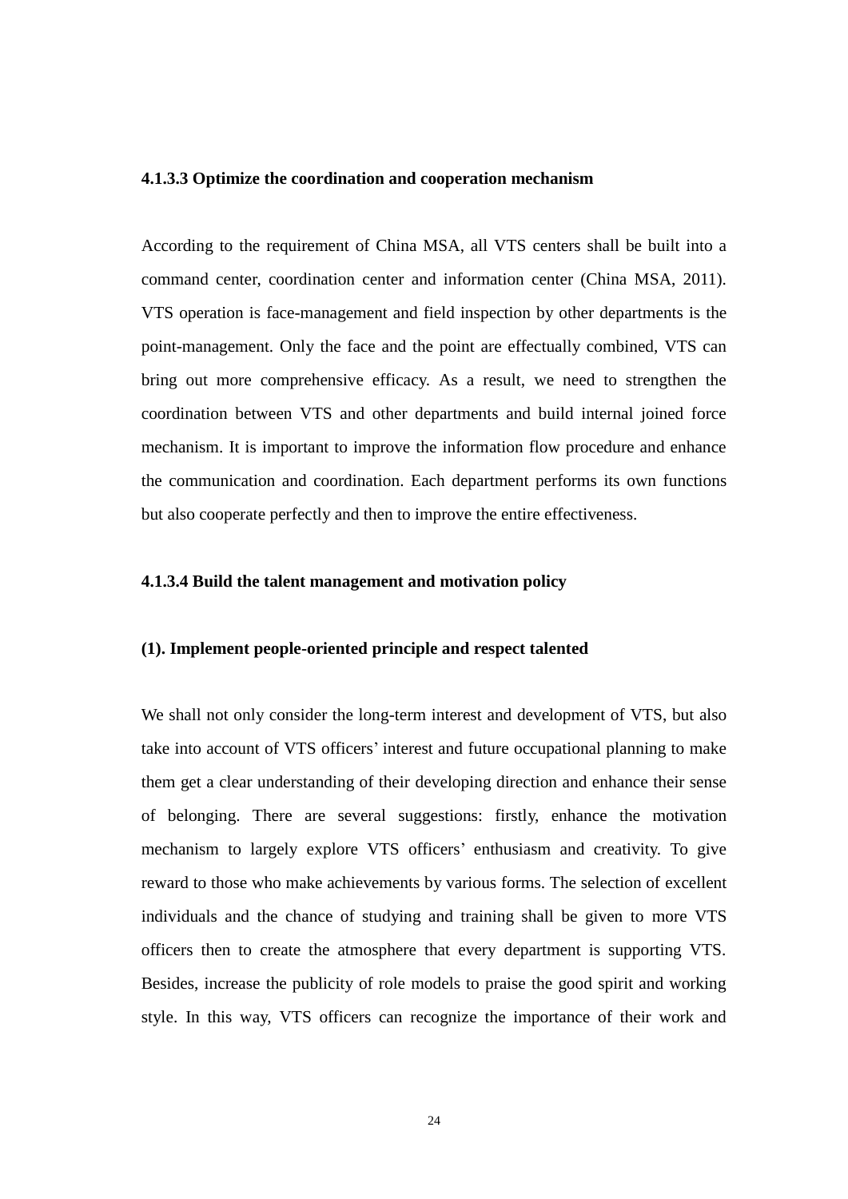#### 4.1.3.3 Optimize the coordination and cooperation mechanism

According to the requirement of China MSA, all VTS centers shall be built into a command center, coordination center and information center (China MSA, 2011). VTS operation is face-management and field inspection by other departments is the point-management. Only the face and the point are effectually combined, VTS can bring out more comprehensive efficacy. As a result, we need to strengthen the coordination between VTS and other departments and build internal joined force mechanism. It is important to improve the information flow procedure and enhance the communication and coordination. Each department performs its own functions but also cooperate perfectly and then to improve the entire effectiveness.

#### 4.1.3.4 Build the talent management and motivation policy

**(1). Implement people-oriented principle and respect talented**

We shall not only consider the long-term interest and development of VTS, but also take into account of VTS officers' interest and future occupational planning to make them get a clear understanding of their developing direction and enhance their sense of belonging. There are several suggestions: firstly, enhance the motivation mechanism to largely explore VTS officers' enthusiasm and creativity. To give reward to those who make achievements by various forms. The selection of excellent individuals and the chance of studying and training shall be given to more VTS officers then to create the atmosphere that every department is supporting VTS. Besides, increase the publicity of role models to praise the good spirit and working style. In this way, VTS officers can recognize the importance of their work and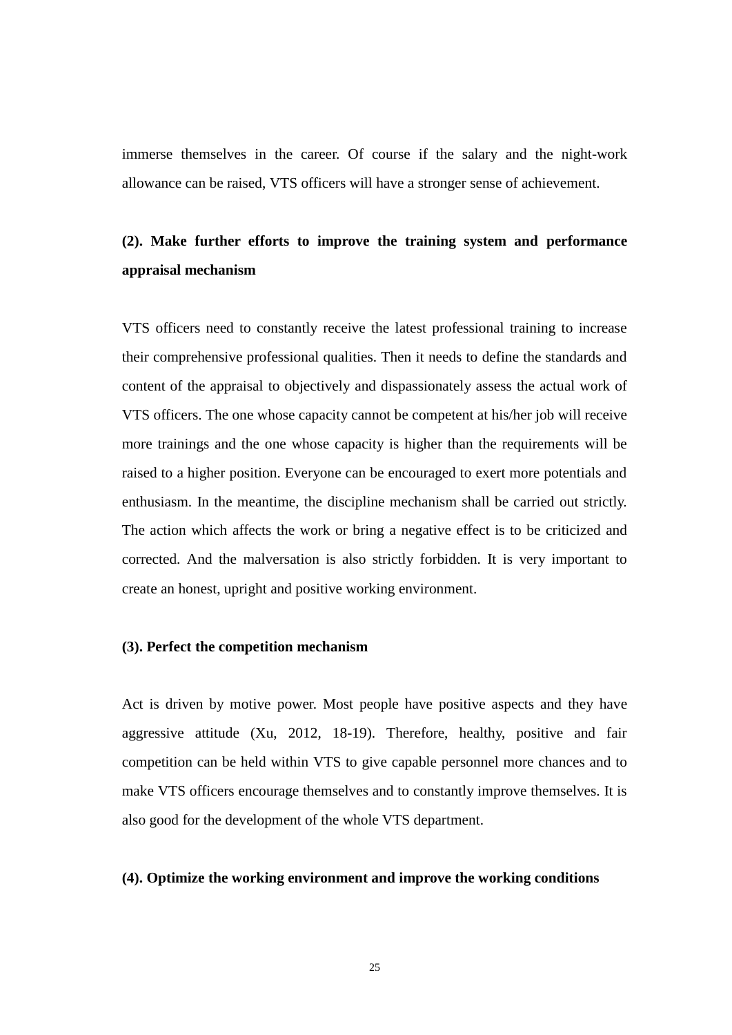immerse themselves in the career. Of course if the salary and the night-work allowance can be raised, VTS officers will have a stronger sense of achievement.

**(2). Make further efforts to improve the training system and performance appraisal mechanism**

VTS officers need to constantly receive the latest professional training to increase their comprehensive professional qualities. Then it needs to define the standards and content of the appraisal to objectively and dispassionately assess the actual work of VTS officers. The one whose capacity cannot be competent at his/her job will receive more trainings and the one whose capacity is higher than the requirements will be raised to a higher position. Everyone can be encouraged to exert more potentials and enthusiasm. In the meantime, the discipline mechanism shall be carried out strictly. The action which affects the work or bring a negative effect is to be criticized and corrected. And the malversation is also strictly forbidden. It is very important to create an honest, upright and positive working environment.

**(3). Perfect the competition mechanism**

Act is driven by motive power. Most people have positive aspects and they have aggressive attitude (Xu, 2012, 18-19). Therefore, healthy, positive and fair competition can be held within VTS to give capable personnel more chances and to make VTS officers encourage themselves and to constantly improve themselves. It is also good for the development of the whole VTS department.

**(4). Optimize the working environment and improve the working conditions**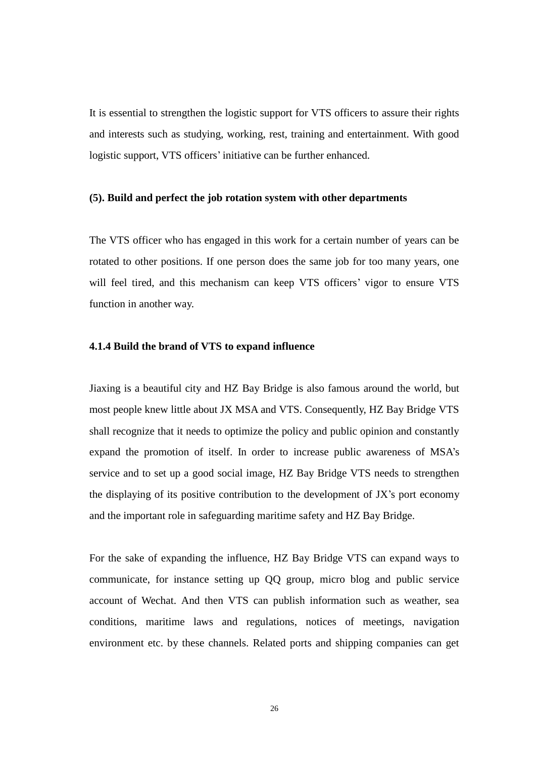It is essential to strengthen the logistic support for VTS officers to assure their rights and interests such as studying, working, rest, training and entertainment. With good logistic support, VTS officers' initiative can be further enhanced.

**(5). Build and perfect the job rotation system with other departments**

The VTS officer who has engaged in this work for a certain number of years can be rotated to other positions. If one person does the same job for too many years, one will feel tired, and this mechanism can keep VTS officers' vigor to ensure VTS function in another way.

### 4.1.4 Build the brand of VTS to expand influence

Jiaxing is a beautiful city and HZ Bay Bridge is also famous around the world, but most people knew little about JX MSA and VTS. Consequently, HZ Bay Bridge VTS shall recognize that it needs to optimize the policy and public opinion and constantly expand the promotion of itself. In order to increase public awareness of MSA's service and to set up a good social image, HZ Bay Bridge VTS needs to strengthen the displaying of its positive contribution to the development of JX's port economy and the important role in safeguarding maritime safety and HZ Bay Bridge.

For the sake of expanding the influence, HZ Bay Bridge VTS can expand ways to communicate, for instance setting up QQ group, micro blog and public service account of Wechat. And then VTS can publish information such as weather, sea conditions, maritime laws and regulations, notices of meetings, navigation environment etc. by these channels. Related ports and shipping companies can get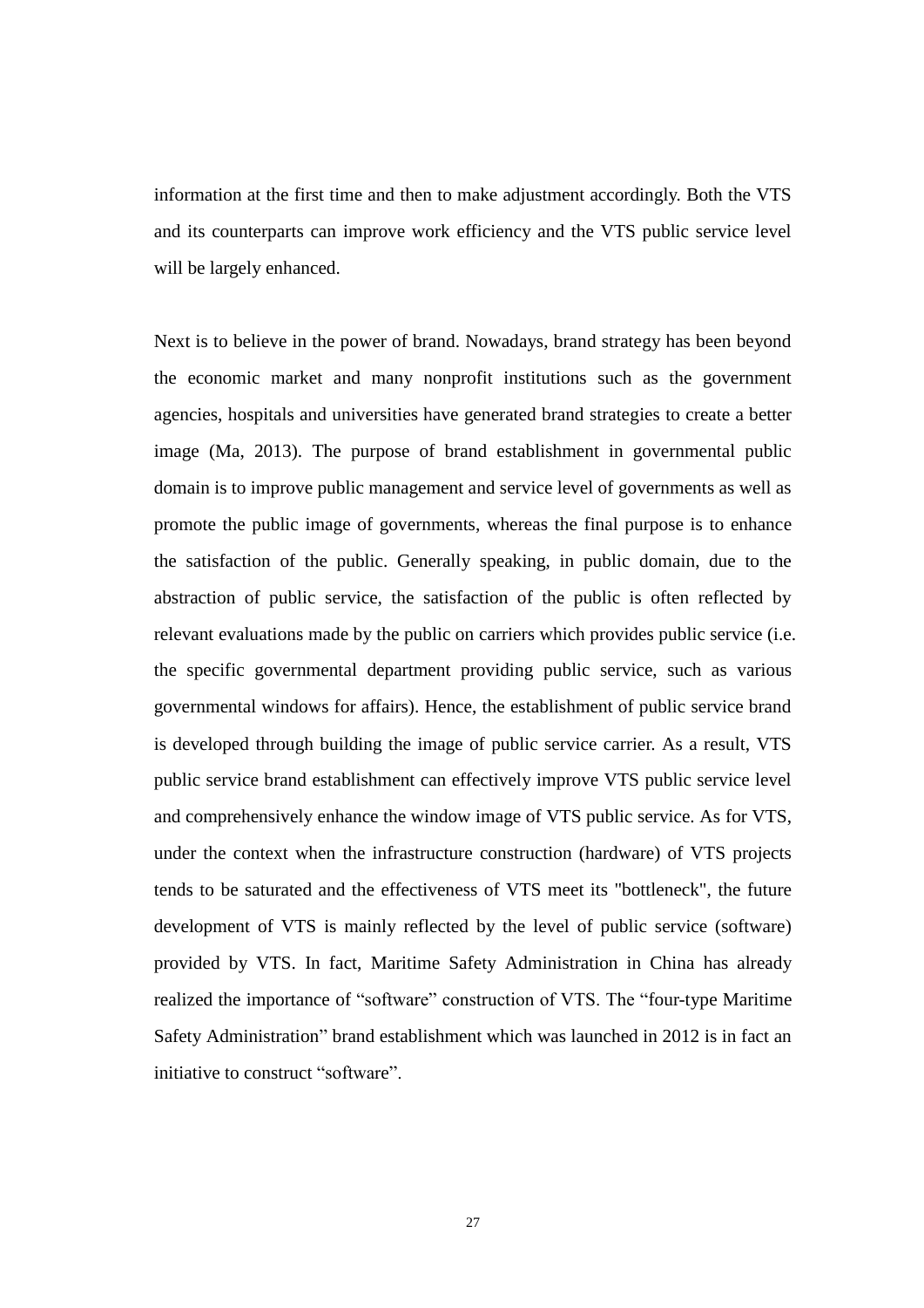information at the first time and then to make adjustment accordingly. Both the VTS and its counterparts can improve work efficiency and the VTS public service level will be largely enhanced.

Next is to believe in the power of brand. Nowadays, brand strategy has been beyond the economic market and many nonprofit institutions such as the government agencies, hospitals and universities have generated brand strategies to create a better image (Ma, 2013). The purpose of brand establishment in governmental public domain is to improve public management and service level of governments as well as promote the public image of governments, whereas the final purpose is to enhance the satisfaction of the public. Generally speaking, in public domain, due to the abstraction of public service, the satisfaction of the public is often reflected by relevant evaluations made by the public on carriers which provides public service (i.e. the specific governmental department providing public service, such as various governmental windows for affairs). Hence, the establishment of public service brand is developed through building the image of public service carrier. As a result, VTS public service brand establishment can effectively improve VTS public service level and comprehensively enhance the window image of VTS public service. As for VTS, under the context when the infrastructure construction (hardware) of VTS projects tends to be saturated and the effectiveness of VTS meet its "bottleneck", the future development of VTS is mainly reflected by the level of public service (software) provided by VTS. In fact, Maritime Safety Administration in China has already realized the importance of "software" construction of VTS. The "four-type Maritime Safety Administration" brand establishment which was launched in 2012 is in fact an initiative to construct "software".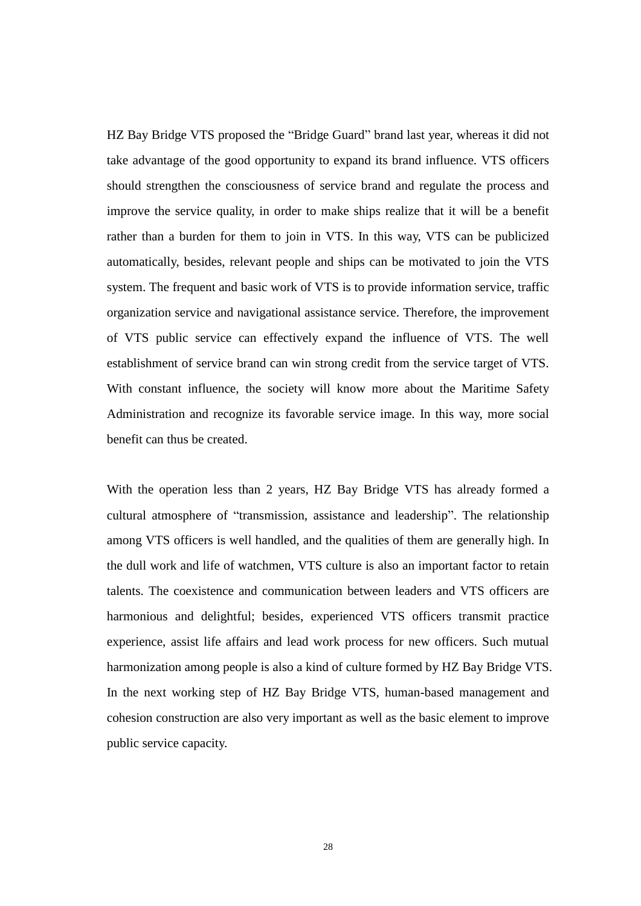HZ Bay Bridge VTS proposed the "Bridge Guard" brand last year, whereas it did not take advantage of the good opportunity to expand its brand influence. VTS officers should strengthen the consciousness of service brand and regulate the process and improve the service quality, in order to make ships realize that it will be a benefit rather than a burden for them to join in VTS. In this way, VTS can be publicized automatically, besides, relevant people and ships can be motivated to join the VTS system. The frequent and basic work of VTS is to provide information service, traffic organization service and navigational assistance service. Therefore, the improvement of VTS public service can effectively expand the influence of VTS. The well establishment of service brand can win strong credit from the service target of VTS. With constant influence, the society will know more about the Maritime Safety Administration and recognize its favorable service image. In this way, more social benefit can thus be created.

With the operation less than 2 years, HZ Bay Bridge VTS has already formed a cultural atmosphere of "transmission, assistance and leadership". The relationship among VTS officers is well handled, and the qualities of them are generally high. In the dull work and life of watchmen, VTS culture is also an important factor to retain talents. The coexistence and communication between leaders and VTS officers are harmonious and delightful; besides, experienced VTS officers transmit practice experience, assist life affairs and lead work process for new officers. Such mutual harmonization among people is also a kind of culture formed by HZ Bay Bridge VTS. In the next working step of HZ Bay Bridge VTS, human-based management and cohesion construction are also very important as well as the basic element to improve public service capacity.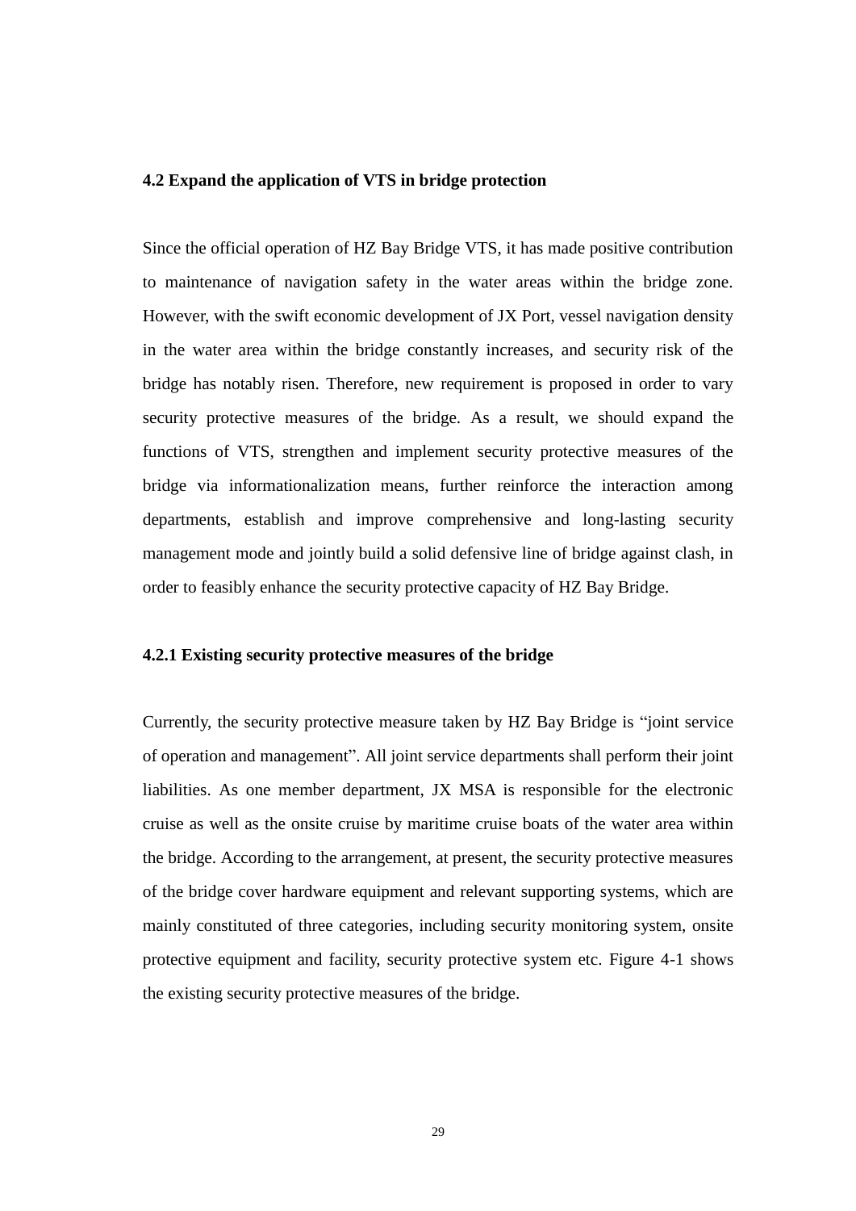### 4.2 Expand the application of VTS in bridge protection

Since the official operation of HZ Bay Bridge VTS, it has made positive contribution to maintenance of navigation safety in the water areas within the bridge zone. However, with the swift economic development of JX Port, vessel navigation density in the water area within the bridge constantly increases, and security risk of the bridge has notably risen. Therefore, new requirement is proposed in order to vary security protective measures of the bridge. As a result, we should expand the functions of VTS, strengthen and implement security protective measures of the bridge via informationalization means, further reinforce the interaction among departments, establish and improve comprehensive and long-lasting security management mode and jointly build a solid defensive line of bridge against clash, in order to feasibly enhance the security protective capacity of HZ Bay Bridge.

#### 4.2.1 Existing security protective measures of the bridge

Currently, the security protective measure taken by HZ Bay Bridge is "joint service of operation and management". All joint service departments shall perform their joint liabilities. As one member department, JX MSA is responsible for the electronic cruise as well as the onsite cruise by maritime cruise boats of the water area within the bridge. According to the arrangement, at present, the security protective measures of the bridge cover hardware equipment and relevant supporting systems, which are mainly constituted of three categories, including security monitoring system, onsite protective equipment and facility, security protective system etc. Figure 4-1 shows the existing security protective measures of the bridge.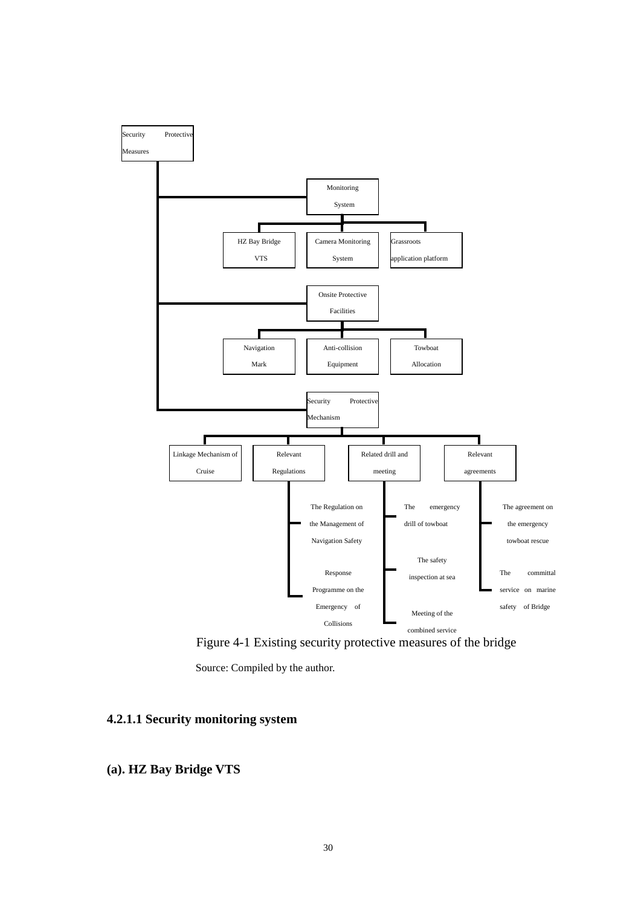Security Protective Measures

- Monitoring System
  - HZ Bay Bridge VTS
  - Camera Monitoring System
  - Grassroots application platform
- Onsite Protective Facilities
  - Navigation Mark
  - Anti-collision Equipment
  - Towboat Allocation
- Security Protective Mechanism
  - Linkage Mechanism of Cruise
  - Relevant Regulations
    - The Regulation on the Management of Navigation Safety
    - Response Programme on the Emergency of Collisions
  - Related drill and meeting
    - The emergency drill of towboat
    - The safety inspection at sea
    - Meeting of the combined service
  - Relevant agreements
    - The agreement on the emergency towboat rescue
    - The committal service on marine safety of Bridge

Figure 4-1 Existing security protective measures of the bridge

Source: Compiled by the author.

#### 4.2.1.1 Security monitoring system

##### (a). HZ Bay Bridge VTS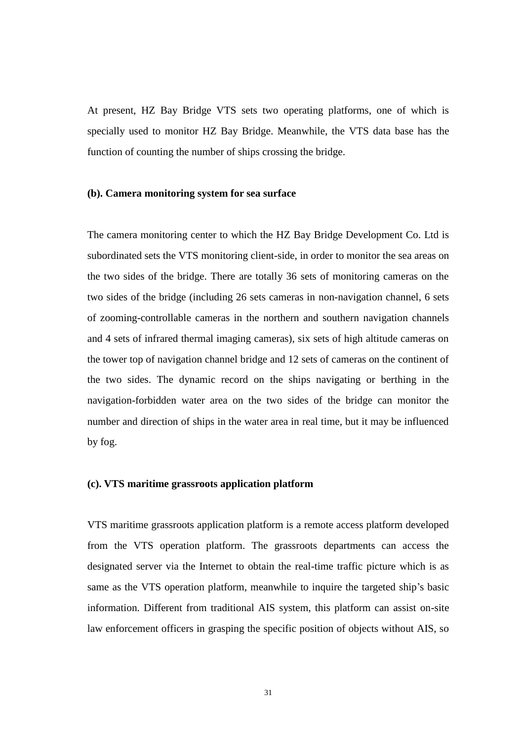At present, HZ Bay Bridge VTS sets two operating platforms, one of which is specially used to monitor HZ Bay Bridge. Meanwhile, the VTS data base has the function of counting the number of ships crossing the bridge.

**(b). Camera monitoring system for sea surface**

The camera monitoring center to which the HZ Bay Bridge Development Co. Ltd is subordinated sets the VTS monitoring client-side, in order to monitor the sea areas on the two sides of the bridge. There are totally 36 sets of monitoring cameras on the two sides of the bridge (including 26 sets cameras in non-navigation channel, 6 sets of zooming-controllable cameras in the northern and southern navigation channels and 4 sets of infrared thermal imaging cameras), six sets of high altitude cameras on the tower top of navigation channel bridge and 12 sets of cameras on the continent of the two sides. The dynamic record on the ships navigating or berthing in the navigation-forbidden water area on the two sides of the bridge can monitor the number and direction of ships in the water area in real time, but it may be influenced by fog.

**(c). VTS maritime grassroots application platform**

VTS maritime grassroots application platform is a remote access platform developed from the VTS operation platform. The grassroots departments can access the designated server via the Internet to obtain the real-time traffic picture which is as same as the VTS operation platform, meanwhile to inquire the targeted ship's basic information. Different from traditional AIS system, this platform can assist on-site law enforcement officers in grasping the specific position of objects without AIS, so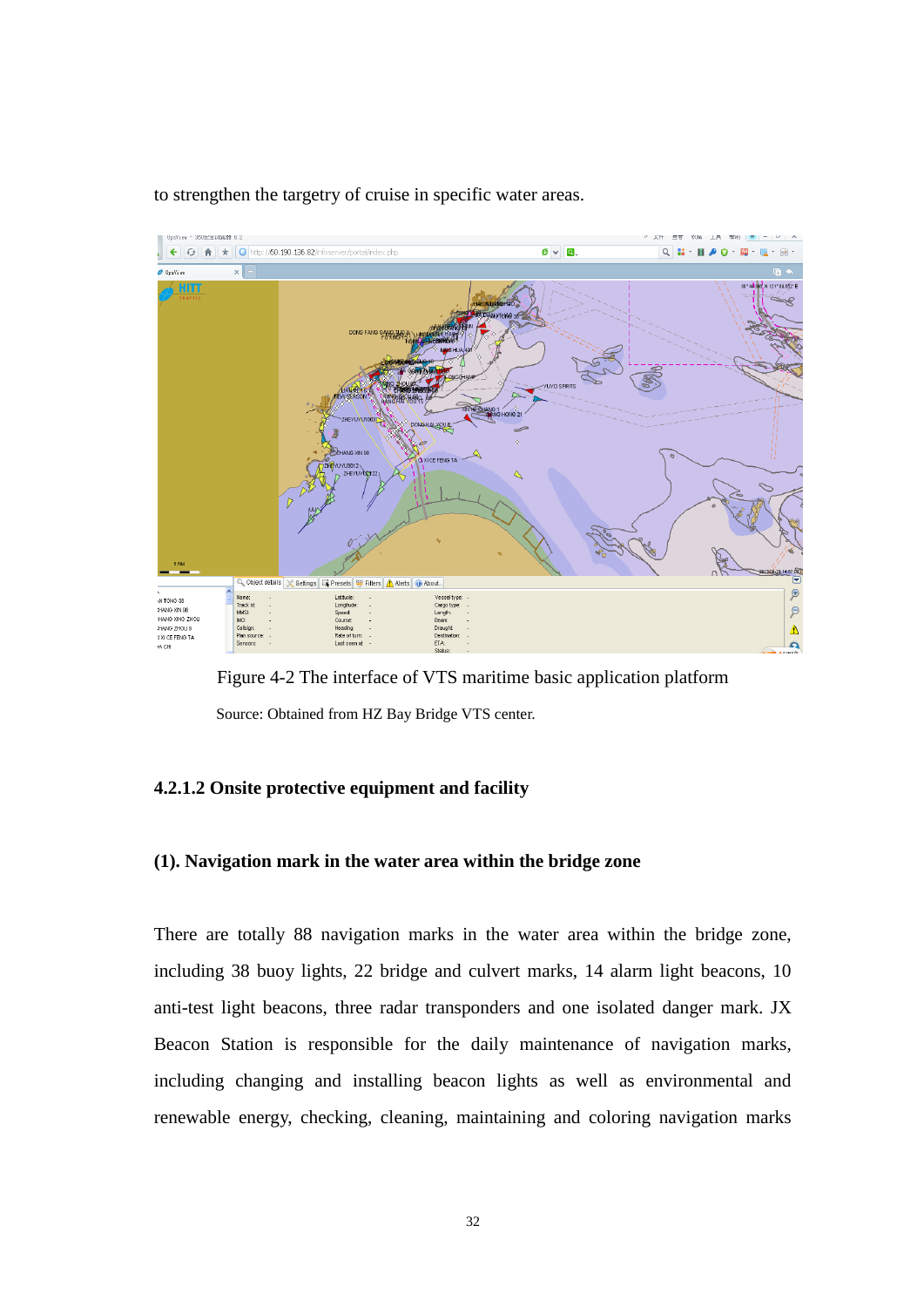to strengthen the targetry of cruise in specific water areas.

Figure 4-2 The interface of VTS maritime basic application platform

Source: Obtained from HZ Bay Bridge VTS center.

#### 4.2.1.2 Onsite protective equipment and facility

##### (1). Navigation mark in the water area within the bridge zone

There are totally 88 navigation marks in the water area within the bridge zone, including 38 buoy lights, 22 bridge and culvert marks, 14 alarm light beacons, 10 anti-test light beacons, three radar transponders and one isolated danger mark. JX Beacon Station is responsible for the daily maintenance of navigation marks, including changing and installing beacon lights as well as environmental and renewable energy, checking, cleaning, maintaining and coloring navigation marks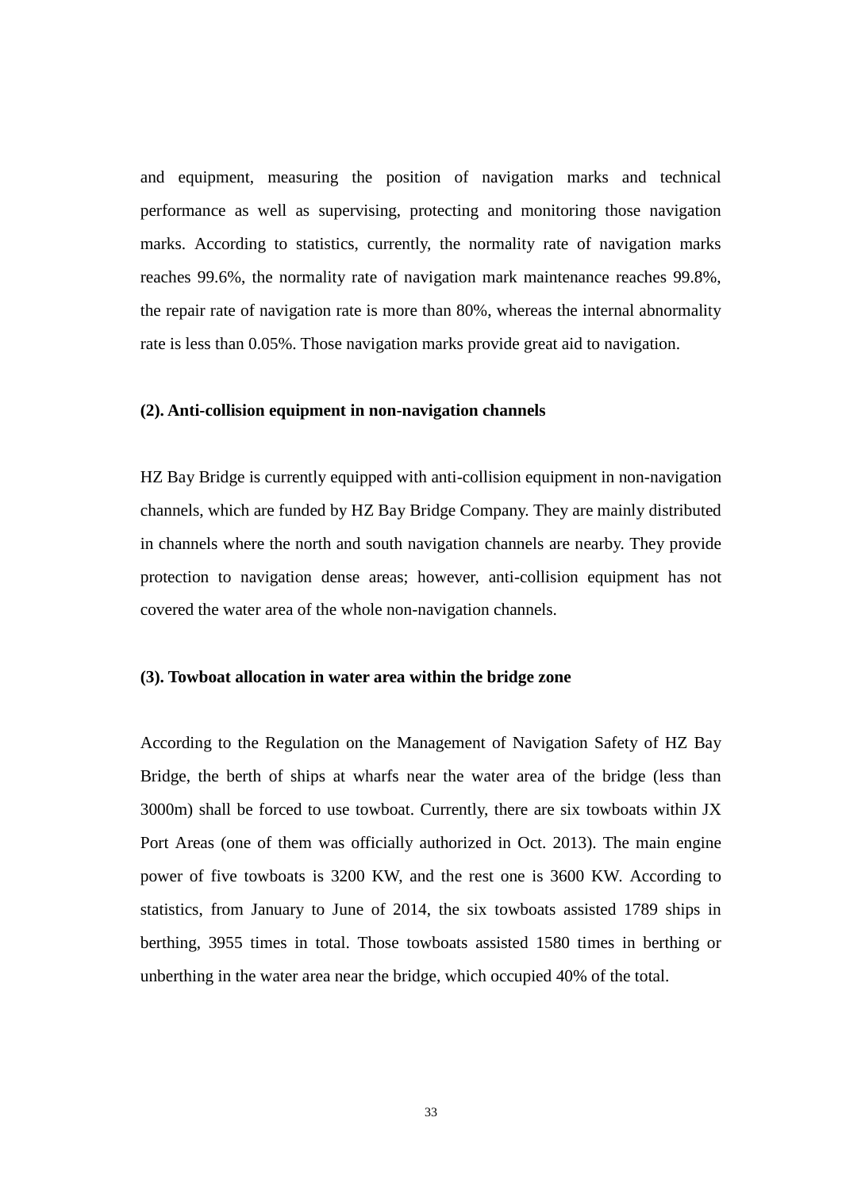and equipment, measuring the position of navigation marks and technical performance as well as supervising, protecting and monitoring those navigation marks. According to statistics, currently, the normality rate of navigation marks reaches 99.6%, the normality rate of navigation mark maintenance reaches 99.8%, the repair rate of navigation rate is more than 80%, whereas the internal abnormality rate is less than 0.05%. Those navigation marks provide great aid to navigation.

**(2). Anti-collision equipment in non-navigation channels**

HZ Bay Bridge is currently equipped with anti-collision equipment in non-navigation channels, which are funded by HZ Bay Bridge Company. They are mainly distributed in channels where the north and south navigation channels are nearby. They provide protection to navigation dense areas; however, anti-collision equipment has not covered the water area of the whole non-navigation channels.

**(3). Towboat allocation in water area within the bridge zone**

According to the Regulation on the Management of Navigation Safety of HZ Bay Bridge, the berth of ships at wharfs near the water area of the bridge (less than 3000m) shall be forced to use towboat. Currently, there are six towboats within JX Port Areas (one of them was officially authorized in Oct. 2013). The main engine power of five towboats is 3200 KW, and the rest one is 3600 KW. According to statistics, from January to June of 2014, the six towboats assisted 1789 ships in berthing, 3955 times in total. Those towboats assisted 1580 times in berthing or unberthing in the water area near the bridge, which occupied 40% of the total.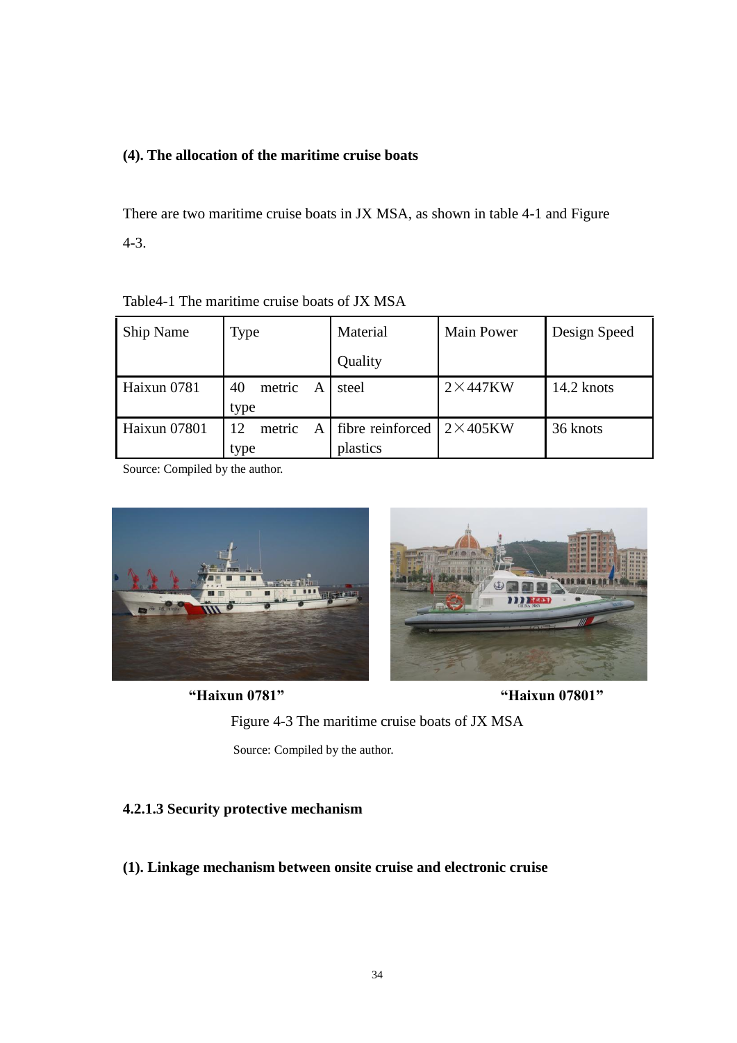**(4). The allocation of the maritime cruise boats**

There are two maritime cruise boats in JX MSA, as shown in table 4-1 and Figure 4-3.

Table4-1 The maritime cruise boats of JX MSA

| Ship Name | Type | Material Quality | Main Power | Design Speed |
|---|---|---|---|---|
| Haixun 0781 | 40 metric A type | steel | 2×447KW | 14.2 knots |
| Haixun 07801 | 12 metric A type | fibre reinforced plastics | 2×405KW | 36 knots |

Source: Compiled by the author.

**"Haixun 0781"** **"Haixun 07801"**

Figure 4-3 The maritime cruise boats of JX MSA

Source: Compiled by the author.

**4.2.1.3 Security protective mechanism**

**(1). Linkage mechanism between onsite cruise and electronic cruise**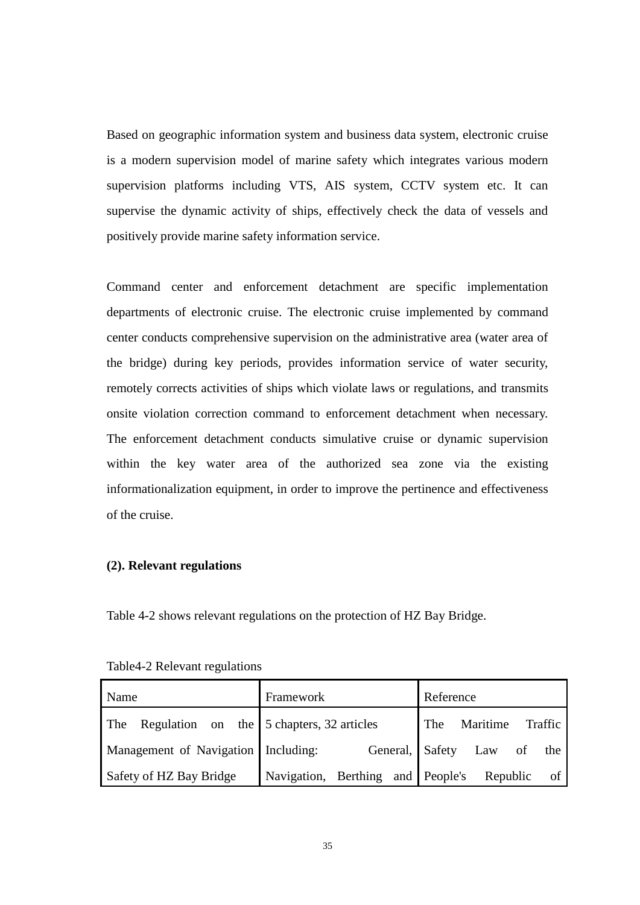Based on geographic information system and business data system, electronic cruise is a modern supervision model of marine safety which integrates various modern supervision platforms including VTS, AIS system, CCTV system etc. It can supervise the dynamic activity of ships, effectively check the data of vessels and positively provide marine safety information service.

Command center and enforcement detachment are specific implementation departments of electronic cruise. The electronic cruise implemented by command center conducts comprehensive supervision on the administrative area (water area of the bridge) during key periods, provides information service of water security, remotely corrects activities of ships which violate laws or regulations, and transmits onsite violation correction command to enforcement detachment when necessary. The enforcement detachment conducts simulative cruise or dynamic supervision within the key water area of the authorized sea zone via the existing informationalization equipment, in order to improve the pertinence and effectiveness of the cruise.

**(2). Relevant regulations**

Table 4-2 shows relevant regulations on the protection of HZ Bay Bridge.

Table4-2 Relevant regulations

| Name | Framework | Reference |
|---|---|---|
| The Regulation on the Management of Navigation Safety of HZ Bay Bridge | 5 chapters, 32 articles Including: General, Navigation, Berthing and | The Maritime Traffic Safety Law of the People's Republic of |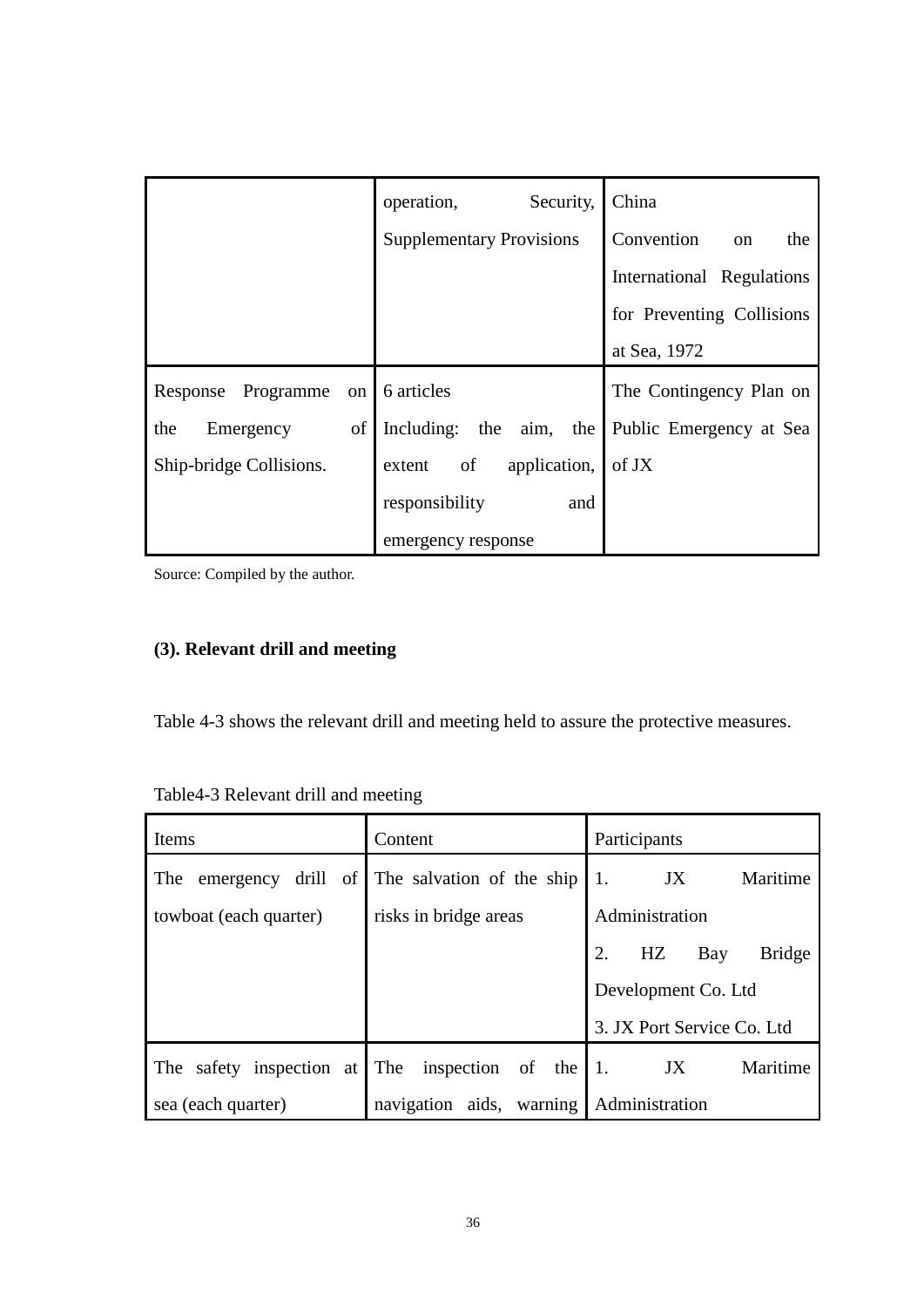|  | operation, Security, Supplementary Provisions | China Convention on the International Regulations for Preventing Collisions at Sea, 1972 |
|---|---|---|
| Response Programme on the Emergency of Ship-bridge Collisions. | 6 articles Including: the aim, the extent of application, responsibility and emergency response | The Contingency Plan on Public Emergency at Sea of JX |

Source: Compiled by the author.

**(3). Relevant drill and meeting**

Table 4-3 shows the relevant drill and meeting held to assure the protective measures.

Table4-3 Relevant drill and meeting

| Items | Content | Participants |
|---|---|---|
| The emergency drill of towboat (each quarter) | The salvation of the ship risks in bridge areas | 1. JX Maritime Administration<br>2. HZ Bay Bridge Development Co. Ltd<br>3. JX Port Service Co. Ltd |
| The safety inspection at sea (each quarter) | The inspection of the navigation aids, warning | 1. JX Maritime Administration |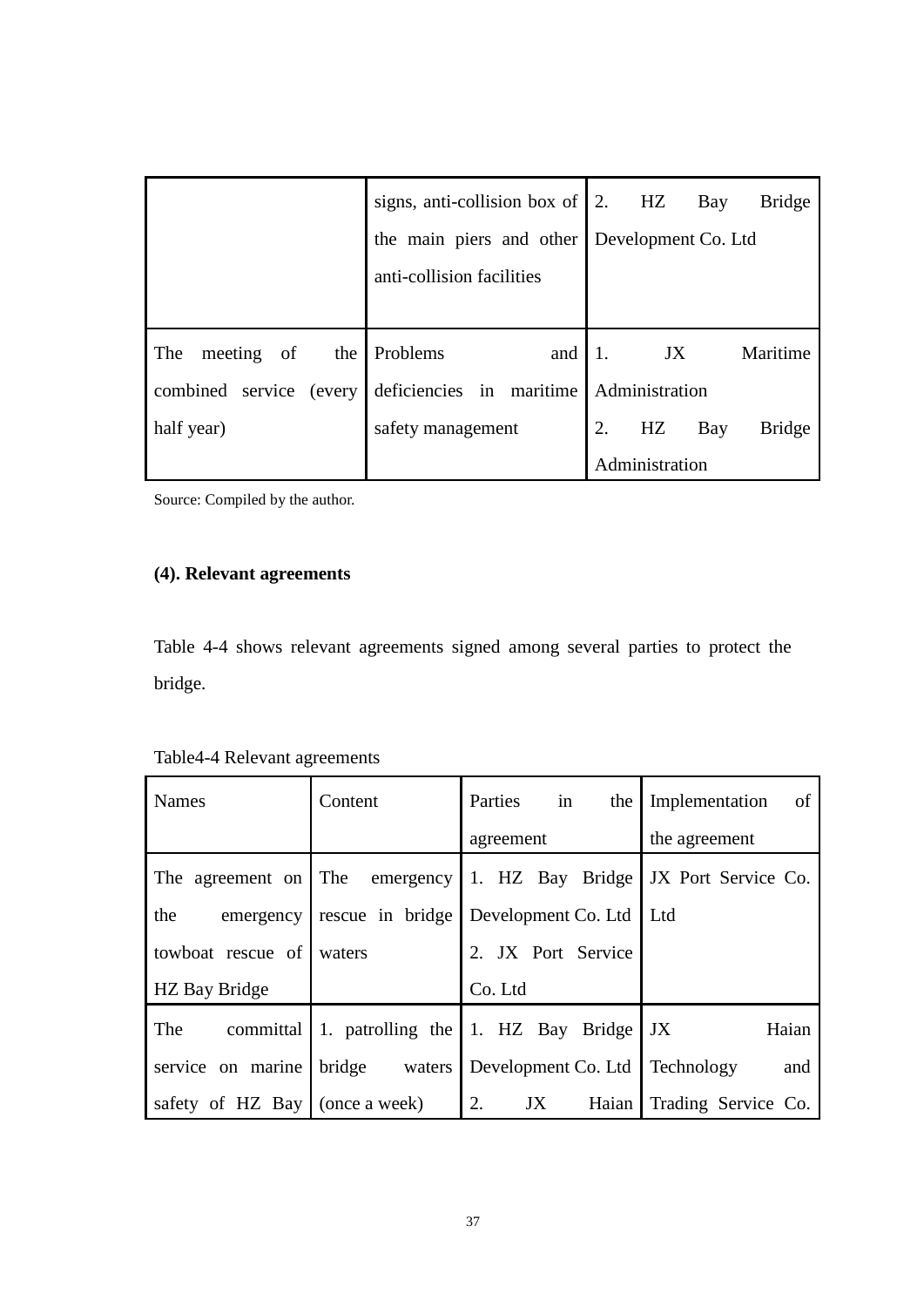| | signs, anti-collision box of the main piers and other anti-collision facilities | 2. HZ Bay Bridge Development Co. Ltd |
|---|---|---|
| The meeting of the combined service (every half year) | Problems and deficiencies in maritime safety management | 1. JX Maritime Administration 2. HZ Bay Bridge Administration |

Source: Compiled by the author.

**(4). Relevant agreements**

Table 4-4 shows relevant agreements signed among several parties to protect the bridge.

Table4-4 Relevant agreements

| Names | Content | Parties in the agreement | Implementation of the agreement |
|---|---|---|---|
| The agreement on the emergency towboat rescue of HZ Bay Bridge | The emergency rescue in bridge waters | 1. HZ Bay Bridge Development Co. Ltd 2. JX Port Service Co. Ltd | JX Port Service Co. Ltd |
| The committal service on marine safety of HZ Bay | 1. patrolling the bridge waters (once a week) | 1. HZ Bay Bridge Development Co. Ltd 2. JX Haian | JX Haian Technology and Trading Service Co. |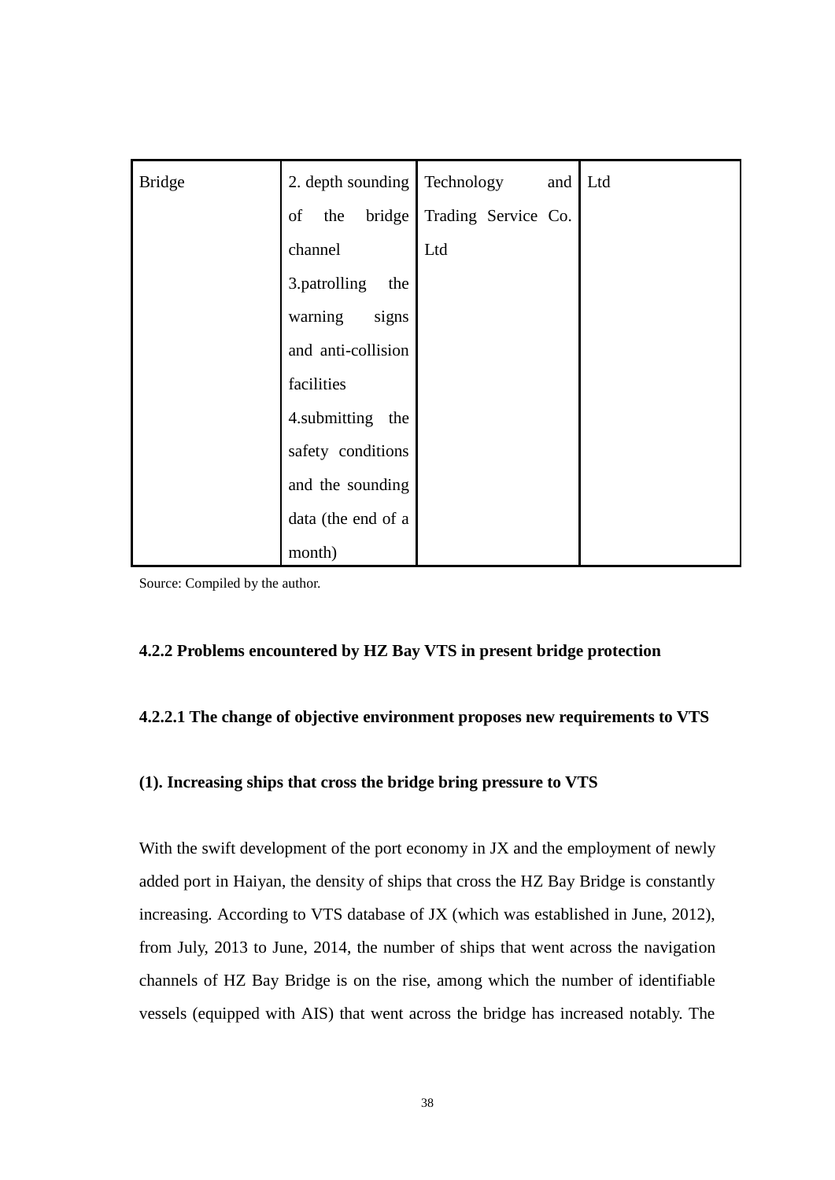| Bridge | 2. depth sounding of the bridge channel<br>3.patrolling the warning signs and anti-collision facilities<br>4.submitting the safety conditions and the sounding data (the end of a month) | Technology and Trading Service Co. Ltd | Ltd |
|---|---|---|---|

Source: Compiled by the author.

#### 4.2.2 Problems encountered by HZ Bay VTS in present bridge protection

##### 4.2.2.1 The change of objective environment proposes new requirements to VTS

**(1). Increasing ships that cross the bridge bring pressure to VTS**

With the swift development of the port economy in JX and the employment of newly added port in Haiyan, the density of ships that cross the HZ Bay Bridge is constantly increasing. According to VTS database of JX (which was established in June, 2012), from July, 2013 to June, 2014, the number of ships that went across the navigation channels of HZ Bay Bridge is on the rise, among which the number of identifiable vessels (equipped with AIS) that went across the bridge has increased notably. The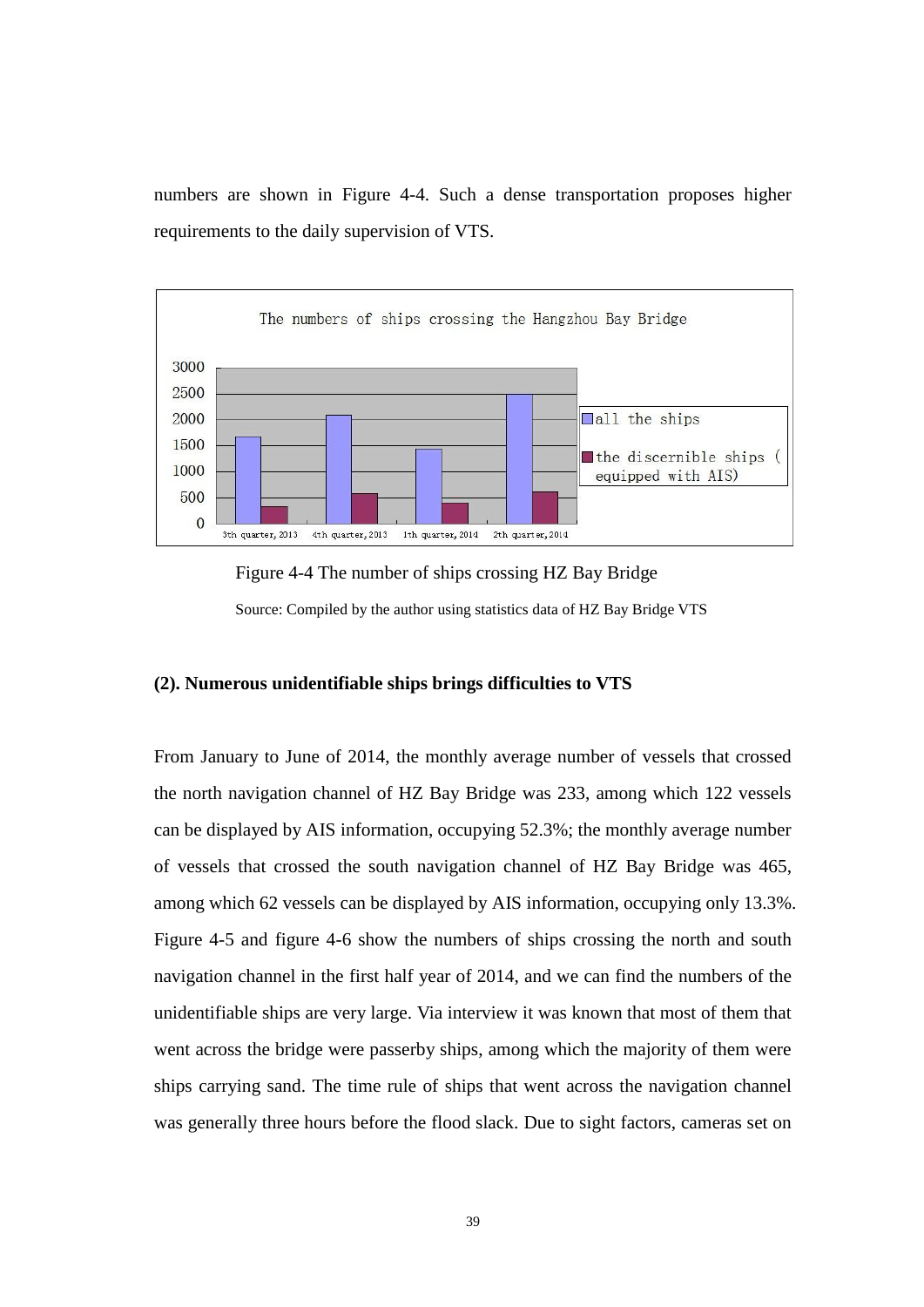numbers are shown in Figure 4-4. Such a dense transportation proposes higher requirements to the daily supervision of VTS.

Figure 4-4 The number of ships crossing HZ Bay Bridge

Source: Compiled by the author using statistics data of HZ Bay Bridge VTS

**(2). Numerous unidentifiable ships brings difficulties to VTS**

From January to June of 2014, the monthly average number of vessels that crossed the north navigation channel of HZ Bay Bridge was 233, among which 122 vessels can be displayed by AIS information, occupying 52.3%; the monthly average number of vessels that crossed the south navigation channel of HZ Bay Bridge was 465, among which 62 vessels can be displayed by AIS information, occupying only 13.3%. Figure 4-5 and figure 4-6 show the numbers of ships crossing the north and south navigation channel in the first half year of 2014, and we can find the numbers of the unidentifiable ships are very large. Via interview it was known that most of them that went across the bridge were passerby ships, among which the majority of them were ships carrying sand. The time rule of ships that went across the navigation channel was generally three hours before the flood slack. Due to sight factors, cameras set on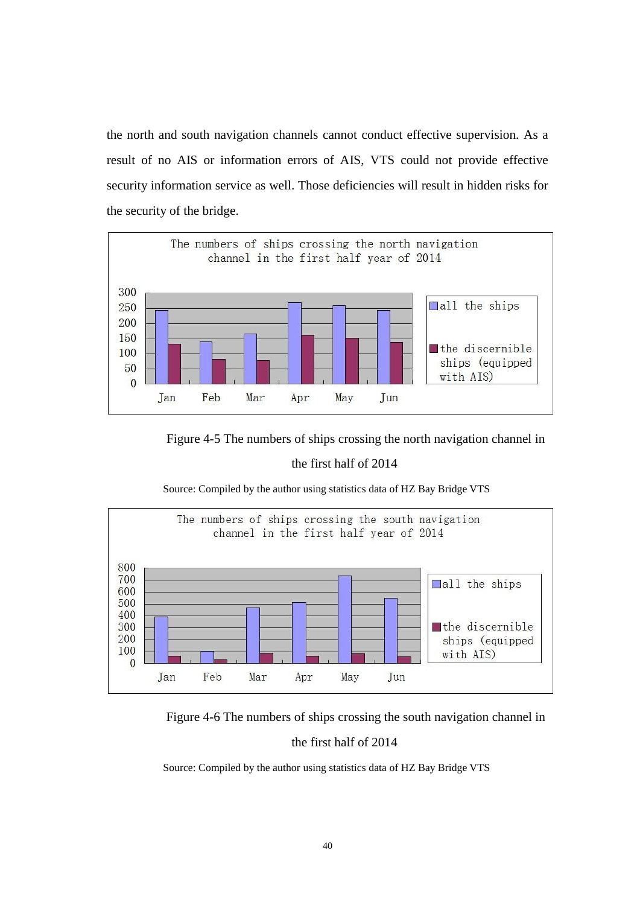the north and south navigation channels cannot conduct effective supervision. As a result of no AIS or information errors of AIS, VTS could not provide effective security information service as well. Those deficiencies will result in hidden risks for the security of the bridge.

Figure 4-5 The numbers of ships crossing the north navigation channel in the first half of 2014

Source: Compiled by the author using statistics data of HZ Bay Bridge VTS

Figure 4-6 The numbers of ships crossing the south navigation channel in the first half of 2014

Source: Compiled by the author using statistics data of HZ Bay Bridge VTS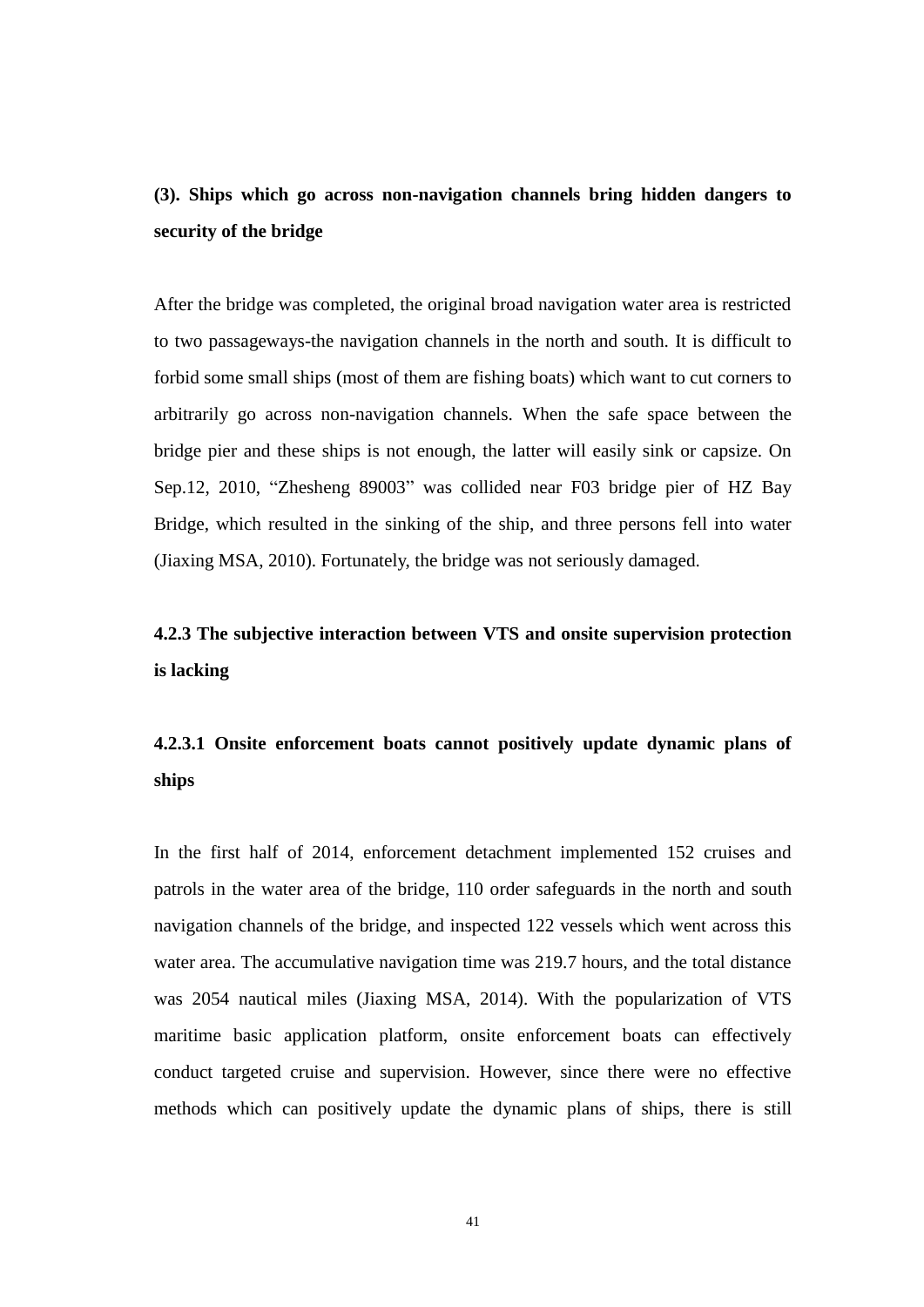**(3). Ships which go across non-navigation channels bring hidden dangers to security of the bridge**

After the bridge was completed, the original broad navigation water area is restricted to two passageways-the navigation channels in the north and south. It is difficult to forbid some small ships (most of them are fishing boats) which want to cut corners to arbitrarily go across non-navigation channels. When the safe space between the bridge pier and these ships is not enough, the latter will easily sink or capsize. On Sep.12, 2010, "Zhesheng 89003" was collided near F03 bridge pier of HZ Bay Bridge, which resulted in the sinking of the ship, and three persons fell into water (Jiaxing MSA, 2010). Fortunately, the bridge was not seriously damaged.

### 4.2.3 The subjective interaction between VTS and onsite supervision protection is lacking

#### 4.2.3.1 Onsite enforcement boats cannot positively update dynamic plans of ships

In the first half of 2014, enforcement detachment implemented 152 cruises and patrols in the water area of the bridge, 110 order safeguards in the north and south navigation channels of the bridge, and inspected 122 vessels which went across this water area. The accumulative navigation time was 219.7 hours, and the total distance was 2054 nautical miles (Jiaxing MSA, 2014). With the popularization of VTS maritime basic application platform, onsite enforcement boats can effectively conduct targeted cruise and supervision. However, since there were no effective methods which can positively update the dynamic plans of ships, there is still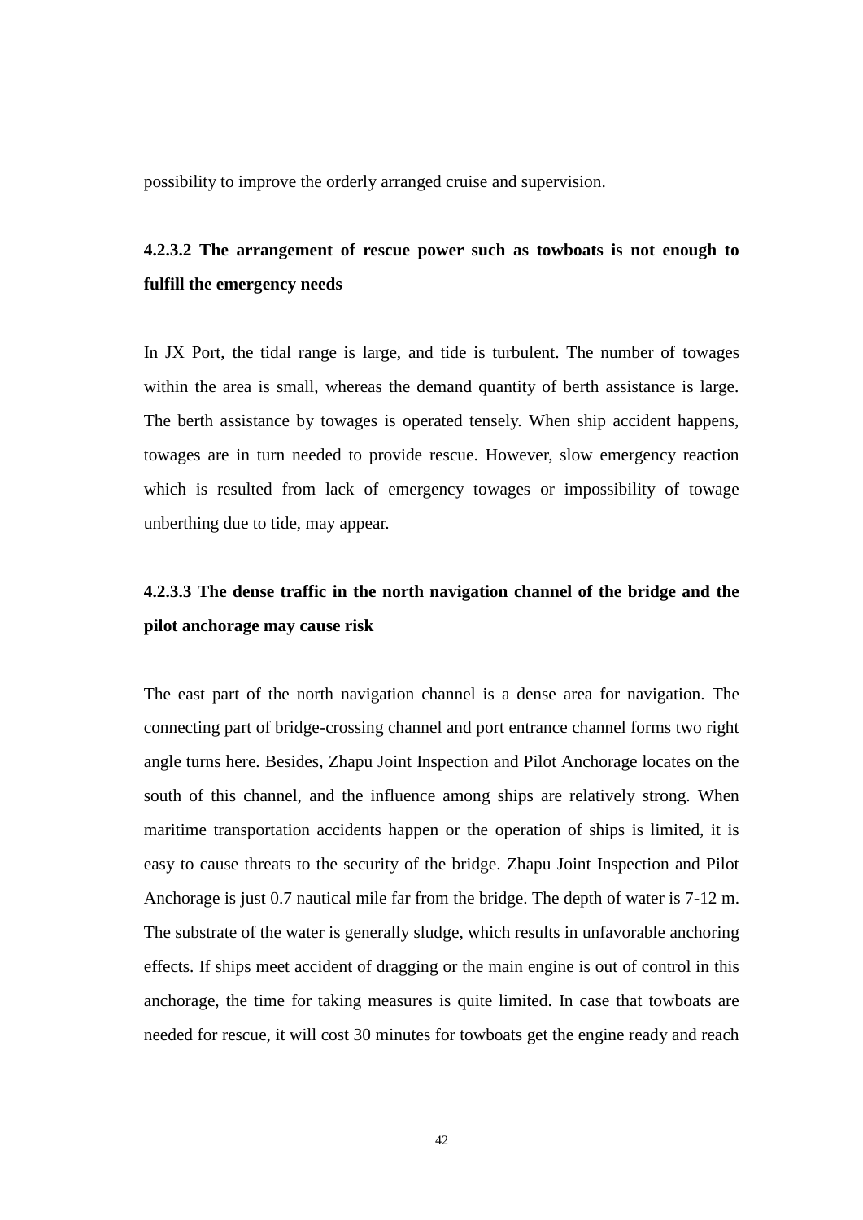possibility to improve the orderly arranged cruise and supervision.

#### 4.2.3.2 The arrangement of rescue power such as towboats is not enough to fulfill the emergency needs

In JX Port, the tidal range is large, and tide is turbulent. The number of towages within the area is small, whereas the demand quantity of berth assistance is large. The berth assistance by towages is operated tensely. When ship accident happens, towages are in turn needed to provide rescue. However, slow emergency reaction which is resulted from lack of emergency towages or impossibility of towage unberthing due to tide, may appear.

#### 4.2.3.3 The dense traffic in the north navigation channel of the bridge and the pilot anchorage may cause risk

The east part of the north navigation channel is a dense area for navigation. The connecting part of bridge-crossing channel and port entrance channel forms two right angle turns here. Besides, Zhapu Joint Inspection and Pilot Anchorage locates on the south of this channel, and the influence among ships are relatively strong. When maritime transportation accidents happen or the operation of ships is limited, it is easy to cause threats to the security of the bridge. Zhapu Joint Inspection and Pilot Anchorage is just 0.7 nautical mile far from the bridge. The depth of water is 7-12 m. The substrate of the water is generally sludge, which results in unfavorable anchoring effects. If ships meet accident of dragging or the main engine is out of control in this anchorage, the time for taking measures is quite limited. In case that towboats are needed for rescue, it will cost 30 minutes for towboats get the engine ready and reach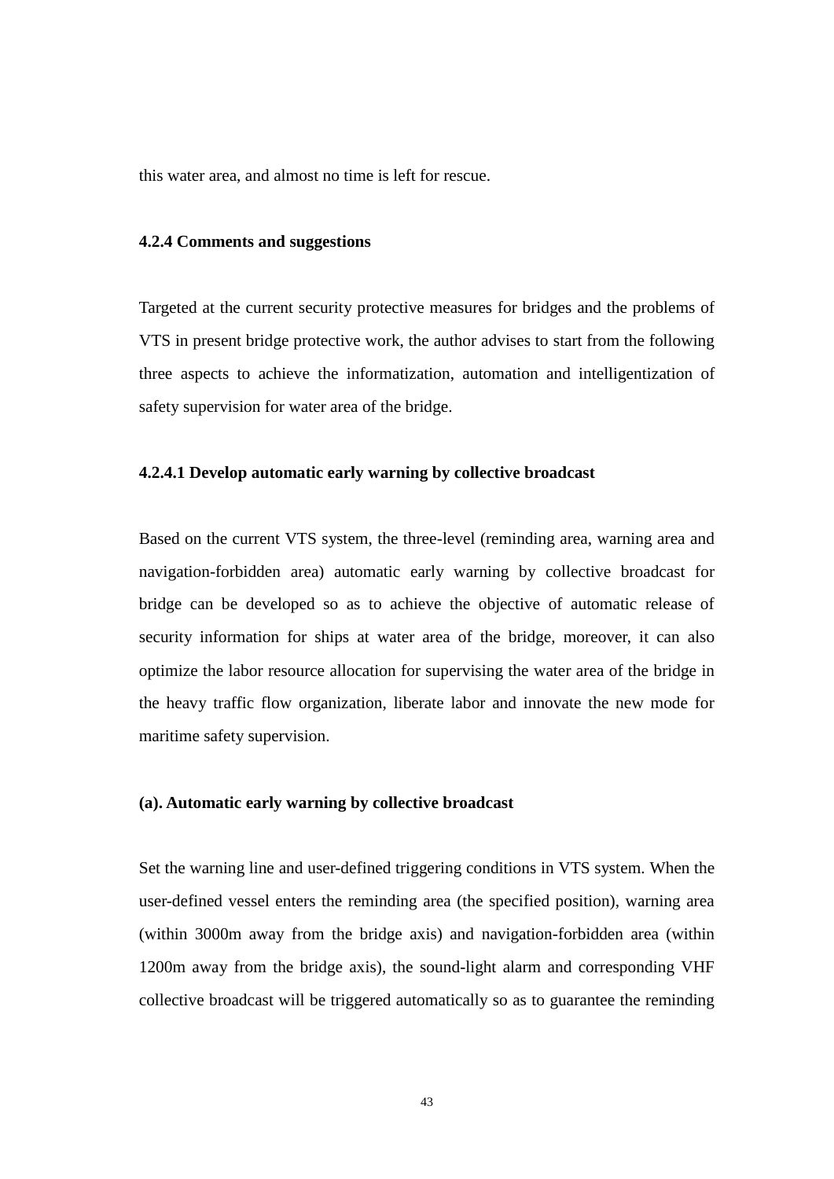this water area, and almost no time is left for rescue.

### 4.2.4 Comments and suggestions

Targeted at the current security protective measures for bridges and the problems of VTS in present bridge protective work, the author advises to start from the following three aspects to achieve the informatization, automation and intelligentization of safety supervision for water area of the bridge.

#### 4.2.4.1 Develop automatic early warning by collective broadcast

Based on the current VTS system, the three-level (reminding area, warning area and navigation-forbidden area) automatic early warning by collective broadcast for bridge can be developed so as to achieve the objective of automatic release of security information for ships at water area of the bridge, moreover, it can also optimize the labor resource allocation for supervising the water area of the bridge in the heavy traffic flow organization, liberate labor and innovate the new mode for maritime safety supervision.

**(a). Automatic early warning by collective broadcast**

Set the warning line and user-defined triggering conditions in VTS system. When the user-defined vessel enters the reminding area (the specified position), warning area (within 3000m away from the bridge axis) and navigation-forbidden area (within 1200m away from the bridge axis), the sound-light alarm and corresponding VHF collective broadcast will be triggered automatically so as to guarantee the reminding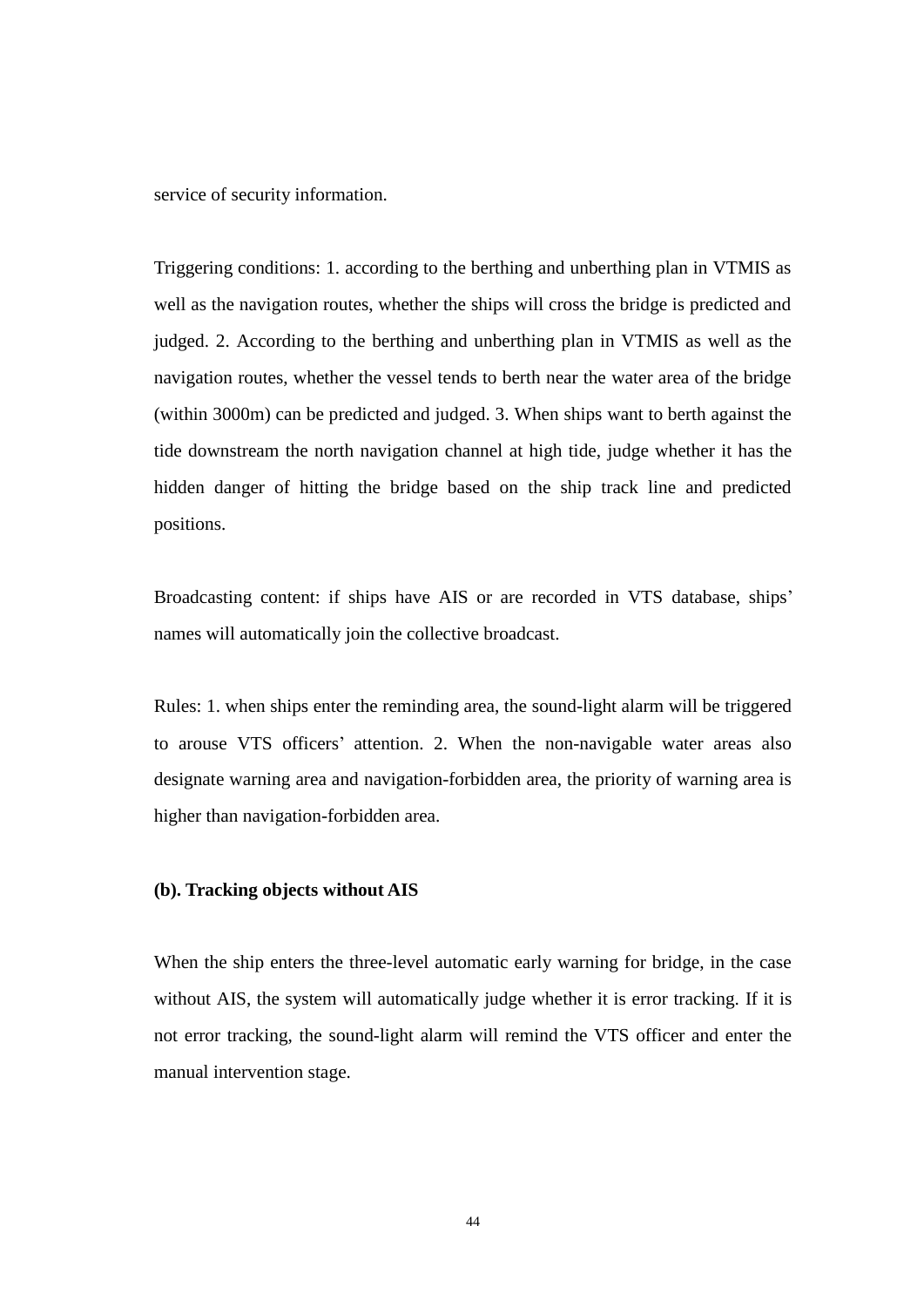service of security information.

Triggering conditions: 1. according to the berthing and unberthing plan in VTMIS as well as the navigation routes, whether the ships will cross the bridge is predicted and judged. 2. According to the berthing and unberthing plan in VTMIS as well as the navigation routes, whether the vessel tends to berth near the water area of the bridge (within 3000m) can be predicted and judged. 3. When ships want to berth against the tide downstream the north navigation channel at high tide, judge whether it has the hidden danger of hitting the bridge based on the ship track line and predicted positions.

Broadcasting content: if ships have AIS or are recorded in VTS database, ships' names will automatically join the collective broadcast.

Rules: 1. when ships enter the reminding area, the sound-light alarm will be triggered to arouse VTS officers' attention. 2. When the non-navigable water areas also designate warning area and navigation-forbidden area, the priority of warning area is higher than navigation-forbidden area.

**(b). Tracking objects without AIS**

When the ship enters the three-level automatic early warning for bridge, in the case without AIS, the system will automatically judge whether it is error tracking. If it is not error tracking, the sound-light alarm will remind the VTS officer and enter the manual intervention stage.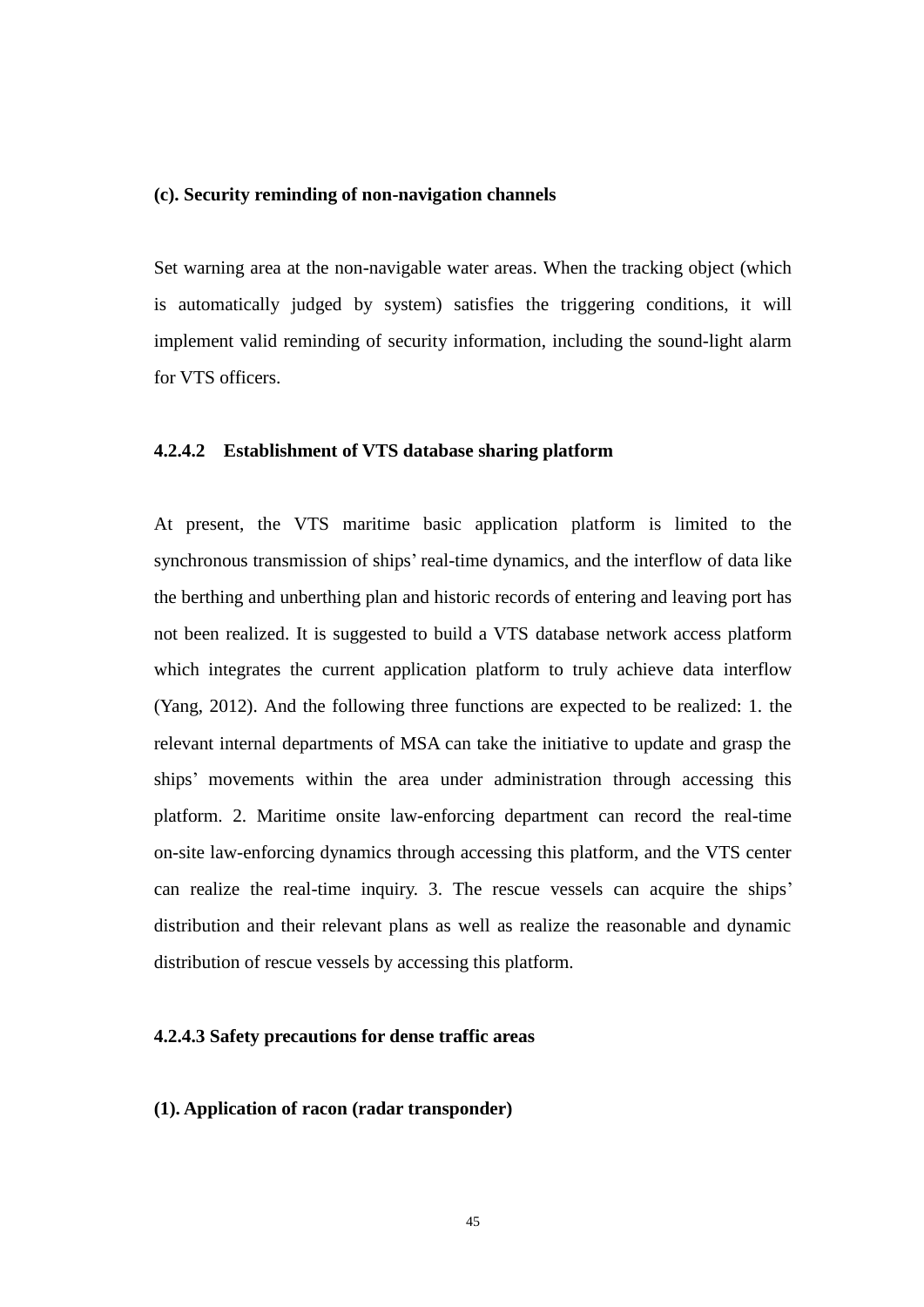**(c). Security reminding of non-navigation channels**

Set warning area at the non-navigable water areas. When the tracking object (which is automatically judged by system) satisfies the triggering conditions, it will implement valid reminding of security information, including the sound-light alarm for VTS officers.

### 4.2.4.2 Establishment of VTS database sharing platform

At present, the VTS maritime basic application platform is limited to the synchronous transmission of ships' real-time dynamics, and the interflow of data like the berthing and unberthing plan and historic records of entering and leaving port has not been realized. It is suggested to build a VTS database network access platform which integrates the current application platform to truly achieve data interflow (Yang, 2012). And the following three functions are expected to be realized: 1. the relevant internal departments of MSA can take the initiative to update and grasp the ships' movements within the area under administration through accessing this platform. 2. Maritime onsite law-enforcing department can record the real-time on-site law-enforcing dynamics through accessing this platform, and the VTS center can realize the real-time inquiry. 3. The rescue vessels can acquire the ships' distribution and their relevant plans as well as realize the reasonable and dynamic distribution of rescue vessels by accessing this platform.

### 4.2.4.3 Safety precautions for dense traffic areas

**(1). Application of racon (radar transponder)**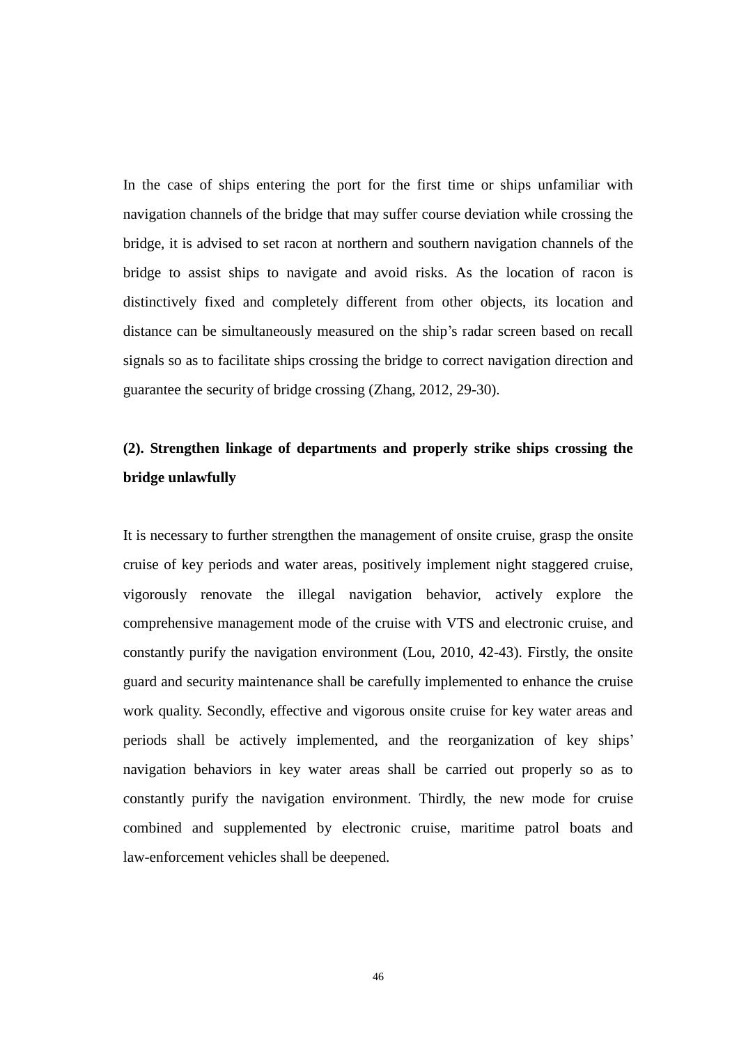In the case of ships entering the port for the first time or ships unfamiliar with navigation channels of the bridge that may suffer course deviation while crossing the bridge, it is advised to set racon at northern and southern navigation channels of the bridge to assist ships to navigate and avoid risks. As the location of racon is distinctively fixed and completely different from other objects, its location and distance can be simultaneously measured on the ship's radar screen based on recall signals so as to facilitate ships crossing the bridge to correct navigation direction and guarantee the security of bridge crossing (Zhang, 2012, 29-30).

**(2). Strengthen linkage of departments and properly strike ships crossing the bridge unlawfully**

It is necessary to further strengthen the management of onsite cruise, grasp the onsite cruise of key periods and water areas, positively implement night staggered cruise, vigorously renovate the illegal navigation behavior, actively explore the comprehensive management mode of the cruise with VTS and electronic cruise, and constantly purify the navigation environment (Lou, 2010, 42-43). Firstly, the onsite guard and security maintenance shall be carefully implemented to enhance the cruise work quality. Secondly, effective and vigorous onsite cruise for key water areas and periods shall be actively implemented, and the reorganization of key ships' navigation behaviors in key water areas shall be carried out properly so as to constantly purify the navigation environment. Thirdly, the new mode for cruise combined and supplemented by electronic cruise, maritime patrol boats and law-enforcement vehicles shall be deepened.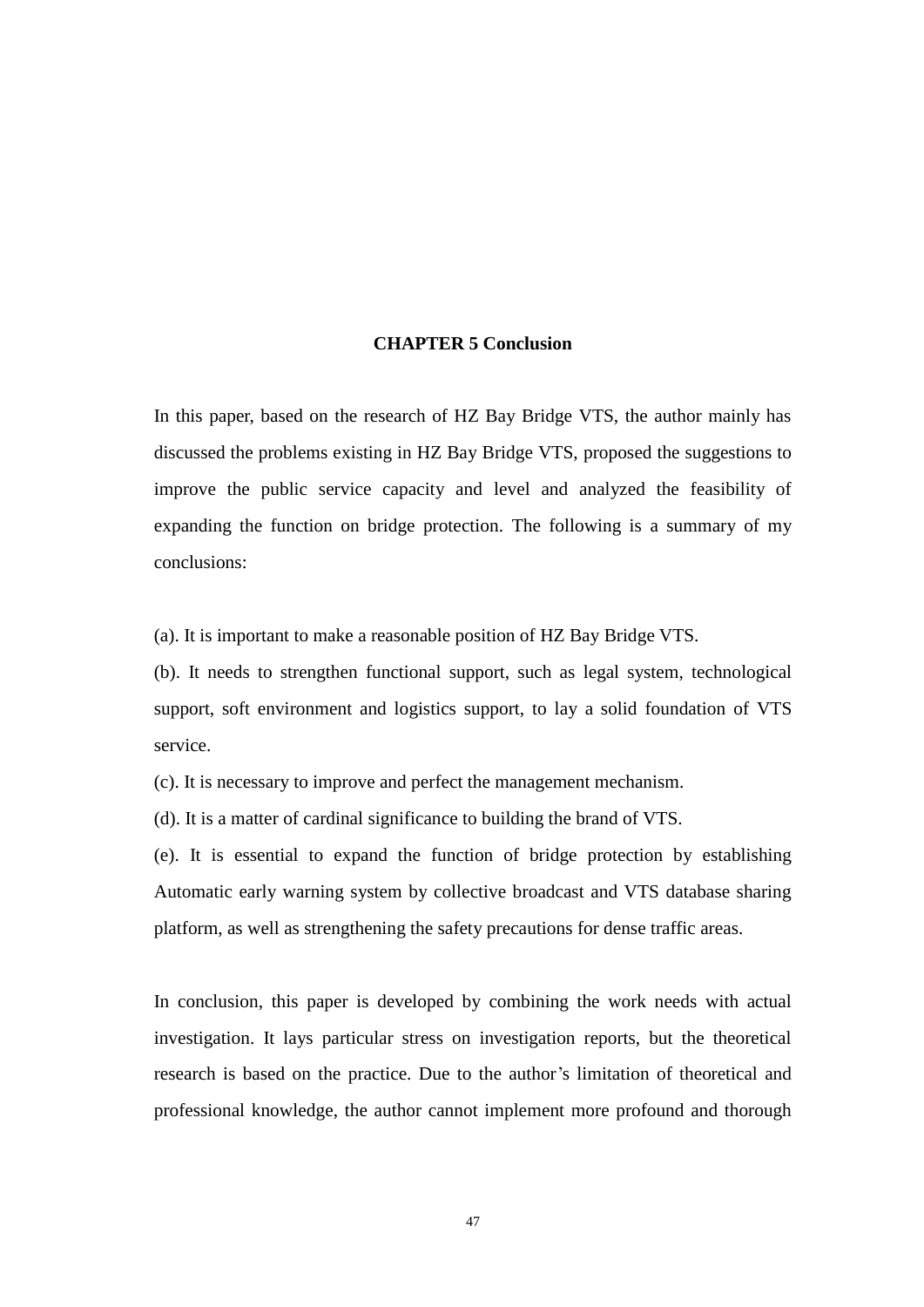# CHAPTER 5 Conclusion

In this paper, based on the research of HZ Bay Bridge VTS, the author mainly has discussed the problems existing in HZ Bay Bridge VTS, proposed the suggestions to improve the public service capacity and level and analyzed the feasibility of expanding the function on bridge protection. The following is a summary of my conclusions:

(a). It is important to make a reasonable position of HZ Bay Bridge VTS.

(b). It needs to strengthen functional support, such as legal system, technological support, soft environment and logistics support, to lay a solid foundation of VTS service.

(c). It is necessary to improve and perfect the management mechanism.

(d). It is a matter of cardinal significance to building the brand of VTS.

(e). It is essential to expand the function of bridge protection by establishing Automatic early warning system by collective broadcast and VTS database sharing platform, as well as strengthening the safety precautions for dense traffic areas.

In conclusion, this paper is developed by combining the work needs with actual investigation. It lays particular stress on investigation reports, but the theoretical research is based on the practice. Due to the author's limitation of theoretical and professional knowledge, the author cannot implement more profound and thorough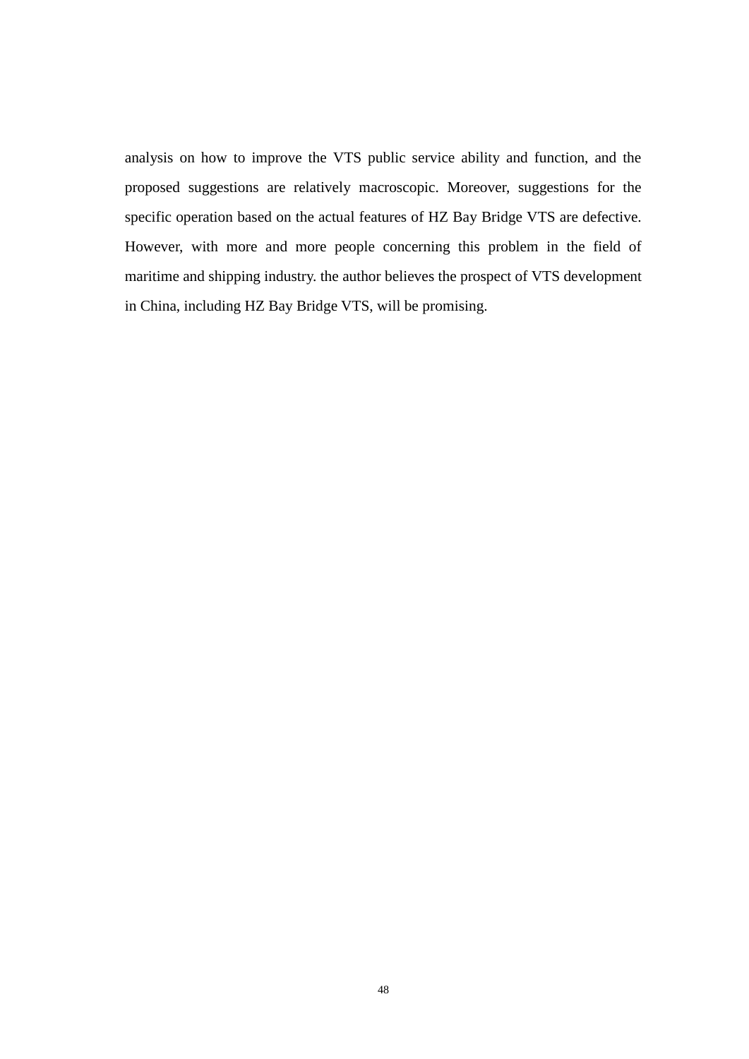analysis on how to improve the VTS public service ability and function, and the proposed suggestions are relatively macroscopic. Moreover, suggestions for the specific operation based on the actual features of HZ Bay Bridge VTS are defective. However, with more and more people concerning this problem in the field of maritime and shipping industry. the author believes the prospect of VTS development in China, including HZ Bay Bridge VTS, will be promising.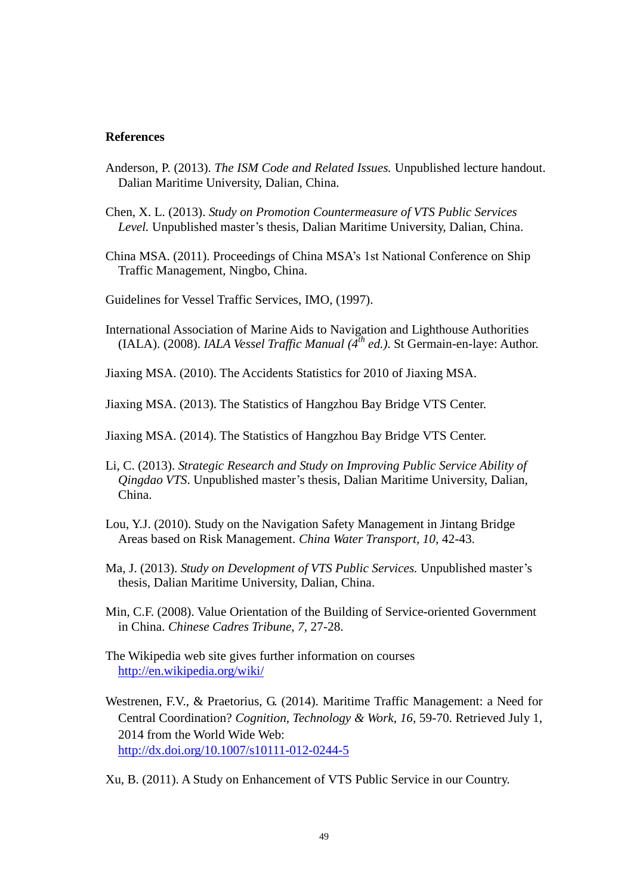**References**

Anderson, P. (2013). *The ISM Code and Related Issues.* Unpublished lecture handout. Dalian Maritime University, Dalian, China.

Chen, X. L. (2013). *Study on Promotion Countermeasure of VTS Public Services Level.* Unpublished master's thesis, Dalian Maritime University, Dalian, China.

China MSA. (2011). Proceedings of China MSA's 1st National Conference on Ship Traffic Management, Ningbo, China.

Guidelines for Vessel Traffic Services, IMO, (1997).

International Association of Marine Aids to Navigation and Lighthouse Authorities (IALA). (2008). *IALA Vessel Traffic Manual (4th ed.).* St Germain-en-laye: Author.

Jiaxing MSA. (2010). The Accidents Statistics for 2010 of Jiaxing MSA.

Jiaxing MSA. (2013). The Statistics of Hangzhou Bay Bridge VTS Center.

Jiaxing MSA. (2014). The Statistics of Hangzhou Bay Bridge VTS Center.

Li, C. (2013). *Strategic Research and Study on Improving Public Service Ability of Qingdao VTS*. Unpublished master's thesis, Dalian Maritime University, Dalian, China.

Lou, Y.J. (2010). Study on the Navigation Safety Management in Jintang Bridge Areas based on Risk Management. *China Water Transport, 10,* 42-43.

Ma, J. (2013). *Study on Development of VTS Public Services.* Unpublished master's thesis, Dalian Maritime University, Dalian, China.

Min, C.F. (2008). Value Orientation of the Building of Service-oriented Government in China. *Chinese Cadres Tribune, 7,* 27-28.

The Wikipedia web site gives further information on courses http://en.wikipedia.org/wiki/

Westrenen, F.V., & Praetorius, G. (2014). Maritime Traffic Management: a Need for Central Coordination? *Cognition, Technology & Work, 16,* 59-70. Retrieved July 1, 2014 from the World Wide Web: http://dx.doi.org/10.1007/s10111-012-0244-5

Xu, B. (2011). A Study on Enhancement of VTS Public Service in our Country.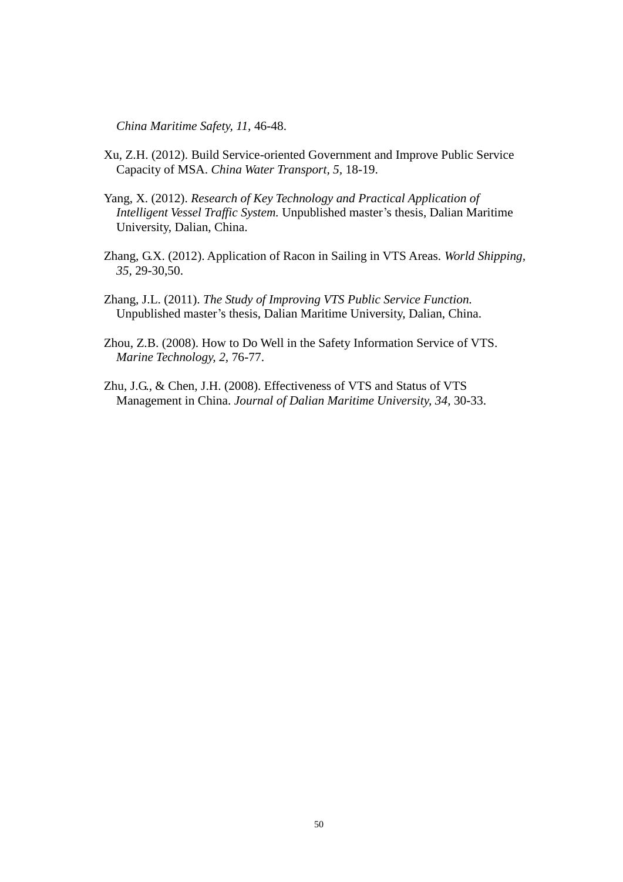*China Maritime Safety, 11,* 46-48.

Xu, Z.H. (2012). Build Service-oriented Government and Improve Public Service Capacity of MSA. *China Water Transport, 5,* 18-19.

Yang, X. (2012). *Research of Key Technology and Practical Application of Intelligent Vessel Traffic System.* Unpublished master's thesis, Dalian Maritime University, Dalian, China.

Zhang, G.X. (2012). Application of Racon in Sailing in VTS Areas. *World Shipping, 35,* 29-30,50.

Zhang, J.L. (2011). *The Study of Improving VTS Public Service Function.* Unpublished master's thesis, Dalian Maritime University, Dalian, China.

Zhou, Z.B. (2008). How to Do Well in the Safety Information Service of VTS. *Marine Technology, 2,* 76-77.

Zhu, J.G., & Chen, J.H. (2008). Effectiveness of VTS and Status of VTS Management in China. *Journal of Dalian Maritime University, 34,* 30-33.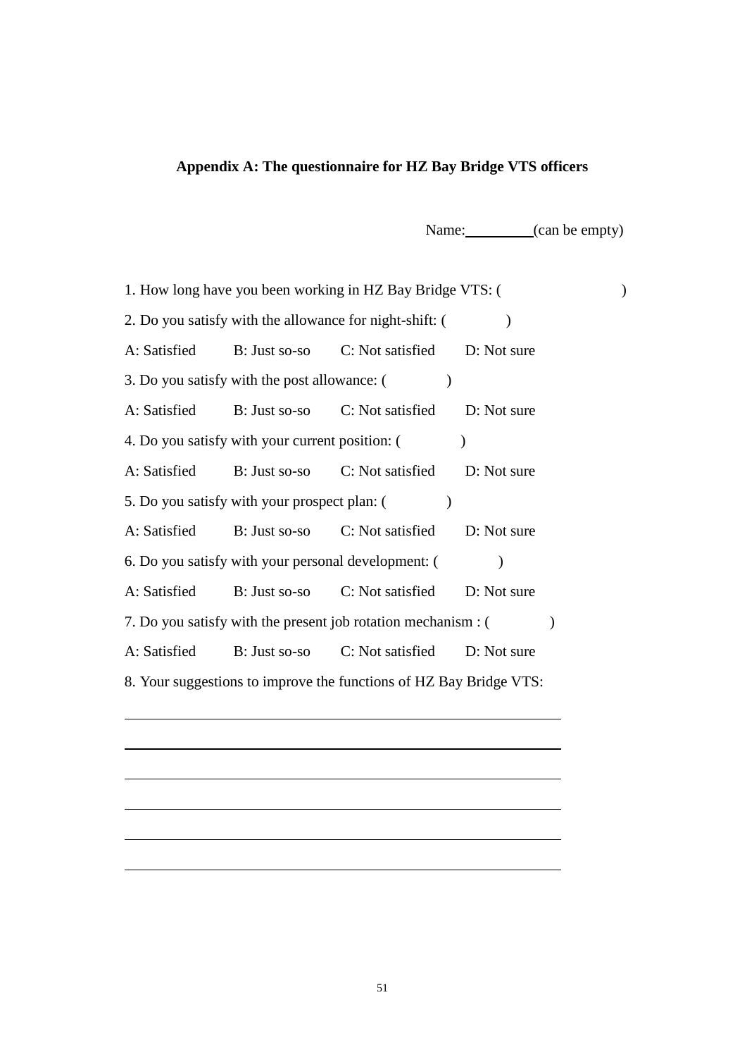**Appendix A: The questionnaire for HZ Bay Bridge VTS officers**

Name:\_\_\_\_\_\_\_\_\_\_(can be empty)

1. How long have you been working in HZ Bay Bridge VTS: (                    )

2. Do you satisfy with the allowance for night-shift: (          )

A: Satisfied    B: Just so-so    C: Not satisfied    D: Not sure

3. Do you satisfy with the post allowance: (          )

A: Satisfied    B: Just so-so    C: Not satisfied    D: Not sure

4. Do you satisfy with your current position: (          )

A: Satisfied    B: Just so-so    C: Not satisfied    D: Not sure

5. Do you satisfy with your prospect plan: (          )

A: Satisfied    B: Just so-so    C: Not satisfied    D: Not sure

6. Do you satisfy with your personal development: (          )

A: Satisfied    B: Just so-so    C: Not satisfied    D: Not sure

7. Do you satisfy with the present job rotation mechanism : (          )

A: Satisfied    B: Just so-so    C: Not satisfied    D: Not sure

8. Your suggestions to improve the functions of HZ Bay Bridge VTS:

\_\_\_\_\_\_\_\_\_\_\_\_\_\_\_\_\_\_\_\_\_\_\_\_\_\_\_\_\_\_\_\_\_\_\_\_\_\_\_\_\_\_\_\_\_\_\_\_\_\_\_\_\_\_\_\_\_\_\_\_

\_\_\_\_\_\_\_\_\_\_\_\_\_\_\_\_\_\_\_\_\_\_\_\_\_\_\_\_\_\_\_\_\_\_\_\_\_\_\_\_\_\_\_\_\_\_\_\_\_\_\_\_\_\_\_\_\_\_\_\_

\_\_\_\_\_\_\_\_\_\_\_\_\_\_\_\_\_\_\_\_\_\_\_\_\_\_\_\_\_\_\_\_\_\_\_\_\_\_\_\_\_\_\_\_\_\_\_\_\_\_\_\_\_\_\_\_\_\_\_\_

\_\_\_\_\_\_\_\_\_\_\_\_\_\_\_\_\_\_\_\_\_\_\_\_\_\_\_\_\_\_\_\_\_\_\_\_\_\_\_\_\_\_\_\_\_\_\_\_\_\_\_\_\_\_\_\_\_\_\_\_

\_\_\_\_\_\_\_\_\_\_\_\_\_\_\_\_\_\_\_\_\_\_\_\_\_\_\_\_\_\_\_\_\_\_\_\_\_\_\_\_\_\_\_\_\_\_\_\_\_\_\_\_\_\_\_\_\_\_\_\_

\_\_\_\_\_\_\_\_\_\_\_\_\_\_\_\_\_\_\_\_\_\_\_\_\_\_\_\_\_\_\_\_\_\_\_\_\_\_\_\_\_\_\_\_\_\_\_\_\_\_\_\_\_\_\_\_\_\_\_\_